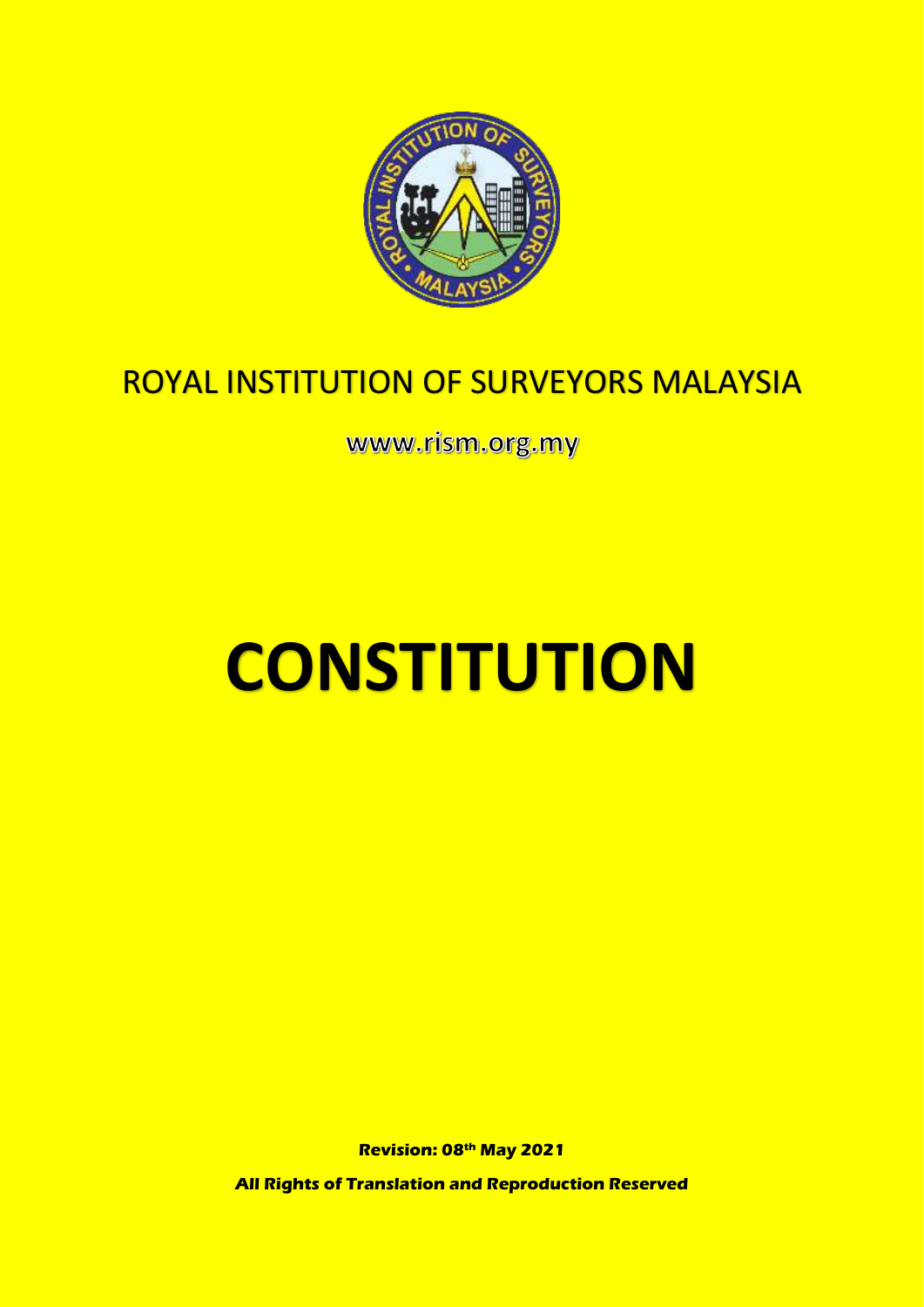ROYAL INSTITUTION OF SURVEYORS MALAYSIA

www.rism.org.my

# CONSTITUTION

**Revision: 08th May 2021**

***All Rights of Translation and Reproduction Reserved***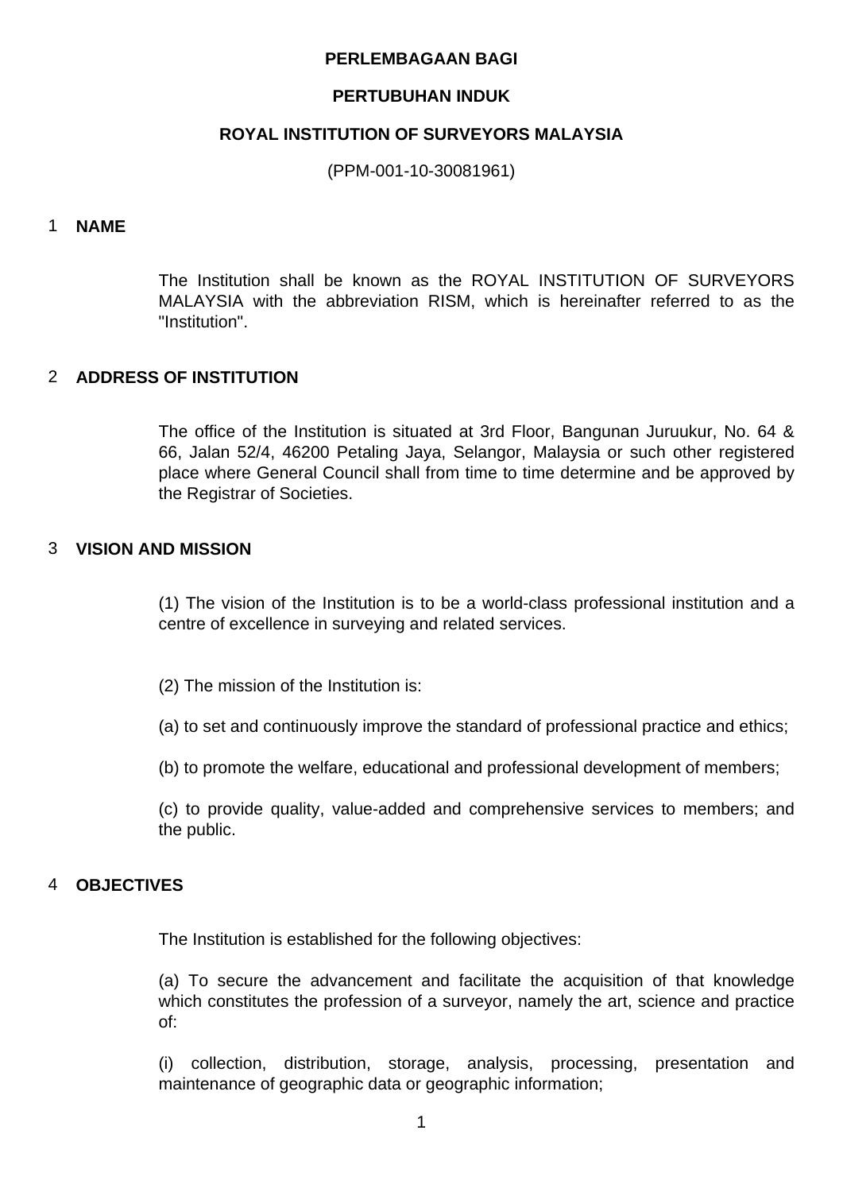**PERLEMBAGAAN BAGI**

**PERTUBUHAN INDUK**

**ROYAL INSTITUTION OF SURVEYORS MALAYSIA**

(PPM-001-10-30081961)

## 1 NAME

The Institution shall be known as the ROYAL INSTITUTION OF SURVEYORS MALAYSIA with the abbreviation RISM, which is hereinafter referred to as the "Institution".

## 2 ADDRESS OF INSTITUTION

The office of the Institution is situated at 3rd Floor, Bangunan Juruukur, No. 64 & 66, Jalan 52/4, 46200 Petaling Jaya, Selangor, Malaysia or such other registered place where General Council shall from time to time determine and be approved by the Registrar of Societies.

## 3 VISION AND MISSION

(1) The vision of the Institution is to be a world-class professional institution and a centre of excellence in surveying and related services.

(2) The mission of the Institution is:

(a) to set and continuously improve the standard of professional practice and ethics;

(b) to promote the welfare, educational and professional development of members;

(c) to provide quality, value-added and comprehensive services to members; and the public.

## 4 OBJECTIVES

The Institution is established for the following objectives:

(a) To secure the advancement and facilitate the acquisition of that knowledge which constitutes the profession of a surveyor, namely the art, science and practice of:

(i) collection, distribution, storage, analysis, processing, presentation and maintenance of geographic data or geographic information;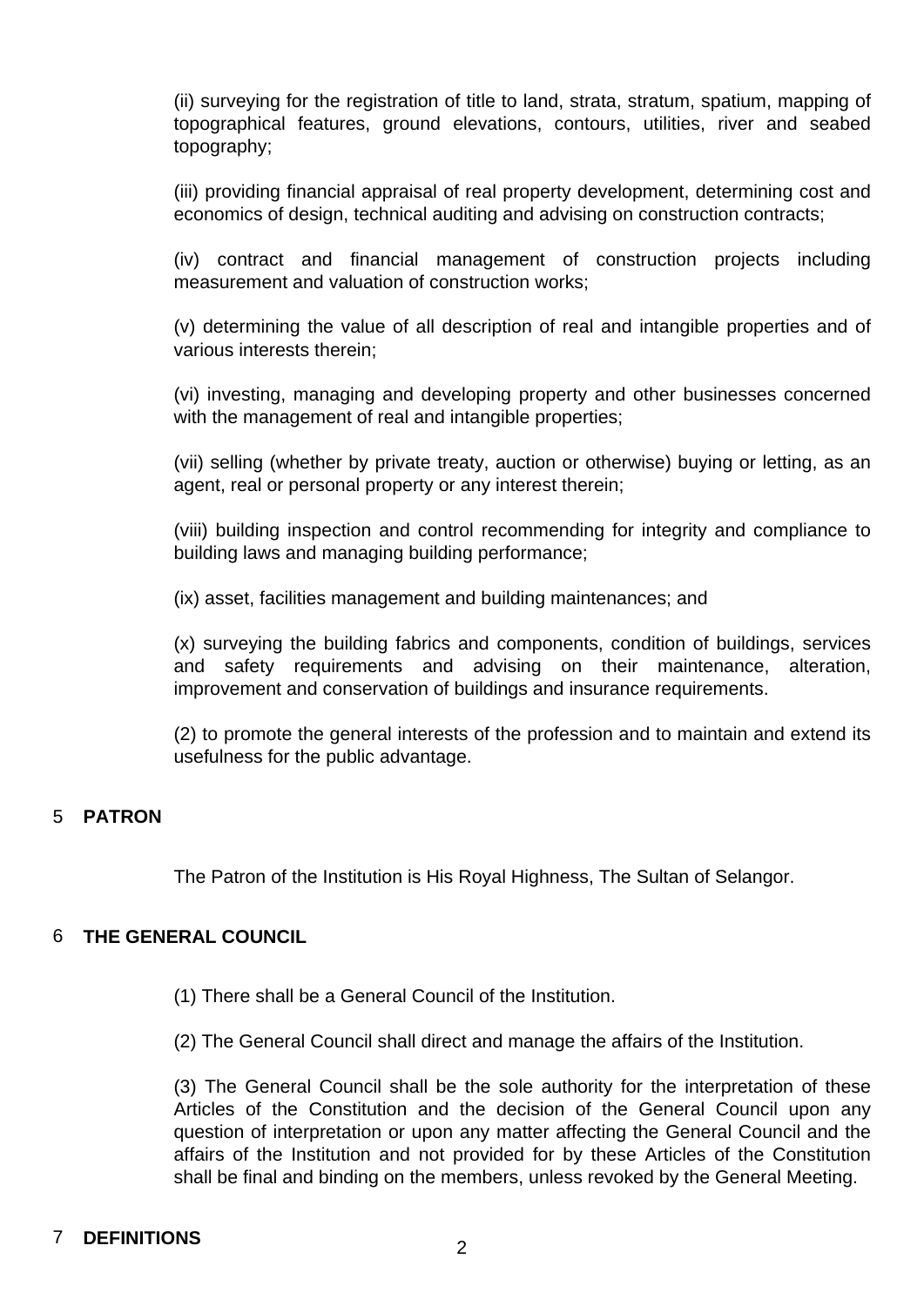(ii) surveying for the registration of title to land, strata, stratum, spatium, mapping of topographical features, ground elevations, contours, utilities, river and seabed topography;

(iii) providing financial appraisal of real property development, determining cost and economics of design, technical auditing and advising on construction contracts;

(iv) contract and financial management of construction projects including measurement and valuation of construction works;

(v) determining the value of all description of real and intangible properties and of various interests therein;

(vi) investing, managing and developing property and other businesses concerned with the management of real and intangible properties;

(vii) selling (whether by private treaty, auction or otherwise) buying or letting, as an agent, real or personal property or any interest therein;

(viii) building inspection and control recommending for integrity and compliance to building laws and managing building performance;

(ix) asset, facilities management and building maintenances; and

(x) surveying the building fabrics and components, condition of buildings, services and safety requirements and advising on their maintenance, alteration, improvement and conservation of buildings and insurance requirements.

(2) to promote the general interests of the profession and to maintain and extend its usefulness for the public advantage.

## 5 PATRON

The Patron of the Institution is His Royal Highness, The Sultan of Selangor.

## 6 THE GENERAL COUNCIL

(1) There shall be a General Council of the Institution.

(2) The General Council shall direct and manage the affairs of the Institution.

(3) The General Council shall be the sole authority for the interpretation of these Articles of the Constitution and the decision of the General Council upon any question of interpretation or upon any matter affecting the General Council and the affairs of the Institution and not provided for by these Articles of the Constitution shall be final and binding on the members, unless revoked by the General Meeting.

## 7 DEFINITIONS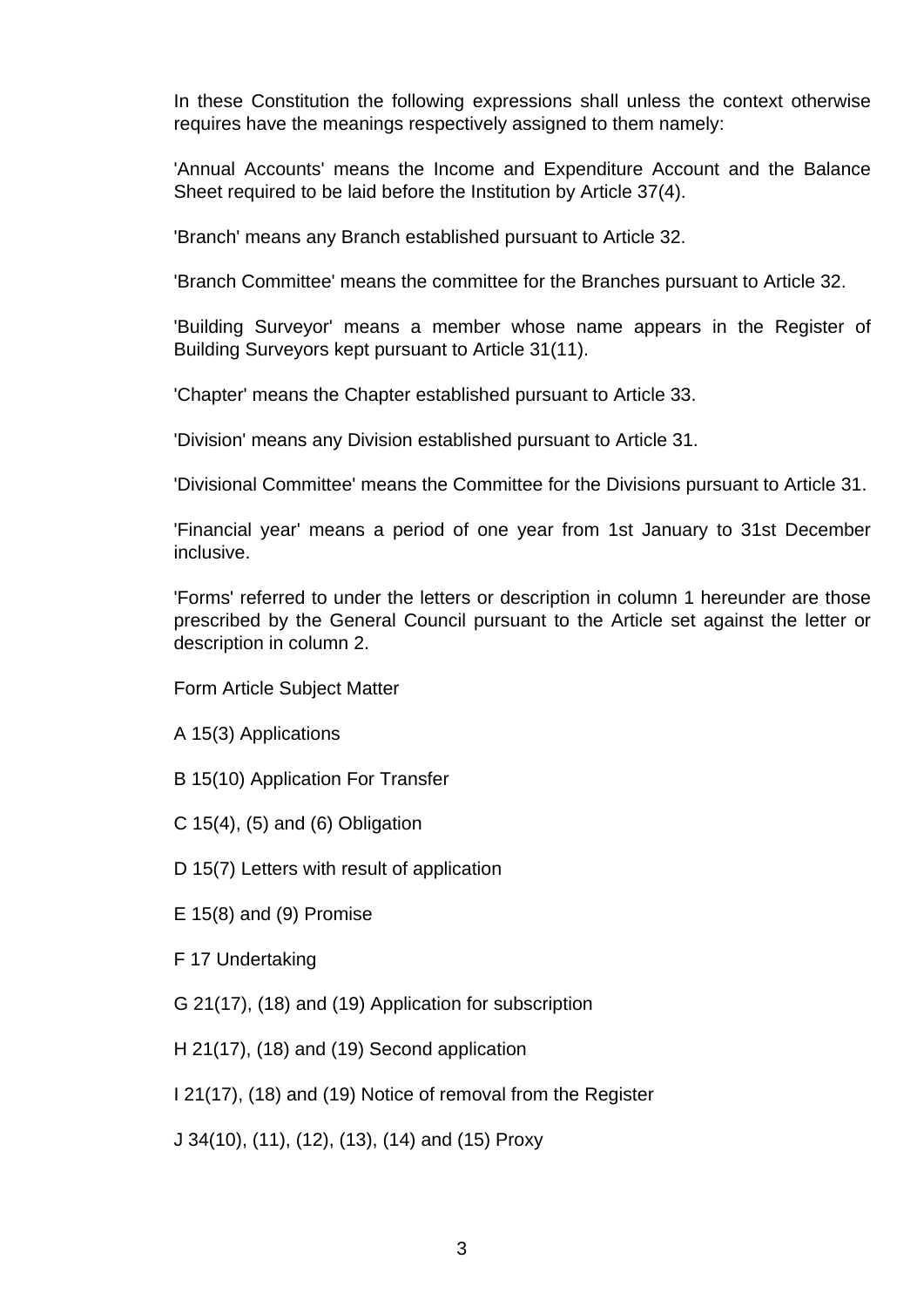In these Constitution the following expressions shall unless the context otherwise requires have the meanings respectively assigned to them namely:

'Annual Accounts' means the Income and Expenditure Account and the Balance Sheet required to be laid before the Institution by Article 37(4).

'Branch' means any Branch established pursuant to Article 32.

'Branch Committee' means the committee for the Branches pursuant to Article 32.

'Building Surveyor' means a member whose name appears in the Register of Building Surveyors kept pursuant to Article 31(11).

'Chapter' means the Chapter established pursuant to Article 33.

'Division' means any Division established pursuant to Article 31.

'Divisional Committee' means the Committee for the Divisions pursuant to Article 31.

'Financial year' means a period of one year from 1st January to 31st December inclusive.

'Forms' referred to under the letters or description in column 1 hereunder are those prescribed by the General Council pursuant to the Article set against the letter or description in column 2.

| Form | Article | Subject Matter |
|---|---|---|
| A | 15(3) | Applications |
| B | 15(10) | Application For Transfer |
| C | 15(4), (5) and (6) | Obligation |
| D | 15(7) | Letters with result of application |
| E | 15(8) and (9) | Promise |
| F | 17 | Undertaking |
| G | 21(17), (18) and (19) | Application for subscription |
| H | 21(17), (18) and (19) | Second application |
| I | 21(17), (18) and (19) | Notice of removal from the Register |
| J | 34(10), (11), (12), (13), (14) and (15) | Proxy |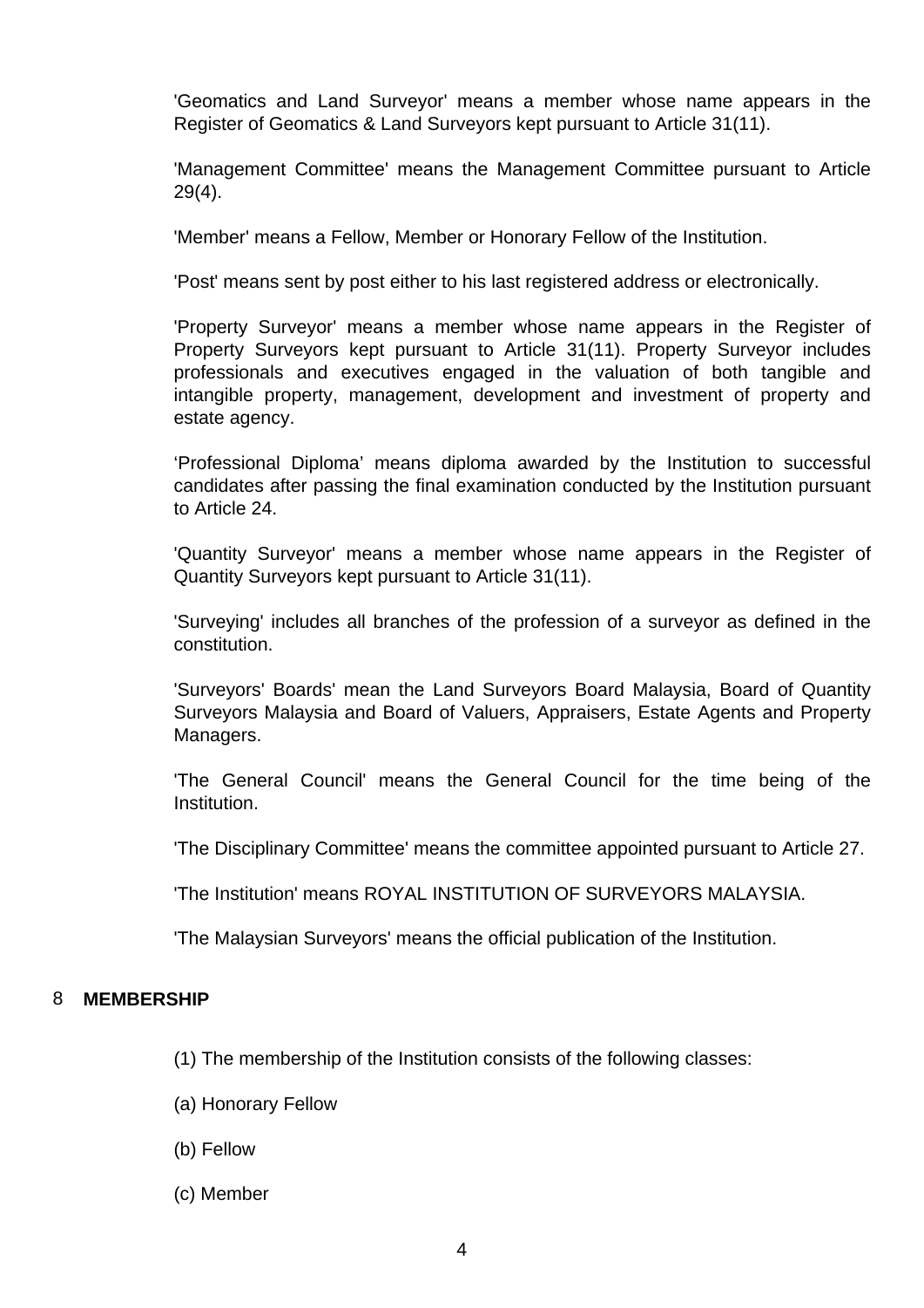'Geomatics and Land Surveyor' means a member whose name appears in the Register of Geomatics & Land Surveyors kept pursuant to Article 31(11).

'Management Committee' means the Management Committee pursuant to Article 29(4).

'Member' means a Fellow, Member or Honorary Fellow of the Institution.

'Post' means sent by post either to his last registered address or electronically.

'Property Surveyor' means a member whose name appears in the Register of Property Surveyors kept pursuant to Article 31(11). Property Surveyor includes professionals and executives engaged in the valuation of both tangible and intangible property, management, development and investment of property and estate agency.

'Professional Diploma' means diploma awarded by the Institution to successful candidates after passing the final examination conducted by the Institution pursuant to Article 24.

'Quantity Surveyor' means a member whose name appears in the Register of Quantity Surveyors kept pursuant to Article 31(11).

'Surveying' includes all branches of the profession of a surveyor as defined in the constitution.

'Surveyors' Boards' mean the Land Surveyors Board Malaysia, Board of Quantity Surveyors Malaysia and Board of Valuers, Appraisers, Estate Agents and Property Managers.

'The General Council' means the General Council for the time being of the Institution.

'The Disciplinary Committee' means the committee appointed pursuant to Article 27.

'The Institution' means ROYAL INSTITUTION OF SURVEYORS MALAYSIA.

'The Malaysian Surveyors' means the official publication of the Institution.

## 8 MEMBERSHIP

(1) The membership of the Institution consists of the following classes:

(a) Honorary Fellow

(b) Fellow

(c) Member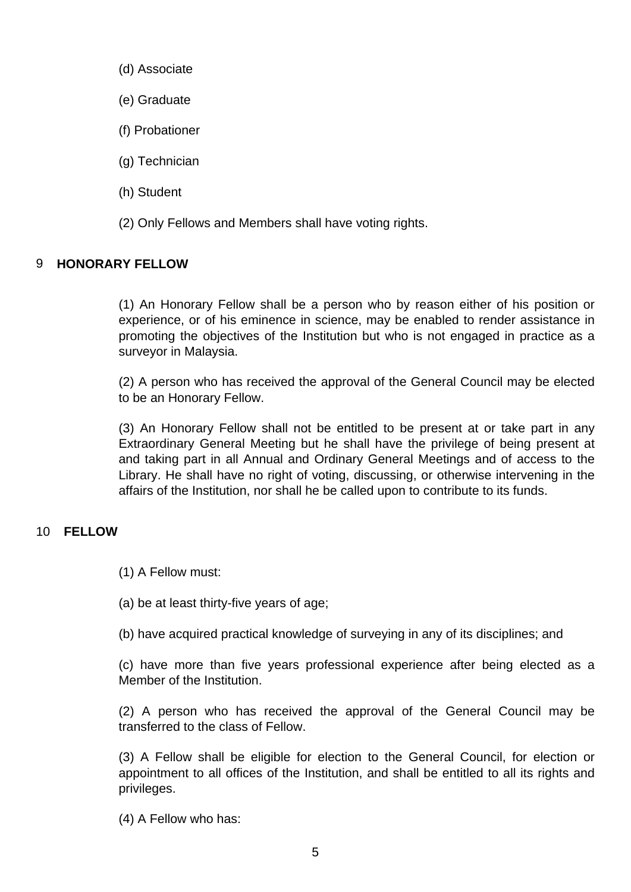(d) Associate

(e) Graduate

(f) Probationer

(g) Technician

(h) Student

(2) Only Fellows and Members shall have voting rights.

## 9 HONORARY FELLOW

(1) An Honorary Fellow shall be a person who by reason either of his position or experience, or of his eminence in science, may be enabled to render assistance in promoting the objectives of the Institution but who is not engaged in practice as a surveyor in Malaysia.

(2) A person who has received the approval of the General Council may be elected to be an Honorary Fellow.

(3) An Honorary Fellow shall not be entitled to be present at or take part in any Extraordinary General Meeting but he shall have the privilege of being present at and taking part in all Annual and Ordinary General Meetings and of access to the Library. He shall have no right of voting, discussing, or otherwise intervening in the affairs of the Institution, nor shall he be called upon to contribute to its funds.

## 10 FELLOW

(1) A Fellow must:

(a) be at least thirty-five years of age;

(b) have acquired practical knowledge of surveying in any of its disciplines; and

(c) have more than five years professional experience after being elected as a Member of the Institution.

(2) A person who has received the approval of the General Council may be transferred to the class of Fellow.

(3) A Fellow shall be eligible for election to the General Council, for election or appointment to all offices of the Institution, and shall be entitled to all its rights and privileges.

(4) A Fellow who has: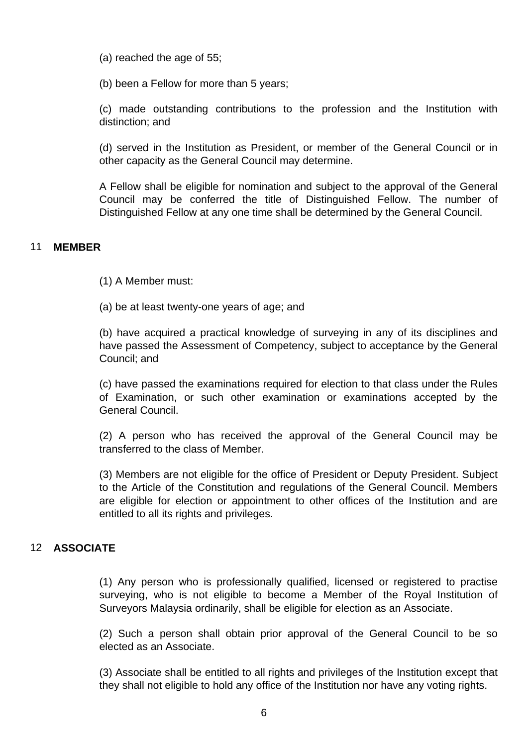(a) reached the age of 55;

(b) been a Fellow for more than 5 years;

(c) made outstanding contributions to the profession and the Institution with distinction; and

(d) served in the Institution as President, or member of the General Council or in other capacity as the General Council may determine.

A Fellow shall be eligible for nomination and subject to the approval of the General Council may be conferred the title of Distinguished Fellow. The number of Distinguished Fellow at any one time shall be determined by the General Council.

## 11 MEMBER

(1) A Member must:

(a) be at least twenty-one years of age; and

(b) have acquired a practical knowledge of surveying in any of its disciplines and have passed the Assessment of Competency, subject to acceptance by the General Council; and

(c) have passed the examinations required for election to that class under the Rules of Examination, or such other examination or examinations accepted by the General Council.

(2) A person who has received the approval of the General Council may be transferred to the class of Member.

(3) Members are not eligible for the office of President or Deputy President. Subject to the Article of the Constitution and regulations of the General Council. Members are eligible for election or appointment to other offices of the Institution and are entitled to all its rights and privileges.

## 12 ASSOCIATE

(1) Any person who is professionally qualified, licensed or registered to practise surveying, who is not eligible to become a Member of the Royal Institution of Surveyors Malaysia ordinarily, shall be eligible for election as an Associate.

(2) Such a person shall obtain prior approval of the General Council to be so elected as an Associate.

(3) Associate shall be entitled to all rights and privileges of the Institution except that they shall not eligible to hold any office of the Institution nor have any voting rights.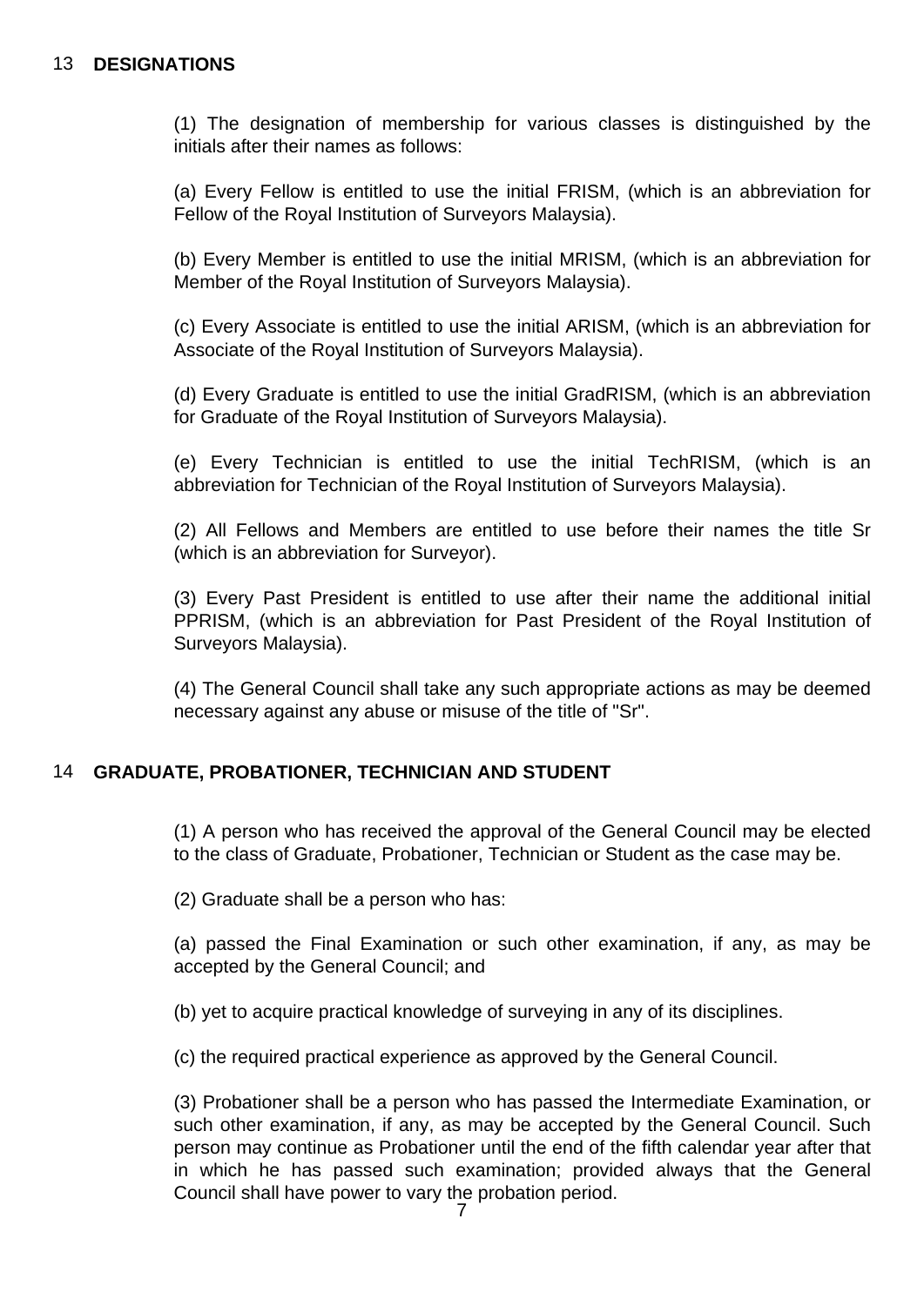## 13 DESIGNATIONS

(1) The designation of membership for various classes is distinguished by the initials after their names as follows:

(a) Every Fellow is entitled to use the initial FRISM, (which is an abbreviation for Fellow of the Royal Institution of Surveyors Malaysia).

(b) Every Member is entitled to use the initial MRISM, (which is an abbreviation for Member of the Royal Institution of Surveyors Malaysia).

(c) Every Associate is entitled to use the initial ARISM, (which is an abbreviation for Associate of the Royal Institution of Surveyors Malaysia).

(d) Every Graduate is entitled to use the initial GradRISM, (which is an abbreviation for Graduate of the Royal Institution of Surveyors Malaysia).

(e) Every Technician is entitled to use the initial TechRISM, (which is an abbreviation for Technician of the Royal Institution of Surveyors Malaysia).

(2) All Fellows and Members are entitled to use before their names the title Sr (which is an abbreviation for Surveyor).

(3) Every Past President is entitled to use after their name the additional initial PPRISM, (which is an abbreviation for Past President of the Royal Institution of Surveyors Malaysia).

(4) The General Council shall take any such appropriate actions as may be deemed necessary against any abuse or misuse of the title of "Sr".

## 14 GRADUATE, PROBATIONER, TECHNICIAN AND STUDENT

(1) A person who has received the approval of the General Council may be elected to the class of Graduate, Probationer, Technician or Student as the case may be.

(2) Graduate shall be a person who has:

(a) passed the Final Examination or such other examination, if any, as may be accepted by the General Council; and

(b) yet to acquire practical knowledge of surveying in any of its disciplines.

(c) the required practical experience as approved by the General Council.

(3) Probationer shall be a person who has passed the Intermediate Examination, or such other examination, if any, as may be accepted by the General Council. Such person may continue as Probationer until the end of the fifth calendar year after that in which he has passed such examination; provided always that the General Council shall have power to vary the probation period.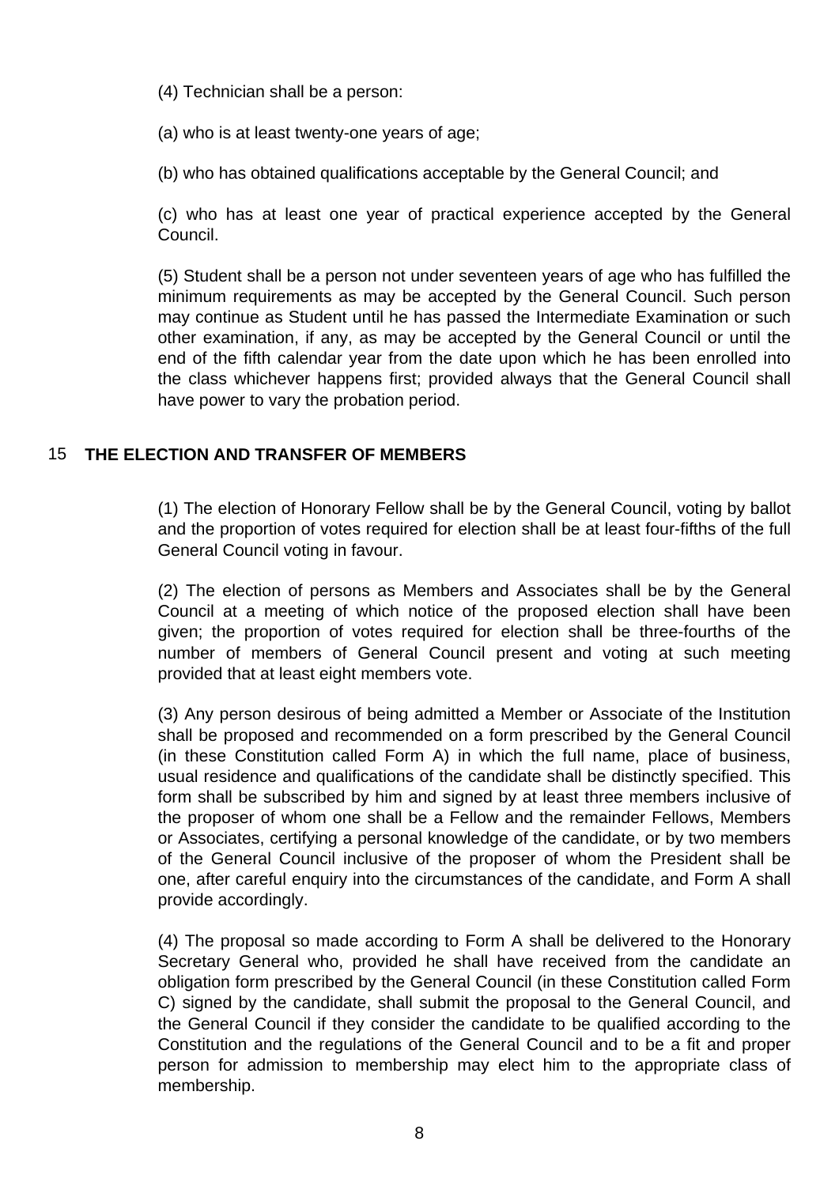(4) Technician shall be a person:

(a) who is at least twenty-one years of age;

(b) who has obtained qualifications acceptable by the General Council; and

(c) who has at least one year of practical experience accepted by the General Council.

(5) Student shall be a person not under seventeen years of age who has fulfilled the minimum requirements as may be accepted by the General Council. Such person may continue as Student until he has passed the Intermediate Examination or such other examination, if any, as may be accepted by the General Council or until the end of the fifth calendar year from the date upon which he has been enrolled into the class whichever happens first; provided always that the General Council shall have power to vary the probation period.

## 15 THE ELECTION AND TRANSFER OF MEMBERS

(1) The election of Honorary Fellow shall be by the General Council, voting by ballot and the proportion of votes required for election shall be at least four-fifths of the full General Council voting in favour.

(2) The election of persons as Members and Associates shall be by the General Council at a meeting of which notice of the proposed election shall have been given; the proportion of votes required for election shall be three-fourths of the number of members of General Council present and voting at such meeting provided that at least eight members vote.

(3) Any person desirous of being admitted a Member or Associate of the Institution shall be proposed and recommended on a form prescribed by the General Council (in these Constitution called Form A) in which the full name, place of business, usual residence and qualifications of the candidate shall be distinctly specified. This form shall be subscribed by him and signed by at least three members inclusive of the proposer of whom one shall be a Fellow and the remainder Fellows, Members or Associates, certifying a personal knowledge of the candidate, or by two members of the General Council inclusive of the proposer of whom the President shall be one, after careful enquiry into the circumstances of the candidate, and Form A shall provide accordingly.

(4) The proposal so made according to Form A shall be delivered to the Honorary Secretary General who, provided he shall have received from the candidate an obligation form prescribed by the General Council (in these Constitution called Form C) signed by the candidate, shall submit the proposal to the General Council, and the General Council if they consider the candidate to be qualified according to the Constitution and the regulations of the General Council and to be a fit and proper person for admission to membership may elect him to the appropriate class of membership.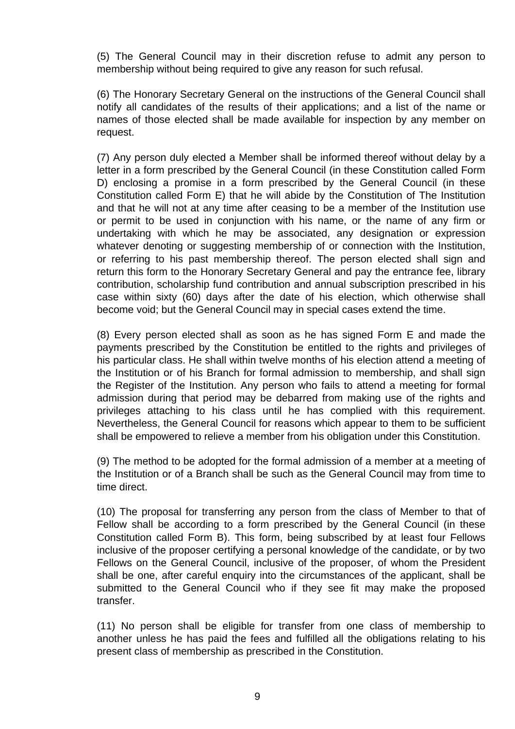(5) The General Council may in their discretion refuse to admit any person to membership without being required to give any reason for such refusal.

(6) The Honorary Secretary General on the instructions of the General Council shall notify all candidates of the results of their applications; and a list of the name or names of those elected shall be made available for inspection by any member on request.

(7) Any person duly elected a Member shall be informed thereof without delay by a letter in a form prescribed by the General Council (in these Constitution called Form D) enclosing a promise in a form prescribed by the General Council (in these Constitution called Form E) that he will abide by the Constitution of The Institution and that he will not at any time after ceasing to be a member of the Institution use or permit to be used in conjunction with his name, or the name of any firm or undertaking with which he may be associated, any designation or expression whatever denoting or suggesting membership of or connection with the Institution, or referring to his past membership thereof. The person elected shall sign and return this form to the Honorary Secretary General and pay the entrance fee, library contribution, scholarship fund contribution and annual subscription prescribed in his case within sixty (60) days after the date of his election, which otherwise shall become void; but the General Council may in special cases extend the time.

(8) Every person elected shall as soon as he has signed Form E and made the payments prescribed by the Constitution be entitled to the rights and privileges of his particular class. He shall within twelve months of his election attend a meeting of the Institution or of his Branch for formal admission to membership, and shall sign the Register of the Institution. Any person who fails to attend a meeting for formal admission during that period may be debarred from making use of the rights and privileges attaching to his class until he has complied with this requirement. Nevertheless, the General Council for reasons which appear to them to be sufficient shall be empowered to relieve a member from his obligation under this Constitution.

(9) The method to be adopted for the formal admission of a member at a meeting of the Institution or of a Branch shall be such as the General Council may from time to time direct.

(10) The proposal for transferring any person from the class of Member to that of Fellow shall be according to a form prescribed by the General Council (in these Constitution called Form B). This form, being subscribed by at least four Fellows inclusive of the proposer certifying a personal knowledge of the candidate, or by two Fellows on the General Council, inclusive of the proposer, of whom the President shall be one, after careful enquiry into the circumstances of the applicant, shall be submitted to the General Council who if they see fit may make the proposed transfer.

(11) No person shall be eligible for transfer from one class of membership to another unless he has paid the fees and fulfilled all the obligations relating to his present class of membership as prescribed in the Constitution.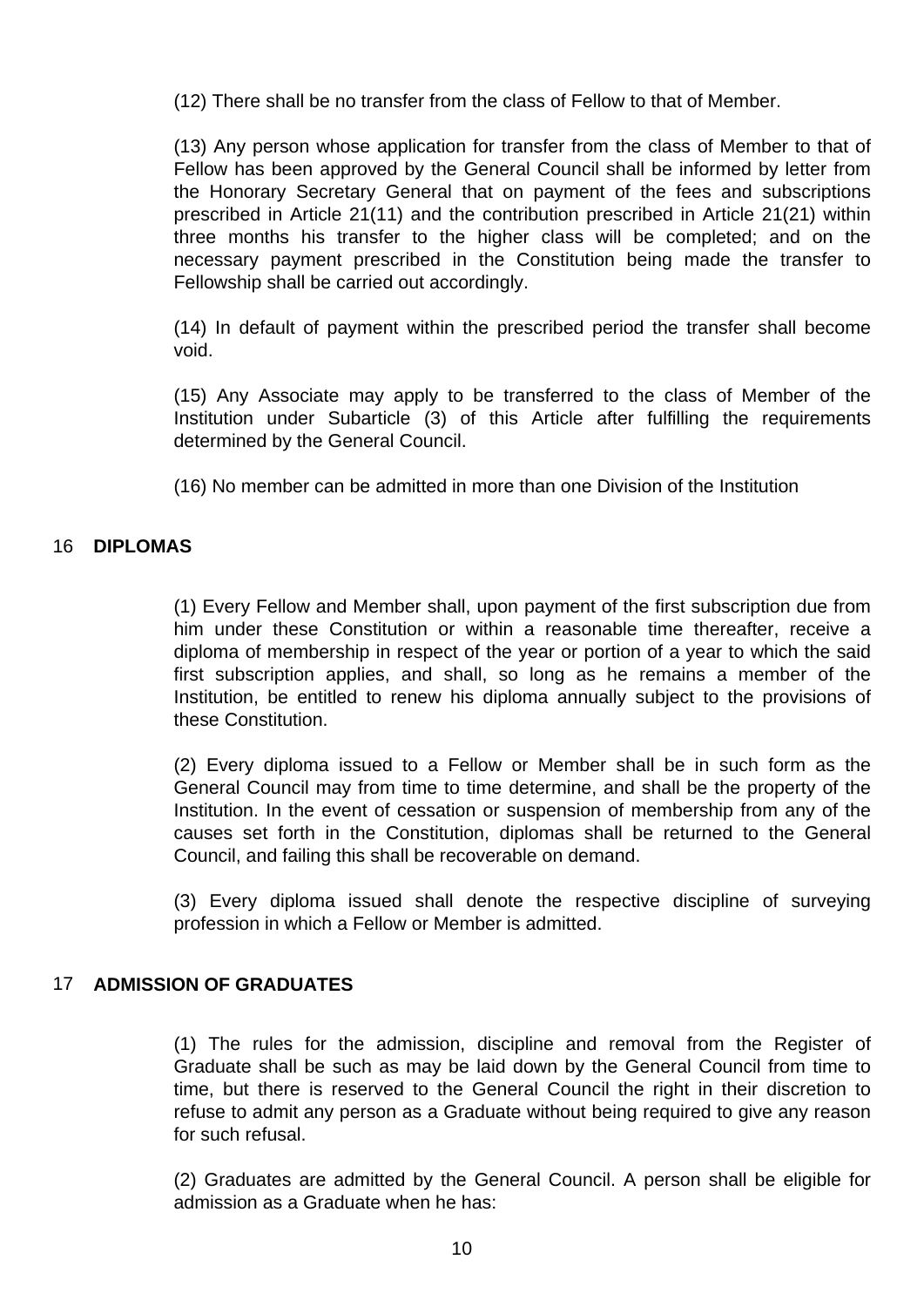(12) There shall be no transfer from the class of Fellow to that of Member.

(13) Any person whose application for transfer from the class of Member to that of Fellow has been approved by the General Council shall be informed by letter from the Honorary Secretary General that on payment of the fees and subscriptions prescribed in Article 21(11) and the contribution prescribed in Article 21(21) within three months his transfer to the higher class will be completed; and on the necessary payment prescribed in the Constitution being made the transfer to Fellowship shall be carried out accordingly.

(14) In default of payment within the prescribed period the transfer shall become void.

(15) Any Associate may apply to be transferred to the class of Member of the Institution under Subarticle (3) of this Article after fulfilling the requirements determined by the General Council.

(16) No member can be admitted in more than one Division of the Institution

## 16 DIPLOMAS

(1) Every Fellow and Member shall, upon payment of the first subscription due from him under these Constitution or within a reasonable time thereafter, receive a diploma of membership in respect of the year or portion of a year to which the said first subscription applies, and shall, so long as he remains a member of the Institution, be entitled to renew his diploma annually subject to the provisions of these Constitution.

(2) Every diploma issued to a Fellow or Member shall be in such form as the General Council may from time to time determine, and shall be the property of the Institution. In the event of cessation or suspension of membership from any of the causes set forth in the Constitution, diplomas shall be returned to the General Council, and failing this shall be recoverable on demand.

(3) Every diploma issued shall denote the respective discipline of surveying profession in which a Fellow or Member is admitted.

## 17 ADMISSION OF GRADUATES

(1) The rules for the admission, discipline and removal from the Register of Graduate shall be such as may be laid down by the General Council from time to time, but there is reserved to the General Council the right in their discretion to refuse to admit any person as a Graduate without being required to give any reason for such refusal.

(2) Graduates are admitted by the General Council. A person shall be eligible for admission as a Graduate when he has: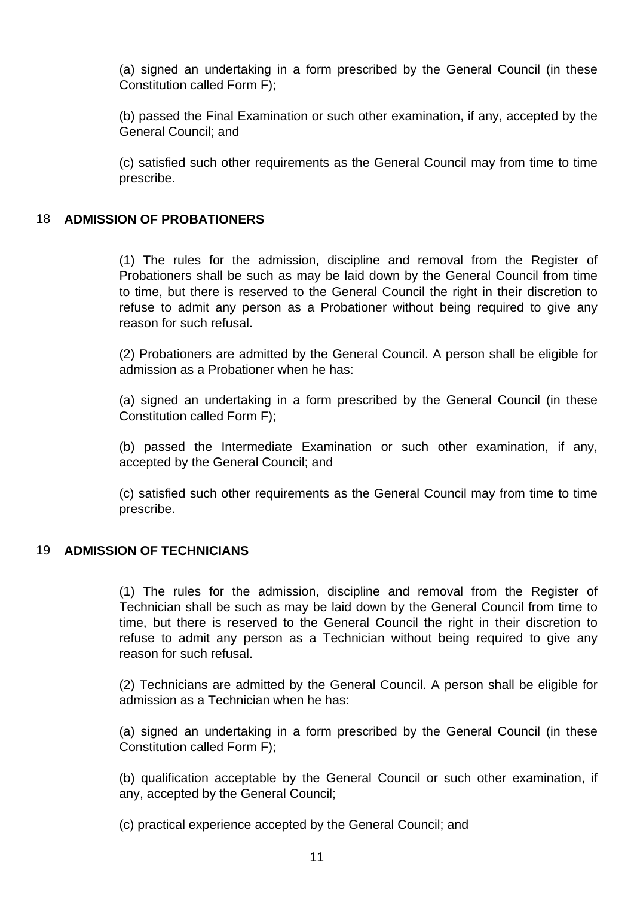(a) signed an undertaking in a form prescribed by the General Council (in these Constitution called Form F);

(b) passed the Final Examination or such other examination, if any, accepted by the General Council; and

(c) satisfied such other requirements as the General Council may from time to time prescribe.

## 18 ADMISSION OF PROBATIONERS

(1) The rules for the admission, discipline and removal from the Register of Probationers shall be such as may be laid down by the General Council from time to time, but there is reserved to the General Council the right in their discretion to refuse to admit any person as a Probationer without being required to give any reason for such refusal.

(2) Probationers are admitted by the General Council. A person shall be eligible for admission as a Probationer when he has:

(a) signed an undertaking in a form prescribed by the General Council (in these Constitution called Form F);

(b) passed the Intermediate Examination or such other examination, if any, accepted by the General Council; and

(c) satisfied such other requirements as the General Council may from time to time prescribe.

## 19 ADMISSION OF TECHNICIANS

(1) The rules for the admission, discipline and removal from the Register of Technician shall be such as may be laid down by the General Council from time to time, but there is reserved to the General Council the right in their discretion to refuse to admit any person as a Technician without being required to give any reason for such refusal.

(2) Technicians are admitted by the General Council. A person shall be eligible for admission as a Technician when he has:

(a) signed an undertaking in a form prescribed by the General Council (in these Constitution called Form F);

(b) qualification acceptable by the General Council or such other examination, if any, accepted by the General Council;

(c) practical experience accepted by the General Council; and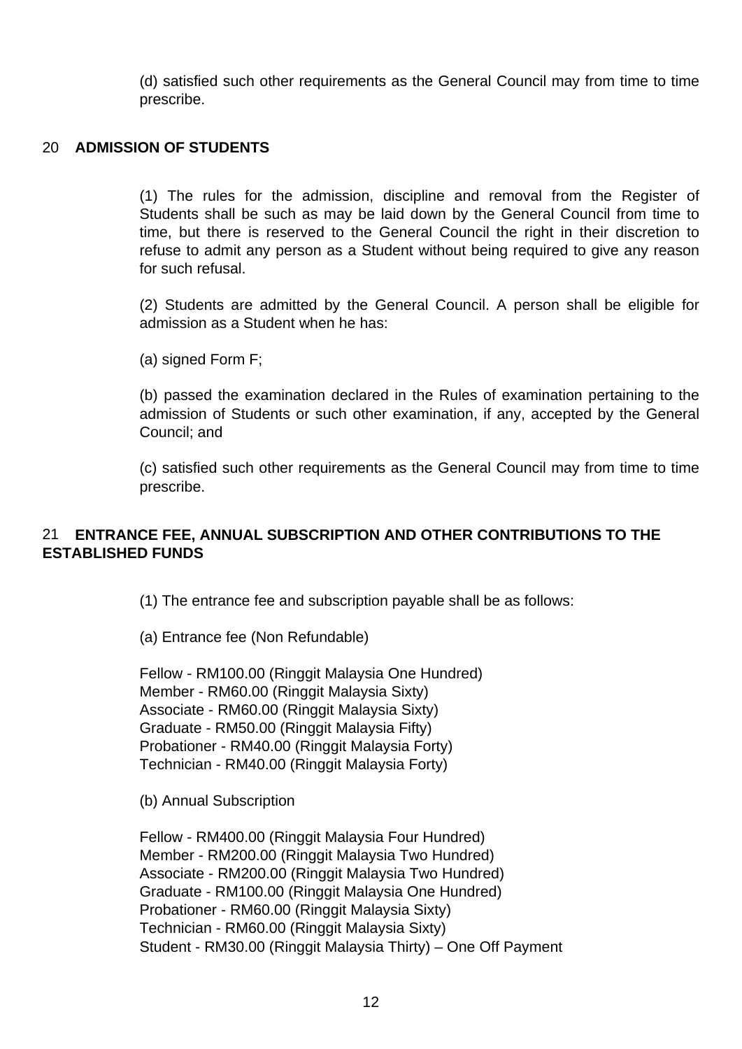(d) satisfied such other requirements as the General Council may from time to time prescribe.

## 20 ADMISSION OF STUDENTS

(1) The rules for the admission, discipline and removal from the Register of Students shall be such as may be laid down by the General Council from time to time, but there is reserved to the General Council the right in their discretion to refuse to admit any person as a Student without being required to give any reason for such refusal.

(2) Students are admitted by the General Council. A person shall be eligible for admission as a Student when he has:

(a) signed Form F;

(b) passed the examination declared in the Rules of examination pertaining to the admission of Students or such other examination, if any, accepted by the General Council; and

(c) satisfied such other requirements as the General Council may from time to time prescribe.

## 21 ENTRANCE FEE, ANNUAL SUBSCRIPTION AND OTHER CONTRIBUTIONS TO THE ESTABLISHED FUNDS

(1) The entrance fee and subscription payable shall be as follows:

(a) Entrance fee (Non Refundable)

Fellow - RM100.00 (Ringgit Malaysia One Hundred)  
Member - RM60.00 (Ringgit Malaysia Sixty)  
Associate - RM60.00 (Ringgit Malaysia Sixty)  
Graduate - RM50.00 (Ringgit Malaysia Fifty)  
Probationer - RM40.00 (Ringgit Malaysia Forty)  
Technician - RM40.00 (Ringgit Malaysia Forty)

(b) Annual Subscription

Fellow - RM400.00 (Ringgit Malaysia Four Hundred)  
Member - RM200.00 (Ringgit Malaysia Two Hundred)  
Associate - RM200.00 (Ringgit Malaysia Two Hundred)  
Graduate - RM100.00 (Ringgit Malaysia One Hundred)  
Probationer - RM60.00 (Ringgit Malaysia Sixty)  
Technician - RM60.00 (Ringgit Malaysia Sixty)  
Student - RM30.00 (Ringgit Malaysia Thirty) – One Off Payment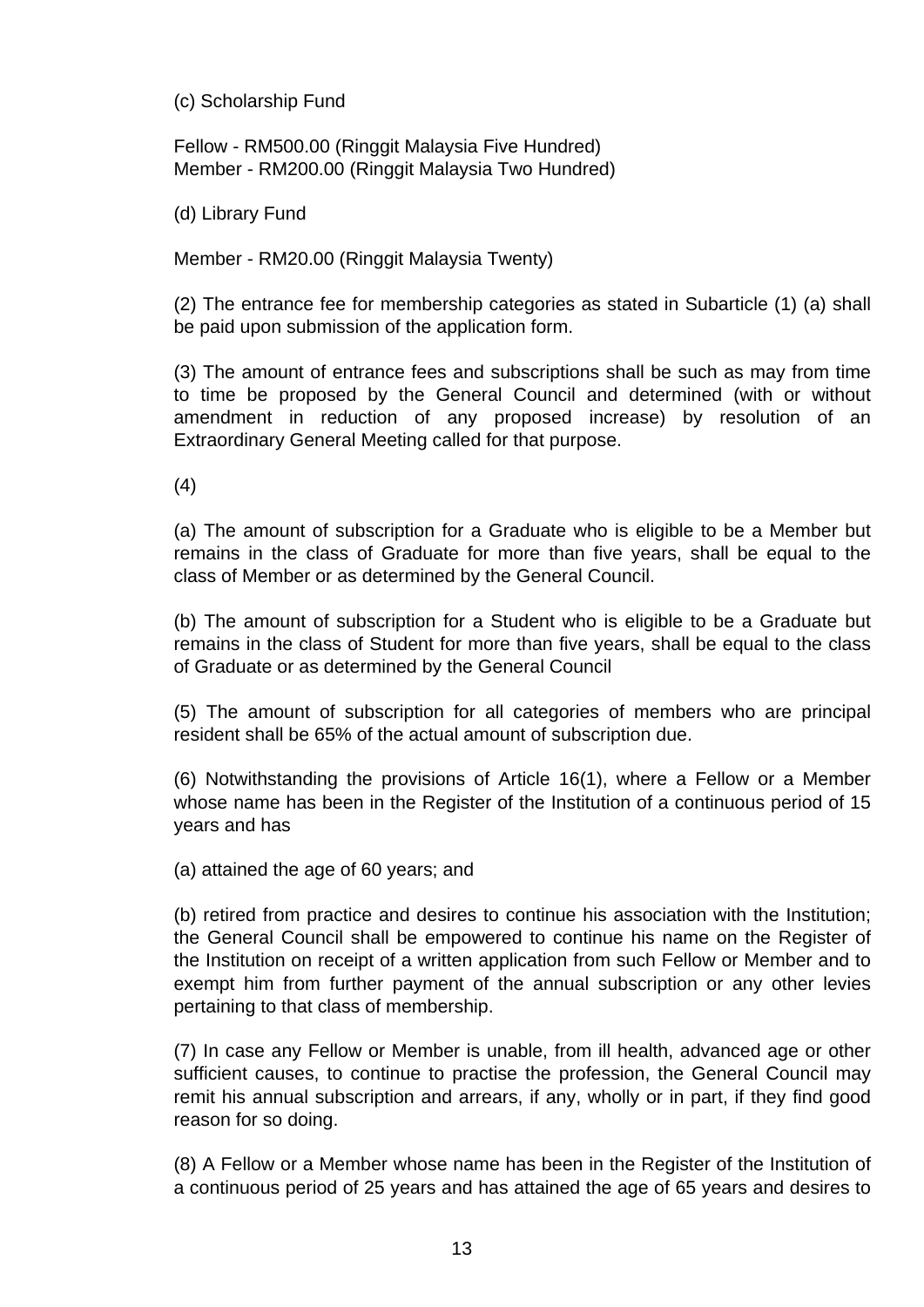(c) Scholarship Fund

Fellow - RM500.00 (Ringgit Malaysia Five Hundred)
Member - RM200.00 (Ringgit Malaysia Two Hundred)

(d) Library Fund

Member - RM20.00 (Ringgit Malaysia Twenty)

(2) The entrance fee for membership categories as stated in Subarticle (1) (a) shall be paid upon submission of the application form.

(3) The amount of entrance fees and subscriptions shall be such as may from time to time be proposed by the General Council and determined (with or without amendment in reduction of any proposed increase) by resolution of an Extraordinary General Meeting called for that purpose.

(4)

(a) The amount of subscription for a Graduate who is eligible to be a Member but remains in the class of Graduate for more than five years, shall be equal to the class of Member or as determined by the General Council.

(b) The amount of subscription for a Student who is eligible to be a Graduate but remains in the class of Student for more than five years, shall be equal to the class of Graduate or as determined by the General Council

(5) The amount of subscription for all categories of members who are principal resident shall be 65% of the actual amount of subscription due.

(6) Notwithstanding the provisions of Article 16(1), where a Fellow or a Member whose name has been in the Register of the Institution of a continuous period of 15 years and has

(a) attained the age of 60 years; and

(b) retired from practice and desires to continue his association with the Institution; the General Council shall be empowered to continue his name on the Register of the Institution on receipt of a written application from such Fellow or Member and to exempt him from further payment of the annual subscription or any other levies pertaining to that class of membership.

(7) In case any Fellow or Member is unable, from ill health, advanced age or other sufficient causes, to continue to practise the profession, the General Council may remit his annual subscription and arrears, if any, wholly or in part, if they find good reason for so doing.

(8) A Fellow or a Member whose name has been in the Register of the Institution of a continuous period of 25 years and has attained the age of 65 years and desires to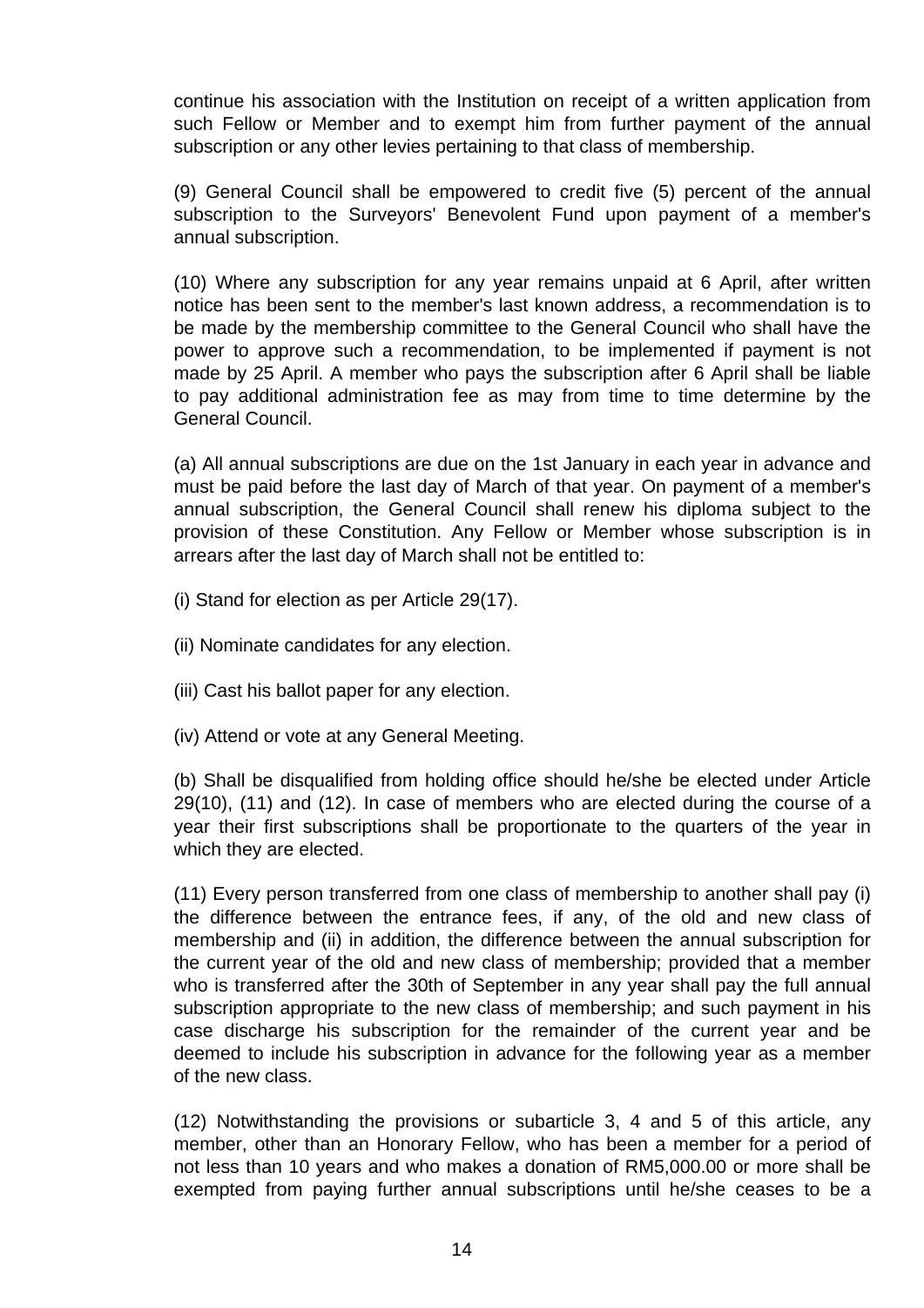continue his association with the Institution on receipt of a written application from such Fellow or Member and to exempt him from further payment of the annual subscription or any other levies pertaining to that class of membership.

(9) General Council shall be empowered to credit five (5) percent of the annual subscription to the Surveyors' Benevolent Fund upon payment of a member's annual subscription.

(10) Where any subscription for any year remains unpaid at 6 April, after written notice has been sent to the member's last known address, a recommendation is to be made by the membership committee to the General Council who shall have the power to approve such a recommendation, to be implemented if payment is not made by 25 April. A member who pays the subscription after 6 April shall be liable to pay additional administration fee as may from time to time determine by the General Council.

(a) All annual subscriptions are due on the 1st January in each year in advance and must be paid before the last day of March of that year. On payment of a member's annual subscription, the General Council shall renew his diploma subject to the provision of these Constitution. Any Fellow or Member whose subscription is in arrears after the last day of March shall not be entitled to:

(i) Stand for election as per Article 29(17).

(ii) Nominate candidates for any election.

(iii) Cast his ballot paper for any election.

(iv) Attend or vote at any General Meeting.

(b) Shall be disqualified from holding office should he/she be elected under Article 29(10), (11) and (12). In case of members who are elected during the course of a year their first subscriptions shall be proportionate to the quarters of the year in which they are elected.

(11) Every person transferred from one class of membership to another shall pay (i) the difference between the entrance fees, if any, of the old and new class of membership and (ii) in addition, the difference between the annual subscription for the current year of the old and new class of membership; provided that a member who is transferred after the 30th of September in any year shall pay the full annual subscription appropriate to the new class of membership; and such payment in his case discharge his subscription for the remainder of the current year and be deemed to include his subscription in advance for the following year as a member of the new class.

(12) Notwithstanding the provisions or subarticle 3, 4 and 5 of this article, any member, other than an Honorary Fellow, who has been a member for a period of not less than 10 years and who makes a donation of RM5,000.00 or more shall be exempted from paying further annual subscriptions until he/she ceases to be a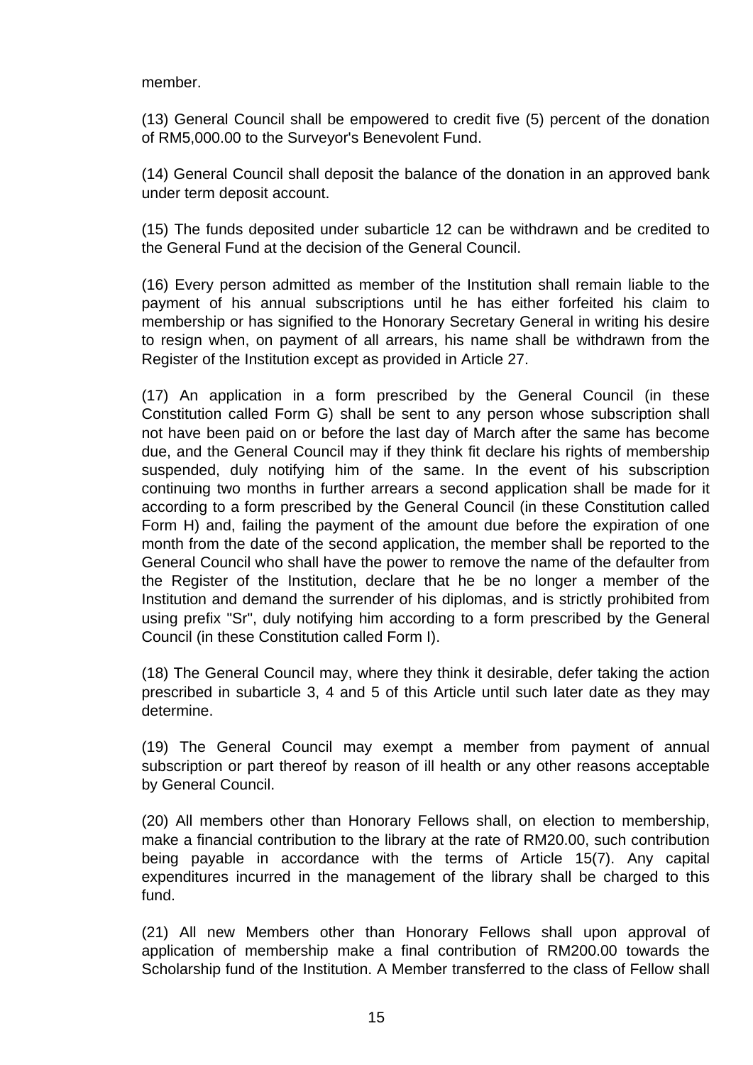member.

(13) General Council shall be empowered to credit five (5) percent of the donation of RM5,000.00 to the Surveyor's Benevolent Fund.

(14) General Council shall deposit the balance of the donation in an approved bank under term deposit account.

(15) The funds deposited under subarticle 12 can be withdrawn and be credited to the General Fund at the decision of the General Council.

(16) Every person admitted as member of the Institution shall remain liable to the payment of his annual subscriptions until he has either forfeited his claim to membership or has signified to the Honorary Secretary General in writing his desire to resign when, on payment of all arrears, his name shall be withdrawn from the Register of the Institution except as provided in Article 27.

(17) An application in a form prescribed by the General Council (in these Constitution called Form G) shall be sent to any person whose subscription shall not have been paid on or before the last day of March after the same has become due, and the General Council may if they think fit declare his rights of membership suspended, duly notifying him of the same. In the event of his subscription continuing two months in further arrears a second application shall be made for it according to a form prescribed by the General Council (in these Constitution called Form H) and, failing the payment of the amount due before the expiration of one month from the date of the second application, the member shall be reported to the General Council who shall have the power to remove the name of the defaulter from the Register of the Institution, declare that he be no longer a member of the Institution and demand the surrender of his diplomas, and is strictly prohibited from using prefix "Sr", duly notifying him according to a form prescribed by the General Council (in these Constitution called Form I).

(18) The General Council may, where they think it desirable, defer taking the action prescribed in subarticle 3, 4 and 5 of this Article until such later date as they may determine.

(19) The General Council may exempt a member from payment of annual subscription or part thereof by reason of ill health or any other reasons acceptable by General Council.

(20) All members other than Honorary Fellows shall, on election to membership, make a financial contribution to the library at the rate of RM20.00, such contribution being payable in accordance with the terms of Article 15(7). Any capital expenditures incurred in the management of the library shall be charged to this fund.

(21) All new Members other than Honorary Fellows shall upon approval of application of membership make a final contribution of RM200.00 towards the Scholarship fund of the Institution. A Member transferred to the class of Fellow shall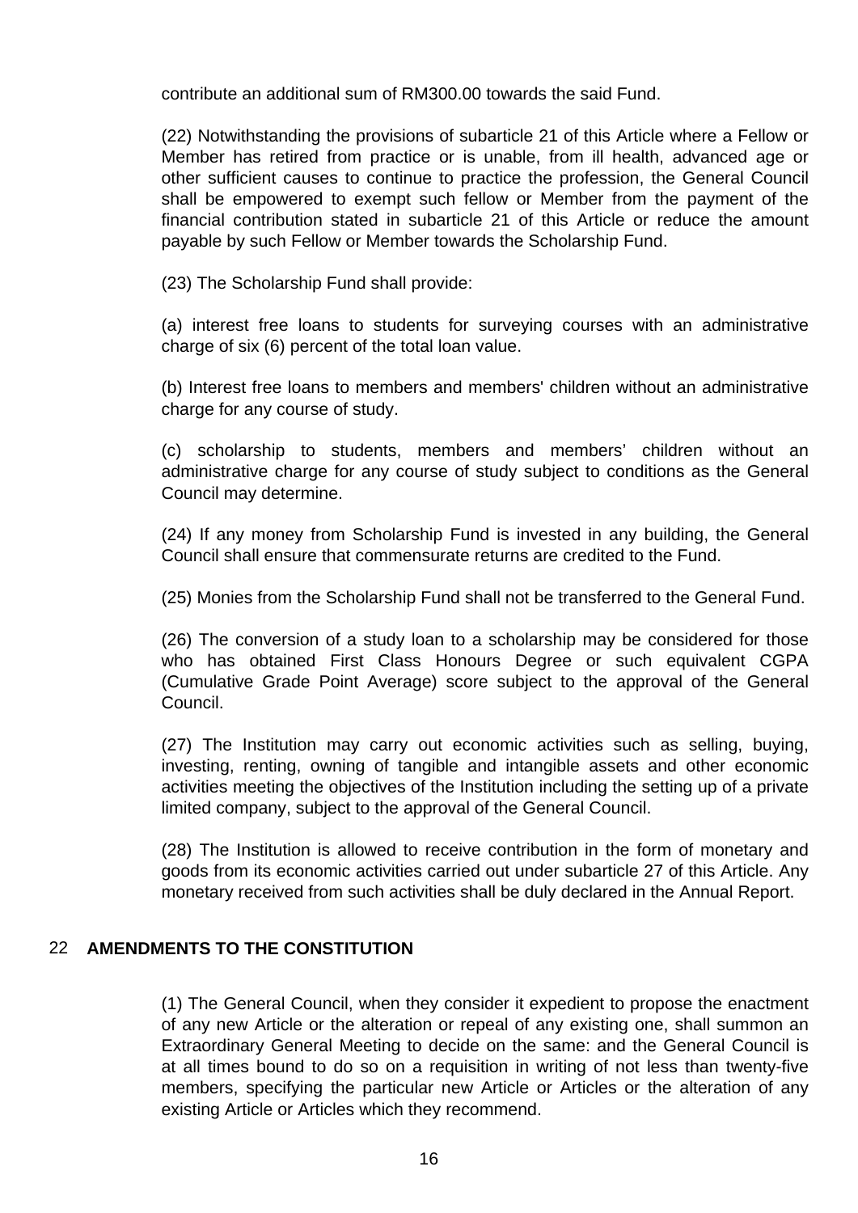contribute an additional sum of RM300.00 towards the said Fund.

(22) Notwithstanding the provisions of subarticle 21 of this Article where a Fellow or Member has retired from practice or is unable, from ill health, advanced age or other sufficient causes to continue to practice the profession, the General Council shall be empowered to exempt such fellow or Member from the payment of the financial contribution stated in subarticle 21 of this Article or reduce the amount payable by such Fellow or Member towards the Scholarship Fund.

(23) The Scholarship Fund shall provide:

(a) interest free loans to students for surveying courses with an administrative charge of six (6) percent of the total loan value.

(b) Interest free loans to members and members' children without an administrative charge for any course of study.

(c) scholarship to students, members and members’ children without an administrative charge for any course of study subject to conditions as the General Council may determine.

(24) If any money from Scholarship Fund is invested in any building, the General Council shall ensure that commensurate returns are credited to the Fund.

(25) Monies from the Scholarship Fund shall not be transferred to the General Fund.

(26) The conversion of a study loan to a scholarship may be considered for those who has obtained First Class Honours Degree or such equivalent CGPA (Cumulative Grade Point Average) score subject to the approval of the General Council.

(27) The Institution may carry out economic activities such as selling, buying, investing, renting, owning of tangible and intangible assets and other economic activities meeting the objectives of the Institution including the setting up of a private limited company, subject to the approval of the General Council.

(28) The Institution is allowed to receive contribution in the form of monetary and goods from its economic activities carried out under subarticle 27 of this Article. Any monetary received from such activities shall be duly declared in the Annual Report.

## 22 AMENDMENTS TO THE CONSTITUTION

(1) The General Council, when they consider it expedient to propose the enactment of any new Article or the alteration or repeal of any existing one, shall summon an Extraordinary General Meeting to decide on the same: and the General Council is at all times bound to do so on a requisition in writing of not less than twenty-five members, specifying the particular new Article or Articles or the alteration of any existing Article or Articles which they recommend.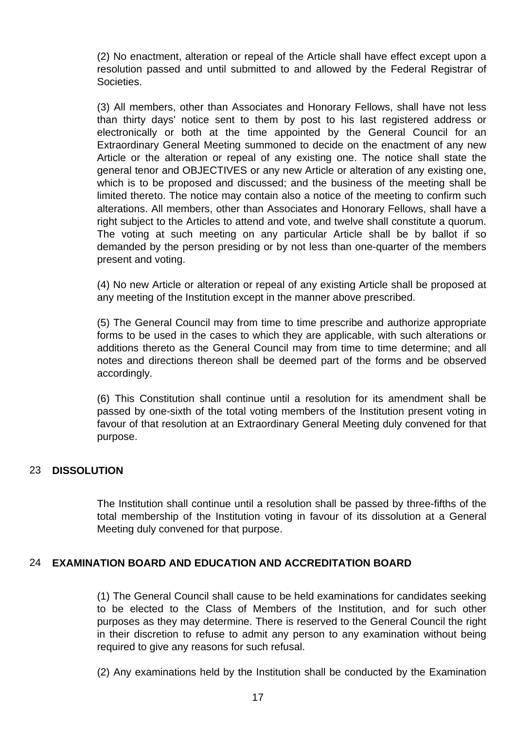(2) No enactment, alteration or repeal of the Article shall have effect except upon a resolution passed and until submitted to and allowed by the Federal Registrar of Societies.

(3) All members, other than Associates and Honorary Fellows, shall have not less than thirty days' notice sent to them by post to his last registered address or electronically or both at the time appointed by the General Council for an Extraordinary General Meeting summoned to decide on the enactment of any new Article or the alteration or repeal of any existing one. The notice shall state the general tenor and OBJECTIVES or any new Article or alteration of any existing one, which is to be proposed and discussed; and the business of the meeting shall be limited thereto. The notice may contain also a notice of the meeting to confirm such alterations. All members, other than Associates and Honorary Fellows, shall have a right subject to the Articles to attend and vote, and twelve shall constitute a quorum. The voting at such meeting on any particular Article shall be by ballot if so demanded by the person presiding or by not less than one-quarter of the members present and voting.

(4) No new Article or alteration or repeal of any existing Article shall be proposed at any meeting of the Institution except in the manner above prescribed.

(5) The General Council may from time to time prescribe and authorize appropriate forms to be used in the cases to which they are applicable, with such alterations or additions thereto as the General Council may from time to time determine; and all notes and directions thereon shall be deemed part of the forms and be observed accordingly.

(6) This Constitution shall continue until a resolution for its amendment shall be passed by one-sixth of the total voting members of the Institution present voting in favour of that resolution at an Extraordinary General Meeting duly convened for that purpose.

## 23 DISSOLUTION

The Institution shall continue until a resolution shall be passed by three-fifths of the total membership of the Institution voting in favour of its dissolution at a General Meeting duly convened for that purpose.

## 24 EXAMINATION BOARD AND EDUCATION AND ACCREDITATION BOARD

(1) The General Council shall cause to be held examinations for candidates seeking to be elected to the Class of Members of the Institution, and for such other purposes as they may determine. There is reserved to the General Council the right in their discretion to refuse to admit any person to any examination without being required to give any reasons for such refusal.

(2) Any examinations held by the Institution shall be conducted by the Examination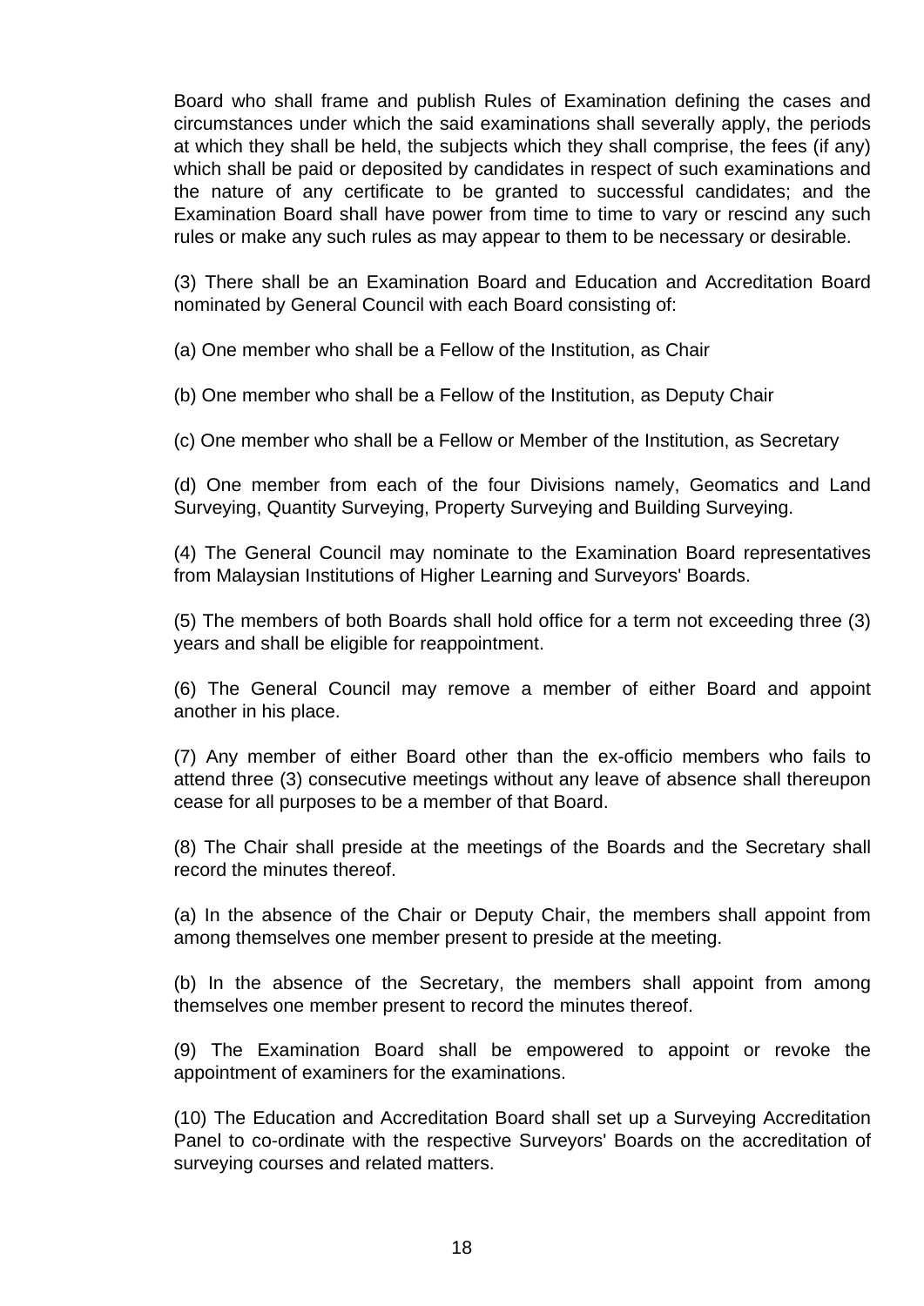Board who shall frame and publish Rules of Examination defining the cases and circumstances under which the said examinations shall severally apply, the periods at which they shall be held, the subjects which they shall comprise, the fees (if any) which shall be paid or deposited by candidates in respect of such examinations and the nature of any certificate to be granted to successful candidates; and the Examination Board shall have power from time to time to vary or rescind any such rules or make any such rules as may appear to them to be necessary or desirable.

(3) There shall be an Examination Board and Education and Accreditation Board nominated by General Council with each Board consisting of:

(a) One member who shall be a Fellow of the Institution, as Chair

(b) One member who shall be a Fellow of the Institution, as Deputy Chair

(c) One member who shall be a Fellow or Member of the Institution, as Secretary

(d) One member from each of the four Divisions namely, Geomatics and Land Surveying, Quantity Surveying, Property Surveying and Building Surveying.

(4) The General Council may nominate to the Examination Board representatives from Malaysian Institutions of Higher Learning and Surveyors' Boards.

(5) The members of both Boards shall hold office for a term not exceeding three (3) years and shall be eligible for reappointment.

(6) The General Council may remove a member of either Board and appoint another in his place.

(7) Any member of either Board other than the ex-officio members who fails to attend three (3) consecutive meetings without any leave of absence shall thereupon cease for all purposes to be a member of that Board.

(8) The Chair shall preside at the meetings of the Boards and the Secretary shall record the minutes thereof.

(a) In the absence of the Chair or Deputy Chair, the members shall appoint from among themselves one member present to preside at the meeting.

(b) In the absence of the Secretary, the members shall appoint from among themselves one member present to record the minutes thereof.

(9) The Examination Board shall be empowered to appoint or revoke the appointment of examiners for the examinations.

(10) The Education and Accreditation Board shall set up a Surveying Accreditation Panel to co-ordinate with the respective Surveyors' Boards on the accreditation of surveying courses and related matters.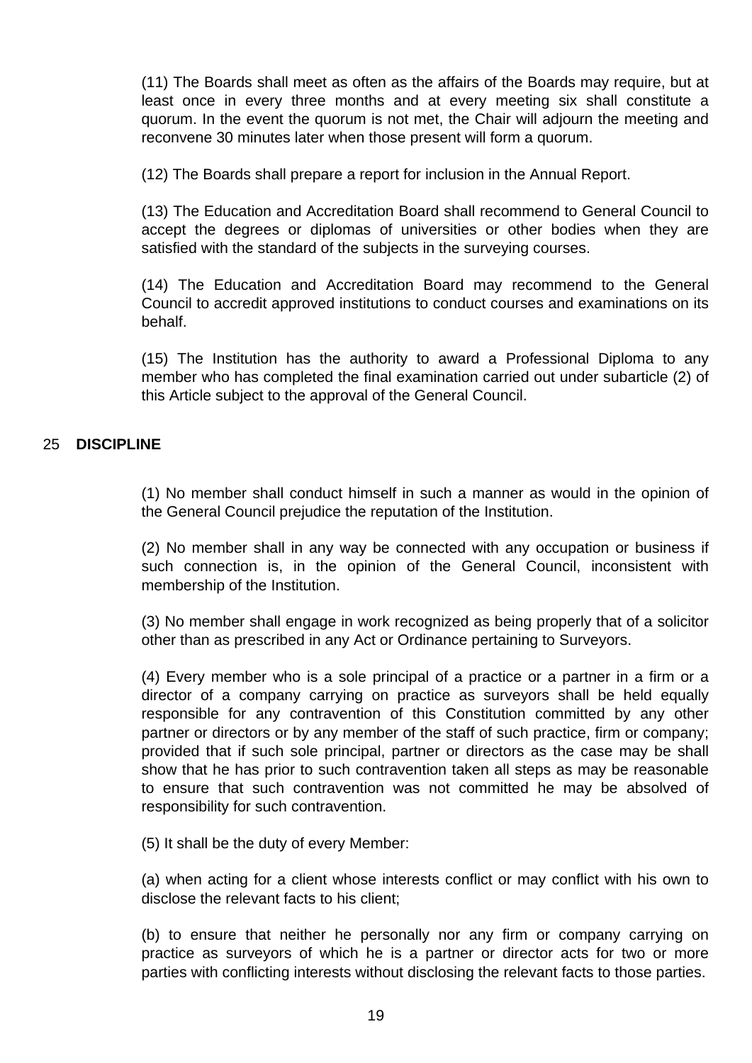(11) The Boards shall meet as often as the affairs of the Boards may require, but at least once in every three months and at every meeting six shall constitute a quorum. In the event the quorum is not met, the Chair will adjourn the meeting and reconvene 30 minutes later when those present will form a quorum.

(12) The Boards shall prepare a report for inclusion in the Annual Report.

(13) The Education and Accreditation Board shall recommend to General Council to accept the degrees or diplomas of universities or other bodies when they are satisfied with the standard of the subjects in the surveying courses.

(14) The Education and Accreditation Board may recommend to the General Council to accredit approved institutions to conduct courses and examinations on its behalf.

(15) The Institution has the authority to award a Professional Diploma to any member who has completed the final examination carried out under subarticle (2) of this Article subject to the approval of the General Council.

## 25 DISCIPLINE

(1) No member shall conduct himself in such a manner as would in the opinion of the General Council prejudice the reputation of the Institution.

(2) No member shall in any way be connected with any occupation or business if such connection is, in the opinion of the General Council, inconsistent with membership of the Institution.

(3) No member shall engage in work recognized as being properly that of a solicitor other than as prescribed in any Act or Ordinance pertaining to Surveyors.

(4) Every member who is a sole principal of a practice or a partner in a firm or a director of a company carrying on practice as surveyors shall be held equally responsible for any contravention of this Constitution committed by any other partner or directors or by any member of the staff of such practice, firm or company; provided that if such sole principal, partner or directors as the case may be shall show that he has prior to such contravention taken all steps as may be reasonable to ensure that such contravention was not committed he may be absolved of responsibility for such contravention.

(5) It shall be the duty of every Member:

(a) when acting for a client whose interests conflict or may conflict with his own to disclose the relevant facts to his client;

(b) to ensure that neither he personally nor any firm or company carrying on practice as surveyors of which he is a partner or director acts for two or more parties with conflicting interests without disclosing the relevant facts to those parties.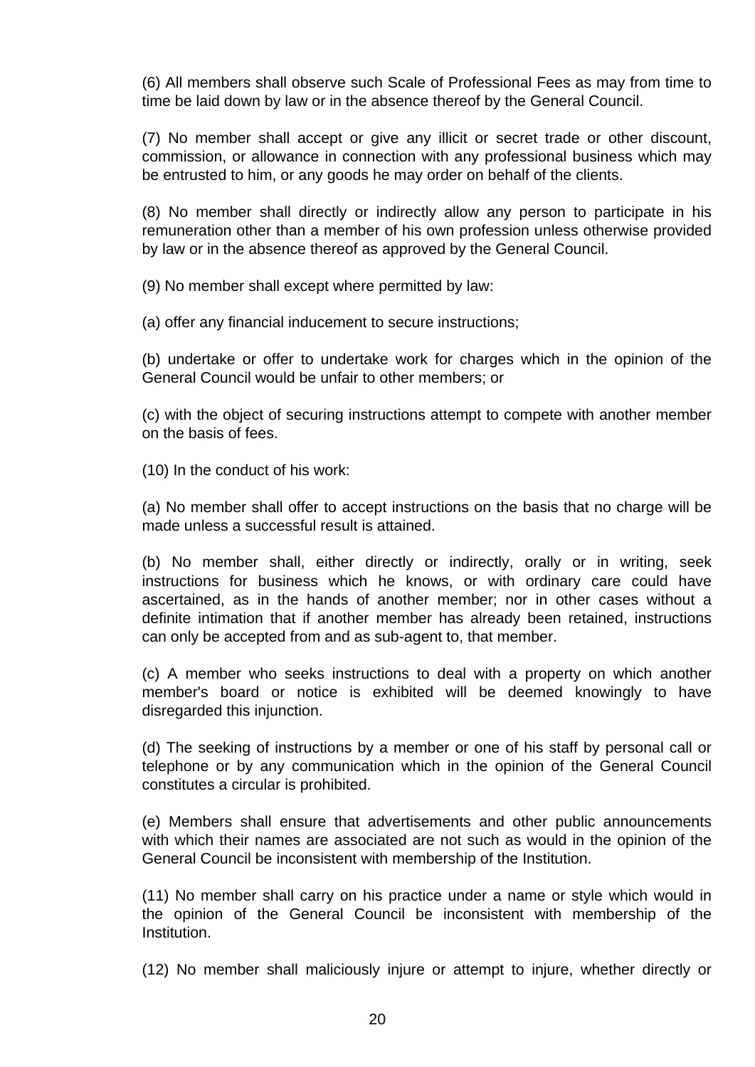(6) All members shall observe such Scale of Professional Fees as may from time to time be laid down by law or in the absence thereof by the General Council.

(7) No member shall accept or give any illicit or secret trade or other discount, commission, or allowance in connection with any professional business which may be entrusted to him, or any goods he may order on behalf of the clients.

(8) No member shall directly or indirectly allow any person to participate in his remuneration other than a member of his own profession unless otherwise provided by law or in the absence thereof as approved by the General Council.

(9) No member shall except where permitted by law:

(a) offer any financial inducement to secure instructions;

(b) undertake or offer to undertake work for charges which in the opinion of the General Council would be unfair to other members; or

(c) with the object of securing instructions attempt to compete with another member on the basis of fees.

(10) In the conduct of his work:

(a) No member shall offer to accept instructions on the basis that no charge will be made unless a successful result is attained.

(b) No member shall, either directly or indirectly, orally or in writing, seek instructions for business which he knows, or with ordinary care could have ascertained, as in the hands of another member; nor in other cases without a definite intimation that if another member has already been retained, instructions can only be accepted from and as sub-agent to, that member.

(c) A member who seeks instructions to deal with a property on which another member's board or notice is exhibited will be deemed knowingly to have disregarded this injunction.

(d) The seeking of instructions by a member or one of his staff by personal call or telephone or by any communication which in the opinion of the General Council constitutes a circular is prohibited.

(e) Members shall ensure that advertisements and other public announcements with which their names are associated are not such as would in the opinion of the General Council be inconsistent with membership of the Institution.

(11) No member shall carry on his practice under a name or style which would in the opinion of the General Council be inconsistent with membership of the Institution.

(12) No member shall maliciously injure or attempt to injure, whether directly or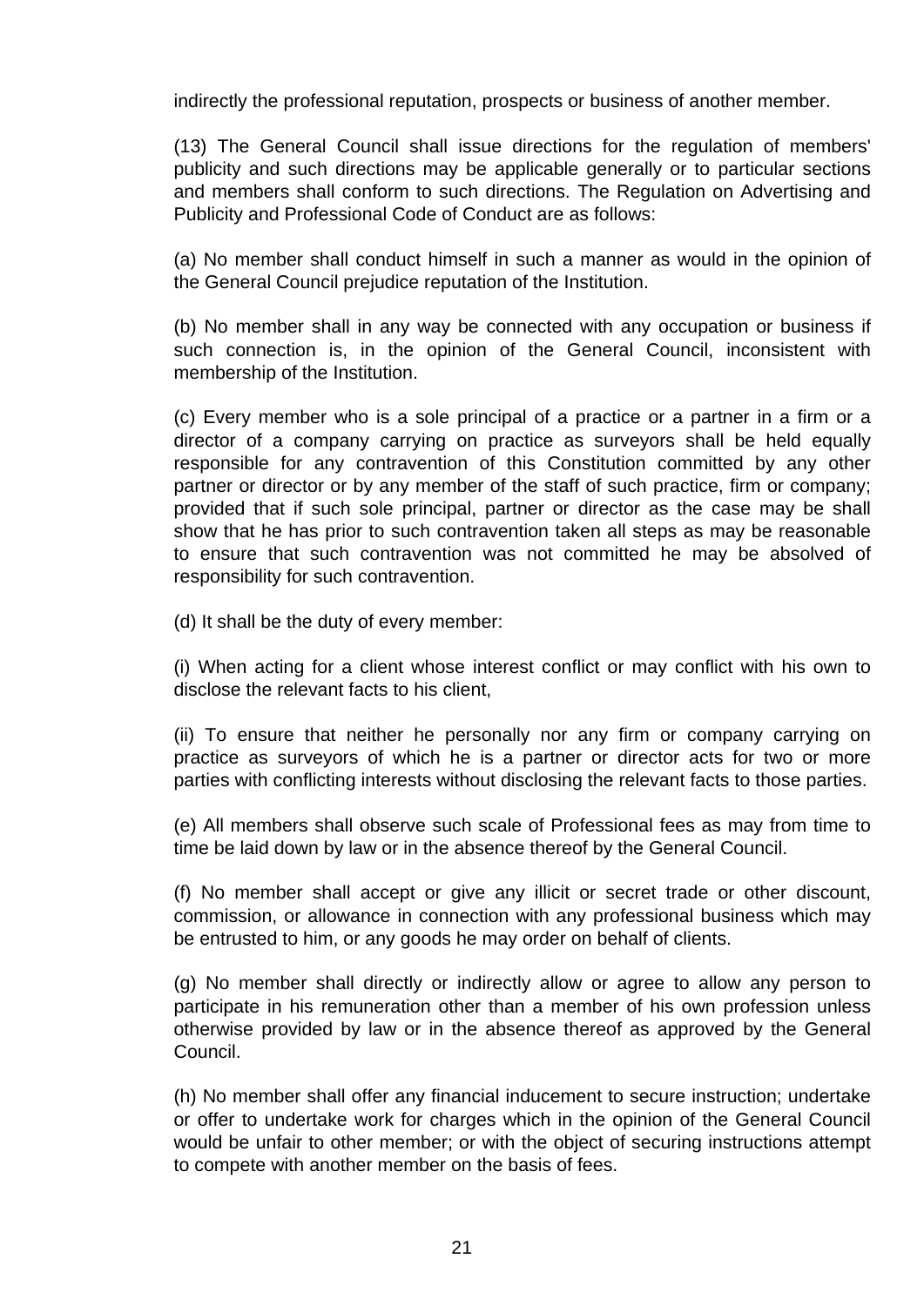indirectly the professional reputation, prospects or business of another member.

(13) The General Council shall issue directions for the regulation of members' publicity and such directions may be applicable generally or to particular sections and members shall conform to such directions. The Regulation on Advertising and Publicity and Professional Code of Conduct are as follows:

(a) No member shall conduct himself in such a manner as would in the opinion of the General Council prejudice reputation of the Institution.

(b) No member shall in any way be connected with any occupation or business if such connection is, in the opinion of the General Council, inconsistent with membership of the Institution.

(c) Every member who is a sole principal of a practice or a partner in a firm or a director of a company carrying on practice as surveyors shall be held equally responsible for any contravention of this Constitution committed by any other partner or director or by any member of the staff of such practice, firm or company; provided that if such sole principal, partner or director as the case may be shall show that he has prior to such contravention taken all steps as may be reasonable to ensure that such contravention was not committed he may be absolved of responsibility for such contravention.

(d) It shall be the duty of every member:

(i) When acting for a client whose interest conflict or may conflict with his own to disclose the relevant facts to his client,

(ii) To ensure that neither he personally nor any firm or company carrying on practice as surveyors of which he is a partner or director acts for two or more parties with conflicting interests without disclosing the relevant facts to those parties.

(e) All members shall observe such scale of Professional fees as may from time to time be laid down by law or in the absence thereof by the General Council.

(f) No member shall accept or give any illicit or secret trade or other discount, commission, or allowance in connection with any professional business which may be entrusted to him, or any goods he may order on behalf of clients.

(g) No member shall directly or indirectly allow or agree to allow any person to participate in his remuneration other than a member of his own profession unless otherwise provided by law or in the absence thereof as approved by the General Council.

(h) No member shall offer any financial inducement to secure instruction; undertake or offer to undertake work for charges which in the opinion of the General Council would be unfair to other member; or with the object of securing instructions attempt to compete with another member on the basis of fees.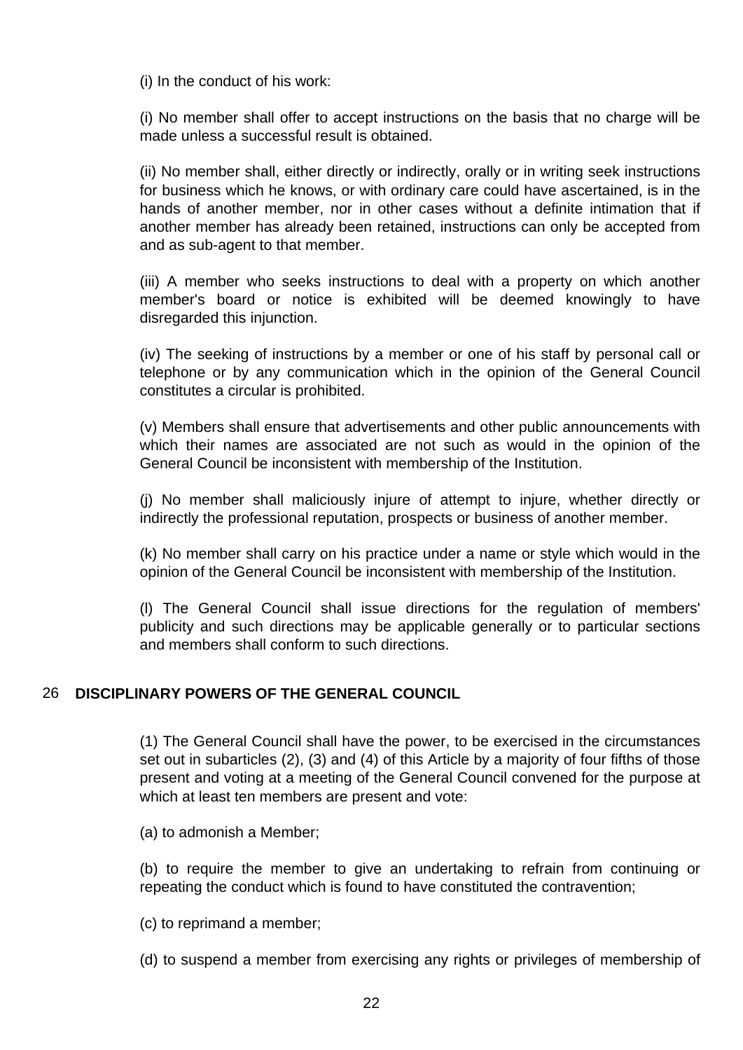(i) In the conduct of his work:

(i) No member shall offer to accept instructions on the basis that no charge will be made unless a successful result is obtained.

(ii) No member shall, either directly or indirectly, orally or in writing seek instructions for business which he knows, or with ordinary care could have ascertained, is in the hands of another member, nor in other cases without a definite intimation that if another member has already been retained, instructions can only be accepted from and as sub-agent to that member.

(iii) A member who seeks instructions to deal with a property on which another member's board or notice is exhibited will be deemed knowingly to have disregarded this injunction.

(iv) The seeking of instructions by a member or one of his staff by personal call or telephone or by any communication which in the opinion of the General Council constitutes a circular is prohibited.

(v) Members shall ensure that advertisements and other public announcements with which their names are associated are not such as would in the opinion of the General Council be inconsistent with membership of the Institution.

(j) No member shall maliciously injure of attempt to injure, whether directly or indirectly the professional reputation, prospects or business of another member.

(k) No member shall carry on his practice under a name or style which would in the opinion of the General Council be inconsistent with membership of the Institution.

(l) The General Council shall issue directions for the regulation of members' publicity and such directions may be applicable generally or to particular sections and members shall conform to such directions.

## 26 DISCIPLINARY POWERS OF THE GENERAL COUNCIL

(1) The General Council shall have the power, to be exercised in the circumstances set out in subarticles (2), (3) and (4) of this Article by a majority of four fifths of those present and voting at a meeting of the General Council convened for the purpose at which at least ten members are present and vote:

(a) to admonish a Member;

(b) to require the member to give an undertaking to refrain from continuing or repeating the conduct which is found to have constituted the contravention;

(c) to reprimand a member;

(d) to suspend a member from exercising any rights or privileges of membership of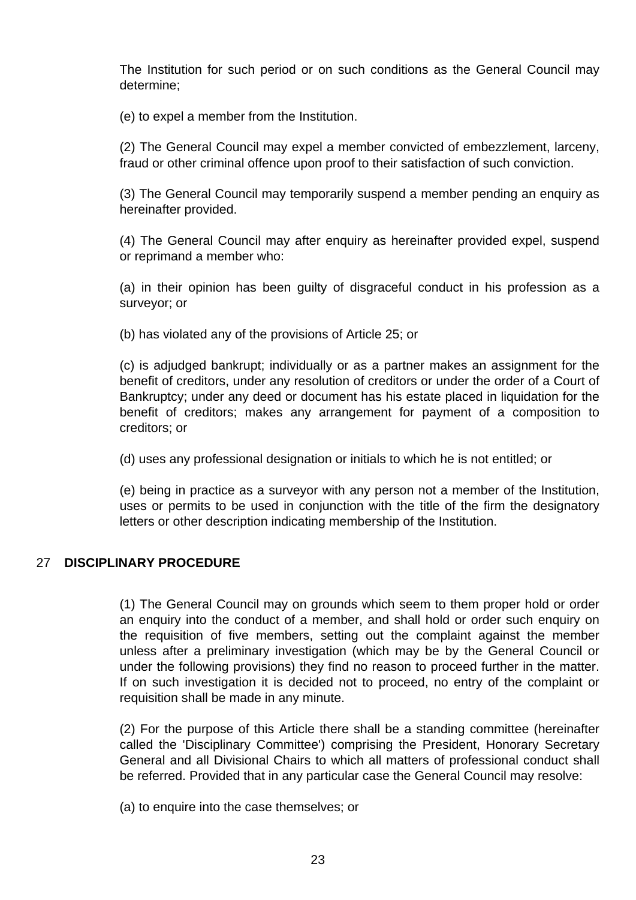The Institution for such period or on such conditions as the General Council may determine;

(e) to expel a member from the Institution.

(2) The General Council may expel a member convicted of embezzlement, larceny, fraud or other criminal offence upon proof to their satisfaction of such conviction.

(3) The General Council may temporarily suspend a member pending an enquiry as hereinafter provided.

(4) The General Council may after enquiry as hereinafter provided expel, suspend or reprimand a member who:

(a) in their opinion has been guilty of disgraceful conduct in his profession as a surveyor; or

(b) has violated any of the provisions of Article 25; or

(c) is adjudged bankrupt; individually or as a partner makes an assignment for the benefit of creditors, under any resolution of creditors or under the order of a Court of Bankruptcy; under any deed or document has his estate placed in liquidation for the benefit of creditors; makes any arrangement for payment of a composition to creditors; or

(d) uses any professional designation or initials to which he is not entitled; or

(e) being in practice as a surveyor with any person not a member of the Institution, uses or permits to be used in conjunction with the title of the firm the designatory letters or other description indicating membership of the Institution.

## 27 DISCIPLINARY PROCEDURE

(1) The General Council may on grounds which seem to them proper hold or order an enquiry into the conduct of a member, and shall hold or order such enquiry on the requisition of five members, setting out the complaint against the member unless after a preliminary investigation (which may be by the General Council or under the following provisions) they find no reason to proceed further in the matter. If on such investigation it is decided not to proceed, no entry of the complaint or requisition shall be made in any minute.

(2) For the purpose of this Article there shall be a standing committee (hereinafter called the 'Disciplinary Committee') comprising the President, Honorary Secretary General and all Divisional Chairs to which all matters of professional conduct shall be referred. Provided that in any particular case the General Council may resolve:

(a) to enquire into the case themselves; or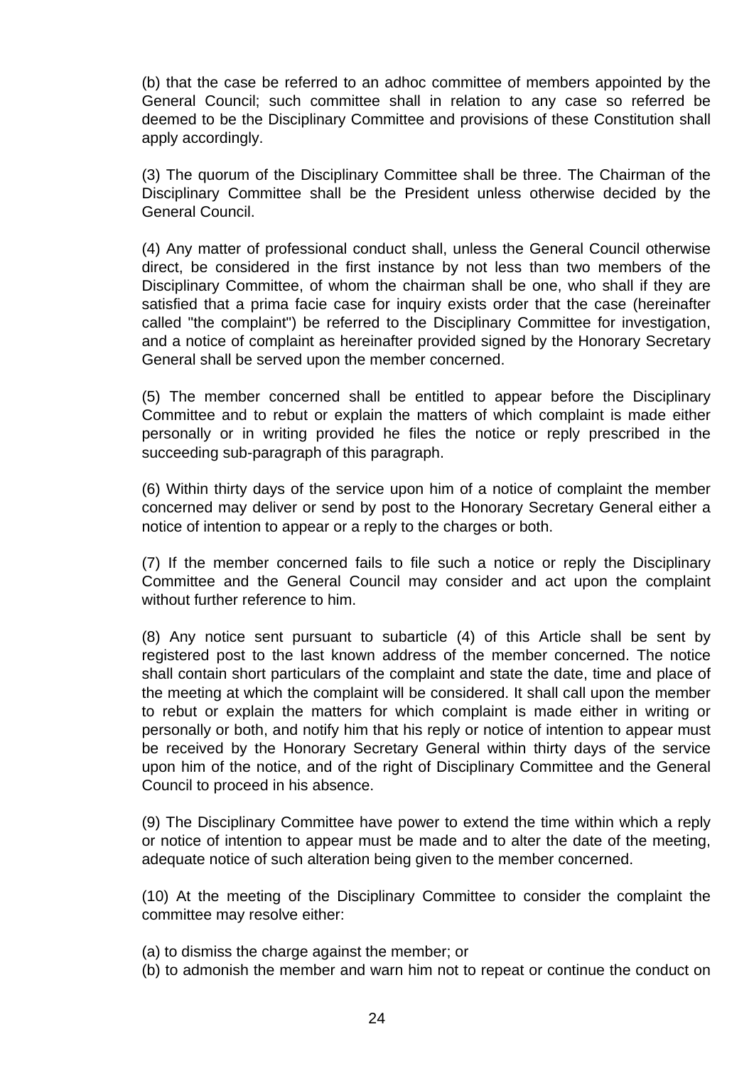(b) that the case be referred to an adhoc committee of members appointed by the General Council; such committee shall in relation to any case so referred be deemed to be the Disciplinary Committee and provisions of these Constitution shall apply accordingly.

(3) The quorum of the Disciplinary Committee shall be three. The Chairman of the Disciplinary Committee shall be the President unless otherwise decided by the General Council.

(4) Any matter of professional conduct shall, unless the General Council otherwise direct, be considered in the first instance by not less than two members of the Disciplinary Committee, of whom the chairman shall be one, who shall if they are satisfied that a prima facie case for inquiry exists order that the case (hereinafter called "the complaint") be referred to the Disciplinary Committee for investigation, and a notice of complaint as hereinafter provided signed by the Honorary Secretary General shall be served upon the member concerned.

(5) The member concerned shall be entitled to appear before the Disciplinary Committee and to rebut or explain the matters of which complaint is made either personally or in writing provided he files the notice or reply prescribed in the succeeding sub-paragraph of this paragraph.

(6) Within thirty days of the service upon him of a notice of complaint the member concerned may deliver or send by post to the Honorary Secretary General either a notice of intention to appear or a reply to the charges or both.

(7) If the member concerned fails to file such a notice or reply the Disciplinary Committee and the General Council may consider and act upon the complaint without further reference to him.

(8) Any notice sent pursuant to subarticle (4) of this Article shall be sent by registered post to the last known address of the member concerned. The notice shall contain short particulars of the complaint and state the date, time and place of the meeting at which the complaint will be considered. It shall call upon the member to rebut or explain the matters for which complaint is made either in writing or personally or both, and notify him that his reply or notice of intention to appear must be received by the Honorary Secretary General within thirty days of the service upon him of the notice, and of the right of Disciplinary Committee and the General Council to proceed in his absence.

(9) The Disciplinary Committee have power to extend the time within which a reply or notice of intention to appear must be made and to alter the date of the meeting, adequate notice of such alteration being given to the member concerned.

(10) At the meeting of the Disciplinary Committee to consider the complaint the committee may resolve either:

(a) to dismiss the charge against the member; or
(b) to admonish the member and warn him not to repeat or continue the conduct on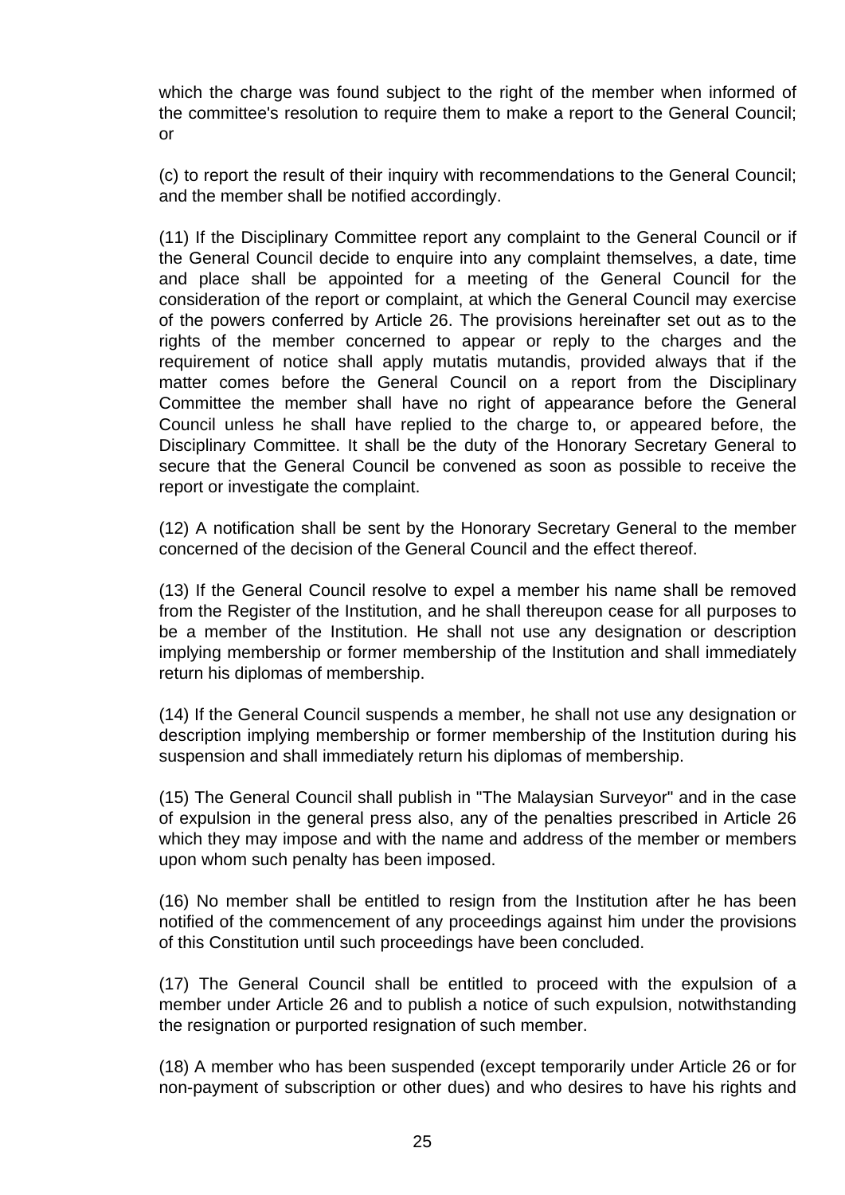which the charge was found subject to the right of the member when informed of the committee's resolution to require them to make a report to the General Council; or

(c) to report the result of their inquiry with recommendations to the General Council; and the member shall be notified accordingly.

(11) If the Disciplinary Committee report any complaint to the General Council or if the General Council decide to enquire into any complaint themselves, a date, time and place shall be appointed for a meeting of the General Council for the consideration of the report or complaint, at which the General Council may exercise of the powers conferred by Article 26. The provisions hereinafter set out as to the rights of the member concerned to appear or reply to the charges and the requirement of notice shall apply mutatis mutandis, provided always that if the matter comes before the General Council on a report from the Disciplinary Committee the member shall have no right of appearance before the General Council unless he shall have replied to the charge to, or appeared before, the Disciplinary Committee. It shall be the duty of the Honorary Secretary General to secure that the General Council be convened as soon as possible to receive the report or investigate the complaint.

(12) A notification shall be sent by the Honorary Secretary General to the member concerned of the decision of the General Council and the effect thereof.

(13) If the General Council resolve to expel a member his name shall be removed from the Register of the Institution, and he shall thereupon cease for all purposes to be a member of the Institution. He shall not use any designation or description implying membership or former membership of the Institution and shall immediately return his diplomas of membership.

(14) If the General Council suspends a member, he shall not use any designation or description implying membership or former membership of the Institution during his suspension and shall immediately return his diplomas of membership.

(15) The General Council shall publish in "The Malaysian Surveyor" and in the case of expulsion in the general press also, any of the penalties prescribed in Article 26 which they may impose and with the name and address of the member or members upon whom such penalty has been imposed.

(16) No member shall be entitled to resign from the Institution after he has been notified of the commencement of any proceedings against him under the provisions of this Constitution until such proceedings have been concluded.

(17) The General Council shall be entitled to proceed with the expulsion of a member under Article 26 and to publish a notice of such expulsion, notwithstanding the resignation or purported resignation of such member.

(18) A member who has been suspended (except temporarily under Article 26 or for non-payment of subscription or other dues) and who desires to have his rights and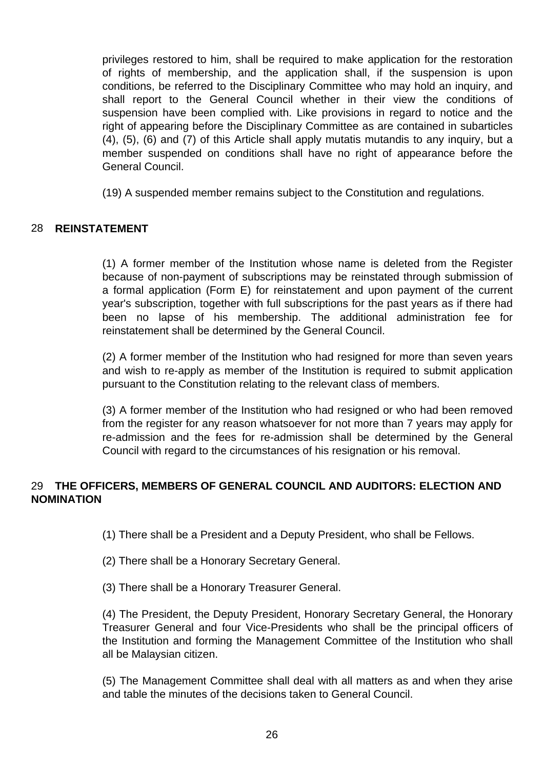privileges restored to him, shall be required to make application for the restoration of rights of membership, and the application shall, if the suspension is upon conditions, be referred to the Disciplinary Committee who may hold an inquiry, and shall report to the General Council whether in their view the conditions of suspension have been complied with. Like provisions in regard to notice and the right of appearing before the Disciplinary Committee as are contained in subarticles (4), (5), (6) and (7) of this Article shall apply mutatis mutandis to any inquiry, but a member suspended on conditions shall have no right of appearance before the General Council.

(19) A suspended member remains subject to the Constitution and regulations.

## 28 REINSTATEMENT

(1) A former member of the Institution whose name is deleted from the Register because of non-payment of subscriptions may be reinstated through submission of a formal application (Form E) for reinstatement and upon payment of the current year's subscription, together with full subscriptions for the past years as if there had been no lapse of his membership. The additional administration fee for reinstatement shall be determined by the General Council.

(2) A former member of the Institution who had resigned for more than seven years and wish to re-apply as member of the Institution is required to submit application pursuant to the Constitution relating to the relevant class of members.

(3) A former member of the Institution who had resigned or who had been removed from the register for any reason whatsoever for not more than 7 years may apply for re-admission and the fees for re-admission shall be determined by the General Council with regard to the circumstances of his resignation or his removal.

## 29 THE OFFICERS, MEMBERS OF GENERAL COUNCIL AND AUDITORS: ELECTION AND NOMINATION

(1) There shall be a President and a Deputy President, who shall be Fellows.

(2) There shall be a Honorary Secretary General.

(3) There shall be a Honorary Treasurer General.

(4) The President, the Deputy President, Honorary Secretary General, the Honorary Treasurer General and four Vice-Presidents who shall be the principal officers of the Institution and forming the Management Committee of the Institution who shall all be Malaysian citizen.

(5) The Management Committee shall deal with all matters as and when they arise and table the minutes of the decisions taken to General Council.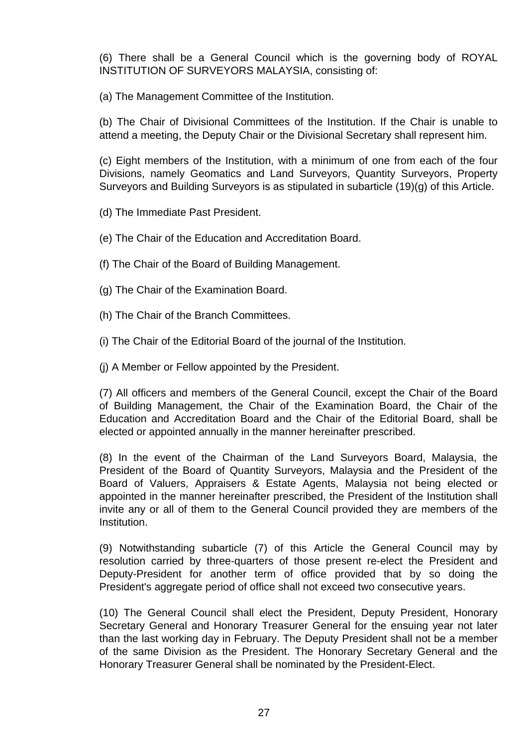(6) There shall be a General Council which is the governing body of ROYAL INSTITUTION OF SURVEYORS MALAYSIA, consisting of:

(a) The Management Committee of the Institution.

(b) The Chair of Divisional Committees of the Institution. If the Chair is unable to attend a meeting, the Deputy Chair or the Divisional Secretary shall represent him.

(c) Eight members of the Institution, with a minimum of one from each of the four Divisions, namely Geomatics and Land Surveyors, Quantity Surveyors, Property Surveyors and Building Surveyors is as stipulated in subarticle (19)(g) of this Article.

(d) The Immediate Past President.

(e) The Chair of the Education and Accreditation Board.

(f) The Chair of the Board of Building Management.

(g) The Chair of the Examination Board.

(h) The Chair of the Branch Committees.

(i) The Chair of the Editorial Board of the journal of the Institution.

(j) A Member or Fellow appointed by the President.

(7) All officers and members of the General Council, except the Chair of the Board of Building Management, the Chair of the Examination Board, the Chair of the Education and Accreditation Board and the Chair of the Editorial Board, shall be elected or appointed annually in the manner hereinafter prescribed.

(8) In the event of the Chairman of the Land Surveyors Board, Malaysia, the President of the Board of Quantity Surveyors, Malaysia and the President of the Board of Valuers, Appraisers & Estate Agents, Malaysia not being elected or appointed in the manner hereinafter prescribed, the President of the Institution shall invite any or all of them to the General Council provided they are members of the Institution.

(9) Notwithstanding subarticle (7) of this Article the General Council may by resolution carried by three-quarters of those present re-elect the President and Deputy-President for another term of office provided that by so doing the President's aggregate period of office shall not exceed two consecutive years.

(10) The General Council shall elect the President, Deputy President, Honorary Secretary General and Honorary Treasurer General for the ensuing year not later than the last working day in February. The Deputy President shall not be a member of the same Division as the President. The Honorary Secretary General and the Honorary Treasurer General shall be nominated by the President-Elect.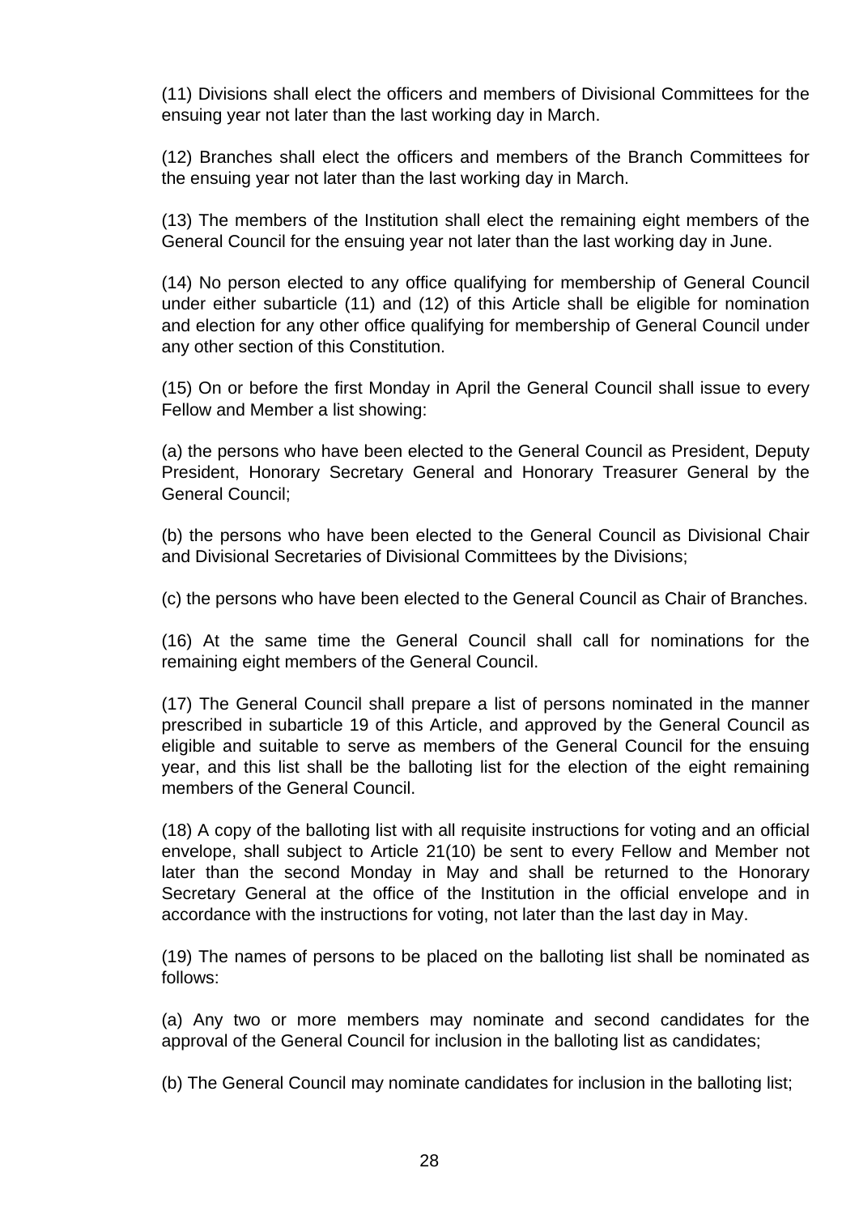(11) Divisions shall elect the officers and members of Divisional Committees for the ensuing year not later than the last working day in March.

(12) Branches shall elect the officers and members of the Branch Committees for the ensuing year not later than the last working day in March.

(13) The members of the Institution shall elect the remaining eight members of the General Council for the ensuing year not later than the last working day in June.

(14) No person elected to any office qualifying for membership of General Council under either subarticle (11) and (12) of this Article shall be eligible for nomination and election for any other office qualifying for membership of General Council under any other section of this Constitution.

(15) On or before the first Monday in April the General Council shall issue to every Fellow and Member a list showing:

(a) the persons who have been elected to the General Council as President, Deputy President, Honorary Secretary General and Honorary Treasurer General by the General Council;

(b) the persons who have been elected to the General Council as Divisional Chair and Divisional Secretaries of Divisional Committees by the Divisions;

(c) the persons who have been elected to the General Council as Chair of Branches.

(16) At the same time the General Council shall call for nominations for the remaining eight members of the General Council.

(17) The General Council shall prepare a list of persons nominated in the manner prescribed in subarticle 19 of this Article, and approved by the General Council as eligible and suitable to serve as members of the General Council for the ensuing year, and this list shall be the balloting list for the election of the eight remaining members of the General Council.

(18) A copy of the balloting list with all requisite instructions for voting and an official envelope, shall subject to Article 21(10) be sent to every Fellow and Member not later than the second Monday in May and shall be returned to the Honorary Secretary General at the office of the Institution in the official envelope and in accordance with the instructions for voting, not later than the last day in May.

(19) The names of persons to be placed on the balloting list shall be nominated as follows:

(a) Any two or more members may nominate and second candidates for the approval of the General Council for inclusion in the balloting list as candidates;

(b) The General Council may nominate candidates for inclusion in the balloting list;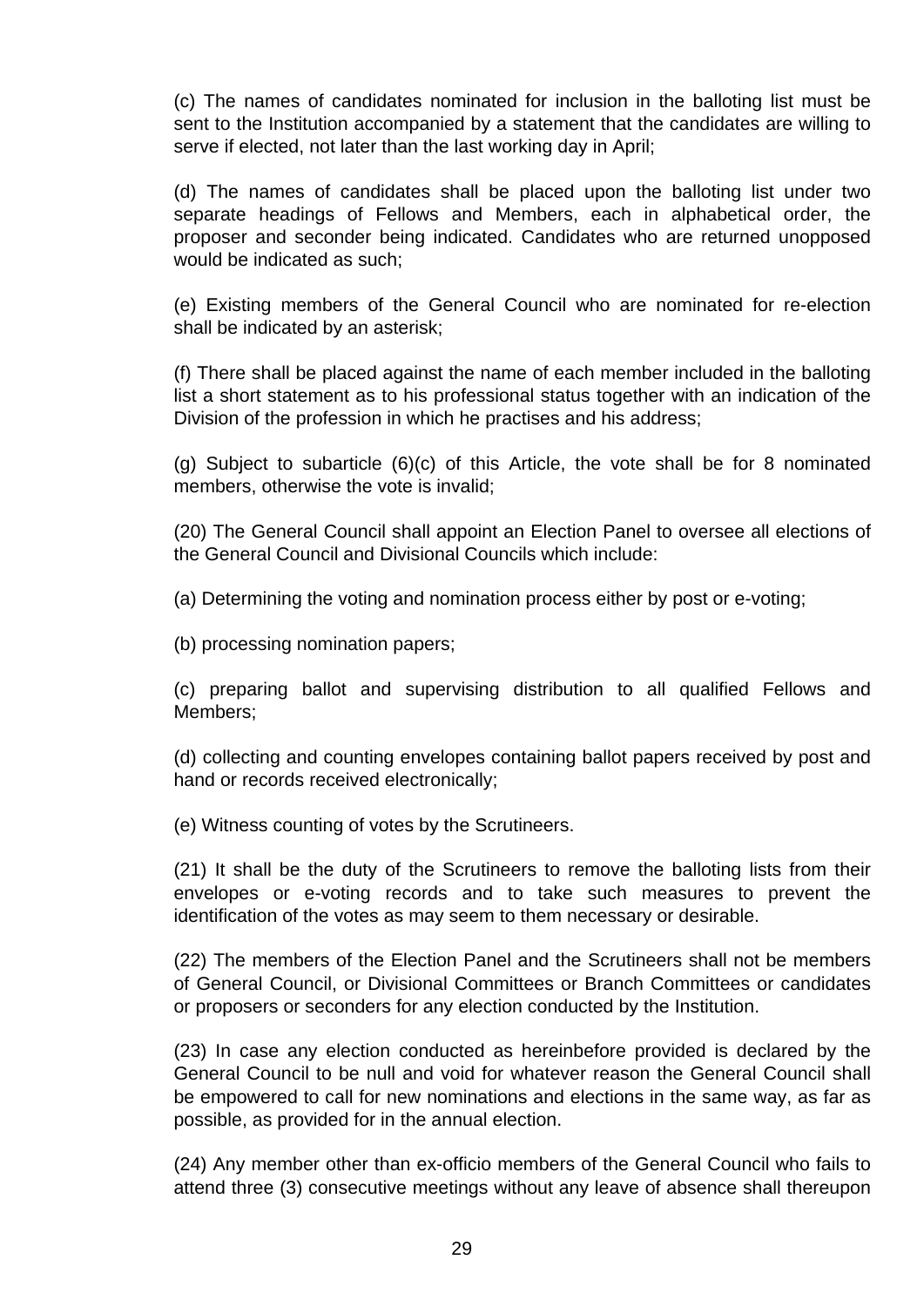(c) The names of candidates nominated for inclusion in the balloting list must be sent to the Institution accompanied by a statement that the candidates are willing to serve if elected, not later than the last working day in April;

(d) The names of candidates shall be placed upon the balloting list under two separate headings of Fellows and Members, each in alphabetical order, the proposer and seconder being indicated. Candidates who are returned unopposed would be indicated as such;

(e) Existing members of the General Council who are nominated for re-election shall be indicated by an asterisk;

(f) There shall be placed against the name of each member included in the balloting list a short statement as to his professional status together with an indication of the Division of the profession in which he practises and his address;

(g) Subject to subarticle (6)(c) of this Article, the vote shall be for 8 nominated members, otherwise the vote is invalid;

(20) The General Council shall appoint an Election Panel to oversee all elections of the General Council and Divisional Councils which include:

(a) Determining the voting and nomination process either by post or e-voting;

(b) processing nomination papers;

(c) preparing ballot and supervising distribution to all qualified Fellows and Members;

(d) collecting and counting envelopes containing ballot papers received by post and hand or records received electronically;

(e) Witness counting of votes by the Scrutineers.

(21) It shall be the duty of the Scrutineers to remove the balloting lists from their envelopes or e-voting records and to take such measures to prevent the identification of the votes as may seem to them necessary or desirable.

(22) The members of the Election Panel and the Scrutineers shall not be members of General Council, or Divisional Committees or Branch Committees or candidates or proposers or seconders for any election conducted by the Institution.

(23) In case any election conducted as hereinbefore provided is declared by the General Council to be null and void for whatever reason the General Council shall be empowered to call for new nominations and elections in the same way, as far as possible, as provided for in the annual election.

(24) Any member other than ex-officio members of the General Council who fails to attend three (3) consecutive meetings without any leave of absence shall thereupon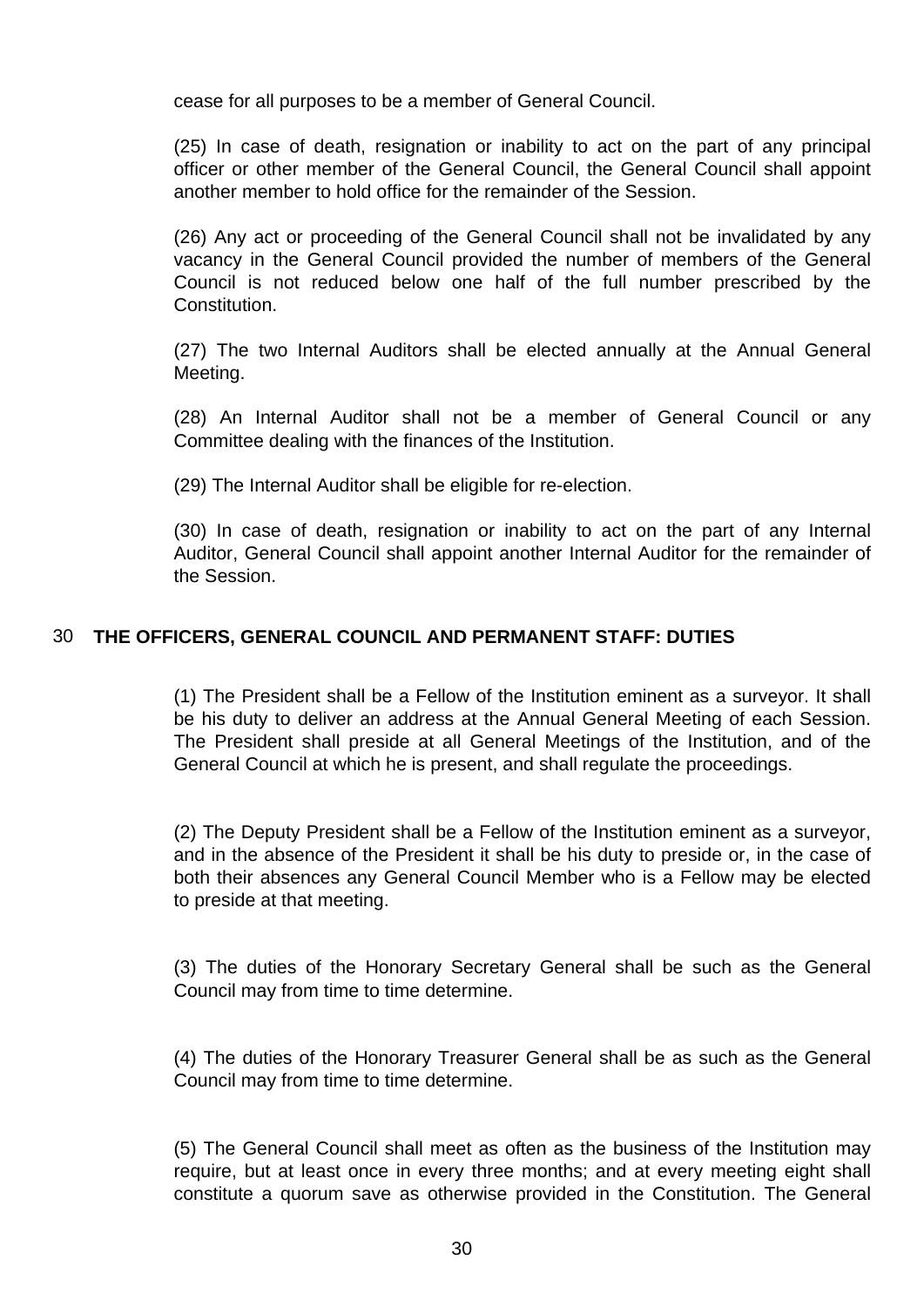cease for all purposes to be a member of General Council.

(25) In case of death, resignation or inability to act on the part of any principal officer or other member of the General Council, the General Council shall appoint another member to hold office for the remainder of the Session.

(26) Any act or proceeding of the General Council shall not be invalidated by any vacancy in the General Council provided the number of members of the General Council is not reduced below one half of the full number prescribed by the Constitution.

(27) The two Internal Auditors shall be elected annually at the Annual General Meeting.

(28) An Internal Auditor shall not be a member of General Council or any Committee dealing with the finances of the Institution.

(29) The Internal Auditor shall be eligible for re-election.

(30) In case of death, resignation or inability to act on the part of any Internal Auditor, General Council shall appoint another Internal Auditor for the remainder of the Session.

## 30 THE OFFICERS, GENERAL COUNCIL AND PERMANENT STAFF: DUTIES

(1) The President shall be a Fellow of the Institution eminent as a surveyor. It shall be his duty to deliver an address at the Annual General Meeting of each Session. The President shall preside at all General Meetings of the Institution, and of the General Council at which he is present, and shall regulate the proceedings.

(2) The Deputy President shall be a Fellow of the Institution eminent as a surveyor, and in the absence of the President it shall be his duty to preside or, in the case of both their absences any General Council Member who is a Fellow may be elected to preside at that meeting.

(3) The duties of the Honorary Secretary General shall be such as the General Council may from time to time determine.

(4) The duties of the Honorary Treasurer General shall be as such as the General Council may from time to time determine.

(5) The General Council shall meet as often as the business of the Institution may require, but at least once in every three months; and at every meeting eight shall constitute a quorum save as otherwise provided in the Constitution. The General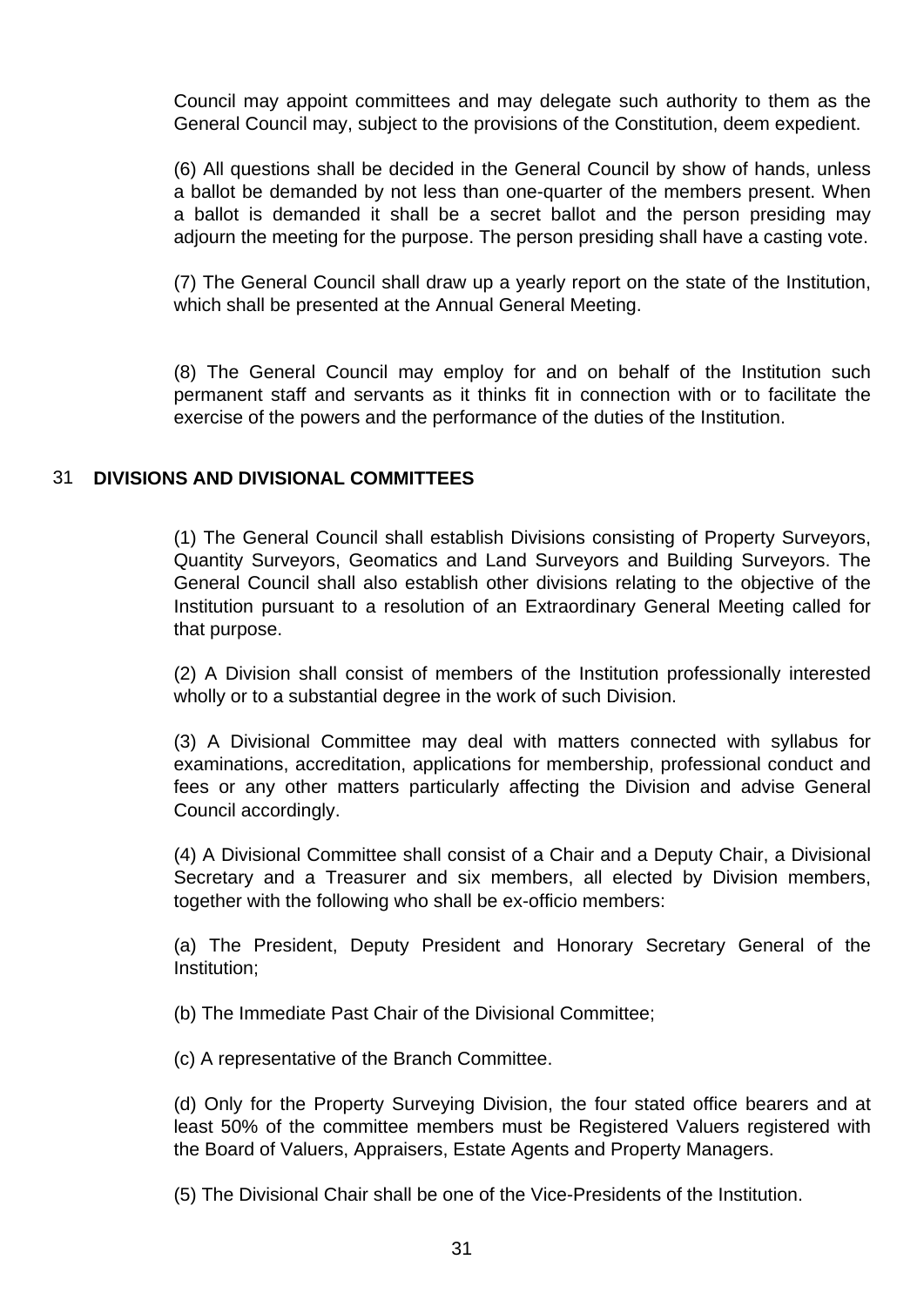Council may appoint committees and may delegate such authority to them as the General Council may, subject to the provisions of the Constitution, deem expedient.

(6) All questions shall be decided in the General Council by show of hands, unless a ballot be demanded by not less than one-quarter of the members present. When a ballot is demanded it shall be a secret ballot and the person presiding may adjourn the meeting for the purpose. The person presiding shall have a casting vote.

(7) The General Council shall draw up a yearly report on the state of the Institution, which shall be presented at the Annual General Meeting.

(8) The General Council may employ for and on behalf of the Institution such permanent staff and servants as it thinks fit in connection with or to facilitate the exercise of the powers and the performance of the duties of the Institution.

## 31 DIVISIONS AND DIVISIONAL COMMITTEES

(1) The General Council shall establish Divisions consisting of Property Surveyors, Quantity Surveyors, Geomatics and Land Surveyors and Building Surveyors. The General Council shall also establish other divisions relating to the objective of the Institution pursuant to a resolution of an Extraordinary General Meeting called for that purpose.

(2) A Division shall consist of members of the Institution professionally interested wholly or to a substantial degree in the work of such Division.

(3) A Divisional Committee may deal with matters connected with syllabus for examinations, accreditation, applications for membership, professional conduct and fees or any other matters particularly affecting the Division and advise General Council accordingly.

(4) A Divisional Committee shall consist of a Chair and a Deputy Chair, a Divisional Secretary and a Treasurer and six members, all elected by Division members, together with the following who shall be ex-officio members:

(a) The President, Deputy President and Honorary Secretary General of the Institution;

(b) The Immediate Past Chair of the Divisional Committee;

(c) A representative of the Branch Committee.

(d) Only for the Property Surveying Division, the four stated office bearers and at least 50% of the committee members must be Registered Valuers registered with the Board of Valuers, Appraisers, Estate Agents and Property Managers.

(5) The Divisional Chair shall be one of the Vice-Presidents of the Institution.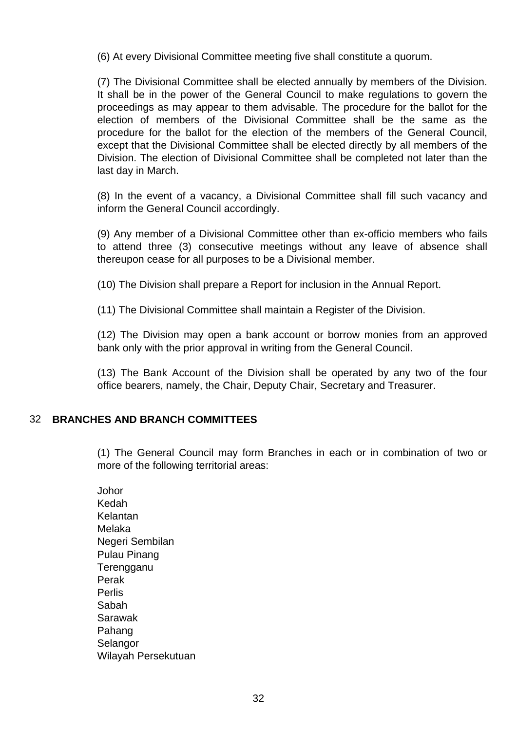(6) At every Divisional Committee meeting five shall constitute a quorum.

(7) The Divisional Committee shall be elected annually by members of the Division. It shall be in the power of the General Council to make regulations to govern the proceedings as may appear to them advisable. The procedure for the ballot for the election of members of the Divisional Committee shall be the same as the procedure for the ballot for the election of the members of the General Council, except that the Divisional Committee shall be elected directly by all members of the Division. The election of Divisional Committee shall be completed not later than the last day in March.

(8) In the event of a vacancy, a Divisional Committee shall fill such vacancy and inform the General Council accordingly.

(9) Any member of a Divisional Committee other than ex-officio members who fails to attend three (3) consecutive meetings without any leave of absence shall thereupon cease for all purposes to be a Divisional member.

(10) The Division shall prepare a Report for inclusion in the Annual Report.

(11) The Divisional Committee shall maintain a Register of the Division.

(12) The Division may open a bank account or borrow monies from an approved bank only with the prior approval in writing from the General Council.

(13) The Bank Account of the Division shall be operated by any two of the four office bearers, namely, the Chair, Deputy Chair, Secretary and Treasurer.

## 32 BRANCHES AND BRANCH COMMITTEES

(1) The General Council may form Branches in each or in combination of two or more of the following territorial areas:

Johor
Kedah
Kelantan
Melaka
Negeri Sembilan
Pulau Pinang
Terengganu
Perak
Perlis
Sabah
Sarawak
Pahang
Selangor
Wilayah Persekutuan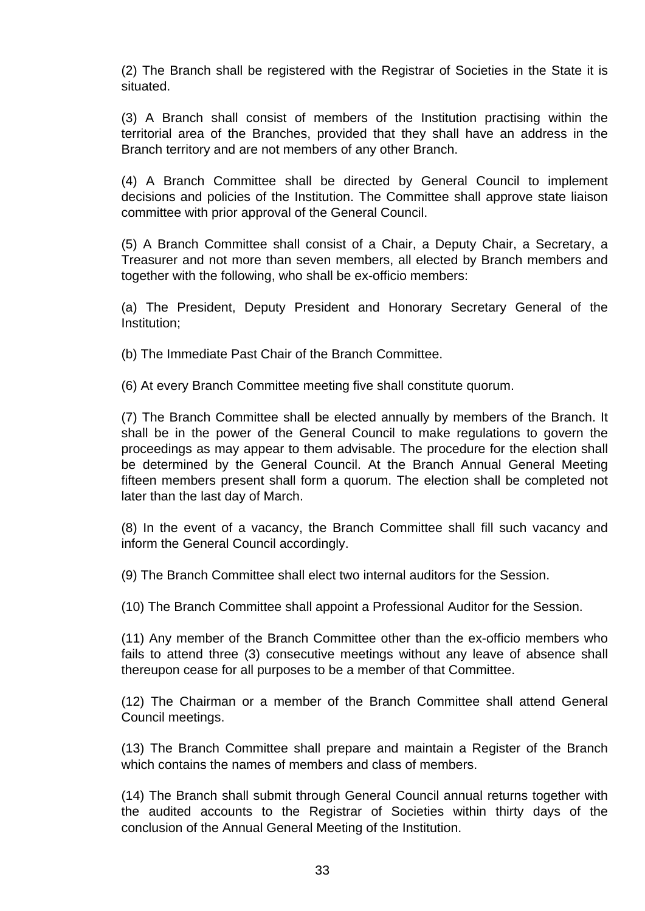(2) The Branch shall be registered with the Registrar of Societies in the State it is situated.

(3) A Branch shall consist of members of the Institution practising within the territorial area of the Branches, provided that they shall have an address in the Branch territory and are not members of any other Branch.

(4) A Branch Committee shall be directed by General Council to implement decisions and policies of the Institution. The Committee shall approve state liaison committee with prior approval of the General Council.

(5) A Branch Committee shall consist of a Chair, a Deputy Chair, a Secretary, a Treasurer and not more than seven members, all elected by Branch members and together with the following, who shall be ex-officio members:

(a) The President, Deputy President and Honorary Secretary General of the Institution;

(b) The Immediate Past Chair of the Branch Committee.

(6) At every Branch Committee meeting five shall constitute quorum.

(7) The Branch Committee shall be elected annually by members of the Branch. It shall be in the power of the General Council to make regulations to govern the proceedings as may appear to them advisable. The procedure for the election shall be determined by the General Council. At the Branch Annual General Meeting fifteen members present shall form a quorum. The election shall be completed not later than the last day of March.

(8) In the event of a vacancy, the Branch Committee shall fill such vacancy and inform the General Council accordingly.

(9) The Branch Committee shall elect two internal auditors for the Session.

(10) The Branch Committee shall appoint a Professional Auditor for the Session.

(11) Any member of the Branch Committee other than the ex-officio members who fails to attend three (3) consecutive meetings without any leave of absence shall thereupon cease for all purposes to be a member of that Committee.

(12) The Chairman or a member of the Branch Committee shall attend General Council meetings.

(13) The Branch Committee shall prepare and maintain a Register of the Branch which contains the names of members and class of members.

(14) The Branch shall submit through General Council annual returns together with the audited accounts to the Registrar of Societies within thirty days of the conclusion of the Annual General Meeting of the Institution.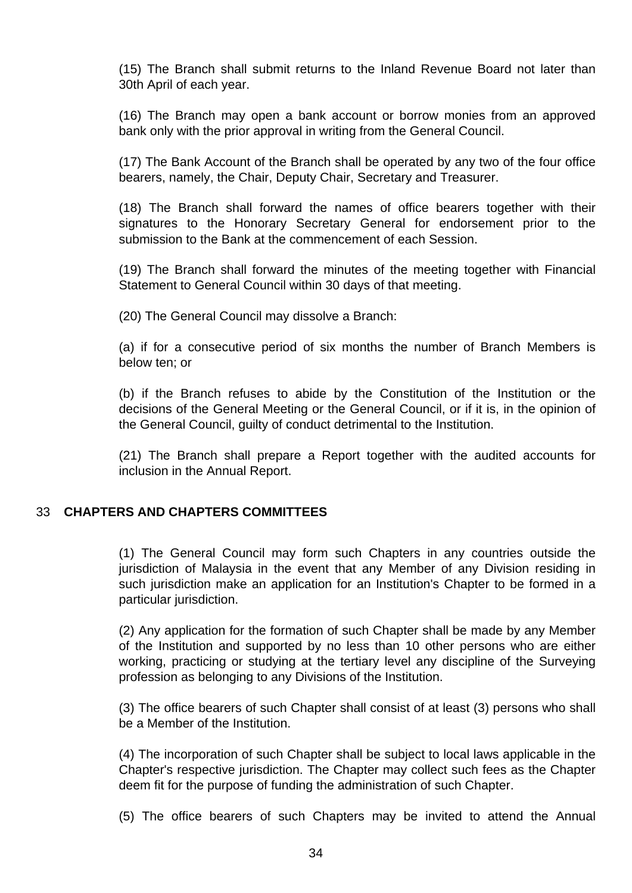(15) The Branch shall submit returns to the Inland Revenue Board not later than 30th April of each year.

(16) The Branch may open a bank account or borrow monies from an approved bank only with the prior approval in writing from the General Council.

(17) The Bank Account of the Branch shall be operated by any two of the four office bearers, namely, the Chair, Deputy Chair, Secretary and Treasurer.

(18) The Branch shall forward the names of office bearers together with their signatures to the Honorary Secretary General for endorsement prior to the submission to the Bank at the commencement of each Session.

(19) The Branch shall forward the minutes of the meeting together with Financial Statement to General Council within 30 days of that meeting.

(20) The General Council may dissolve a Branch:

(a) if for a consecutive period of six months the number of Branch Members is below ten; or

(b) if the Branch refuses to abide by the Constitution of the Institution or the decisions of the General Meeting or the General Council, or if it is, in the opinion of the General Council, guilty of conduct detrimental to the Institution.

(21) The Branch shall prepare a Report together with the audited accounts for inclusion in the Annual Report.

## 33 CHAPTERS AND CHAPTERS COMMITTEES

(1) The General Council may form such Chapters in any countries outside the jurisdiction of Malaysia in the event that any Member of any Division residing in such jurisdiction make an application for an Institution's Chapter to be formed in a particular jurisdiction.

(2) Any application for the formation of such Chapter shall be made by any Member of the Institution and supported by no less than 10 other persons who are either working, practicing or studying at the tertiary level any discipline of the Surveying profession as belonging to any Divisions of the Institution.

(3) The office bearers of such Chapter shall consist of at least (3) persons who shall be a Member of the Institution.

(4) The incorporation of such Chapter shall be subject to local laws applicable in the Chapter's respective jurisdiction. The Chapter may collect such fees as the Chapter deem fit for the purpose of funding the administration of such Chapter.

(5) The office bearers of such Chapters may be invited to attend the Annual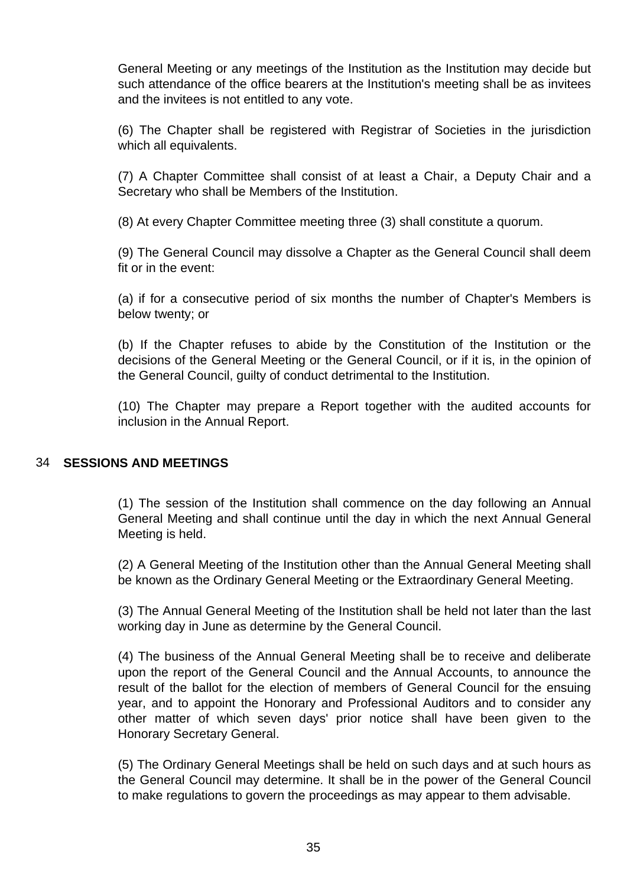General Meeting or any meetings of the Institution as the Institution may decide but such attendance of the office bearers at the Institution's meeting shall be as invitees and the invitees is not entitled to any vote.

(6) The Chapter shall be registered with Registrar of Societies in the jurisdiction which all equivalents.

(7) A Chapter Committee shall consist of at least a Chair, a Deputy Chair and a Secretary who shall be Members of the Institution.

(8) At every Chapter Committee meeting three (3) shall constitute a quorum.

(9) The General Council may dissolve a Chapter as the General Council shall deem fit or in the event:

(a) if for a consecutive period of six months the number of Chapter's Members is below twenty; or

(b) If the Chapter refuses to abide by the Constitution of the Institution or the decisions of the General Meeting or the General Council, or if it is, in the opinion of the General Council, guilty of conduct detrimental to the Institution.

(10) The Chapter may prepare a Report together with the audited accounts for inclusion in the Annual Report.

## 34 SESSIONS AND MEETINGS

(1) The session of the Institution shall commence on the day following an Annual General Meeting and shall continue until the day in which the next Annual General Meeting is held.

(2) A General Meeting of the Institution other than the Annual General Meeting shall be known as the Ordinary General Meeting or the Extraordinary General Meeting.

(3) The Annual General Meeting of the Institution shall be held not later than the last working day in June as determine by the General Council.

(4) The business of the Annual General Meeting shall be to receive and deliberate upon the report of the General Council and the Annual Accounts, to announce the result of the ballot for the election of members of General Council for the ensuing year, and to appoint the Honorary and Professional Auditors and to consider any other matter of which seven days' prior notice shall have been given to the Honorary Secretary General.

(5) The Ordinary General Meetings shall be held on such days and at such hours as the General Council may determine. It shall be in the power of the General Council to make regulations to govern the proceedings as may appear to them advisable.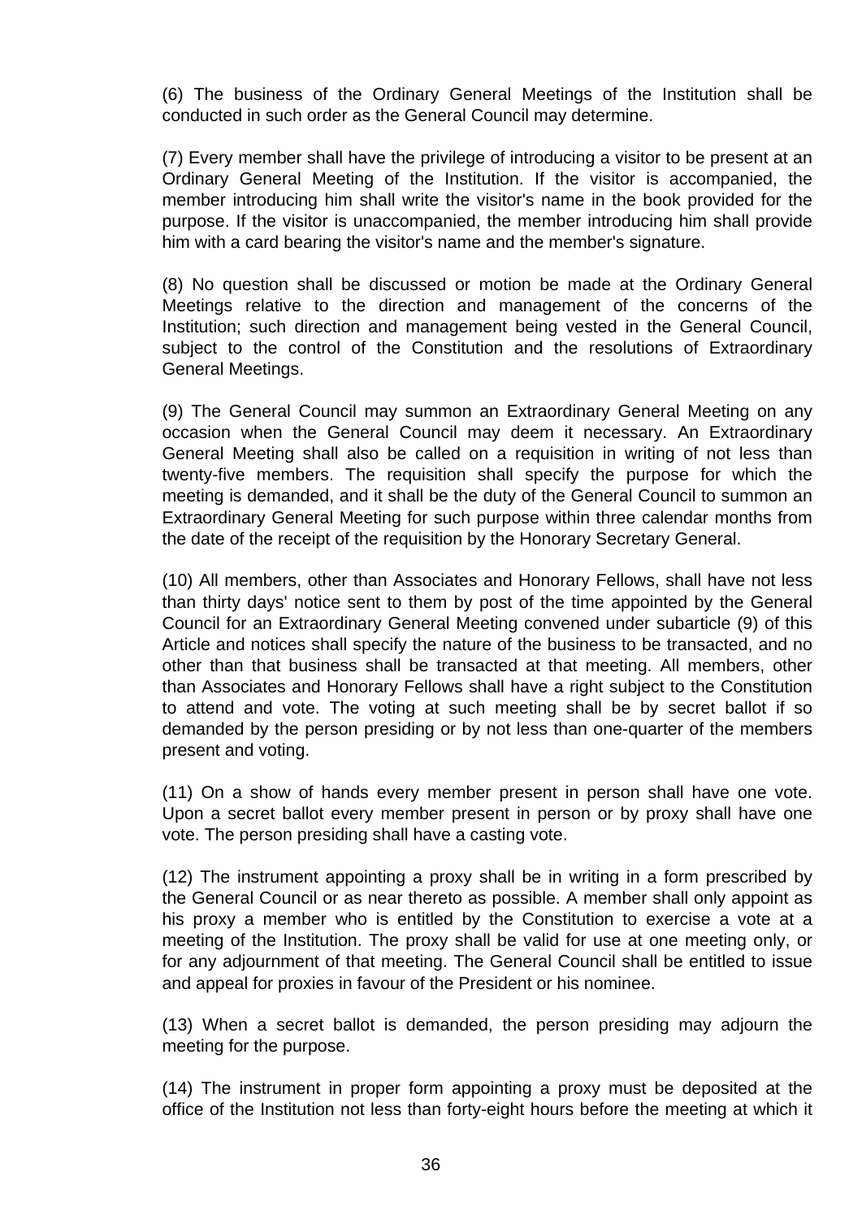(6) The business of the Ordinary General Meetings of the Institution shall be conducted in such order as the General Council may determine.

(7) Every member shall have the privilege of introducing a visitor to be present at an Ordinary General Meeting of the Institution. If the visitor is accompanied, the member introducing him shall write the visitor's name in the book provided for the purpose. If the visitor is unaccompanied, the member introducing him shall provide him with a card bearing the visitor's name and the member's signature.

(8) No question shall be discussed or motion be made at the Ordinary General Meetings relative to the direction and management of the concerns of the Institution; such direction and management being vested in the General Council, subject to the control of the Constitution and the resolutions of Extraordinary General Meetings.

(9) The General Council may summon an Extraordinary General Meeting on any occasion when the General Council may deem it necessary. An Extraordinary General Meeting shall also be called on a requisition in writing of not less than twenty-five members. The requisition shall specify the purpose for which the meeting is demanded, and it shall be the duty of the General Council to summon an Extraordinary General Meeting for such purpose within three calendar months from the date of the receipt of the requisition by the Honorary Secretary General.

(10) All members, other than Associates and Honorary Fellows, shall have not less than thirty days' notice sent to them by post of the time appointed by the General Council for an Extraordinary General Meeting convened under subarticle (9) of this Article and notices shall specify the nature of the business to be transacted, and no other than that business shall be transacted at that meeting. All members, other than Associates and Honorary Fellows shall have a right subject to the Constitution to attend and vote. The voting at such meeting shall be by secret ballot if so demanded by the person presiding or by not less than one-quarter of the members present and voting.

(11) On a show of hands every member present in person shall have one vote. Upon a secret ballot every member present in person or by proxy shall have one vote. The person presiding shall have a casting vote.

(12) The instrument appointing a proxy shall be in writing in a form prescribed by the General Council or as near thereto as possible. A member shall only appoint as his proxy a member who is entitled by the Constitution to exercise a vote at a meeting of the Institution. The proxy shall be valid for use at one meeting only, or for any adjournment of that meeting. The General Council shall be entitled to issue and appeal for proxies in favour of the President or his nominee.

(13) When a secret ballot is demanded, the person presiding may adjourn the meeting for the purpose.

(14) The instrument in proper form appointing a proxy must be deposited at the office of the Institution not less than forty-eight hours before the meeting at which it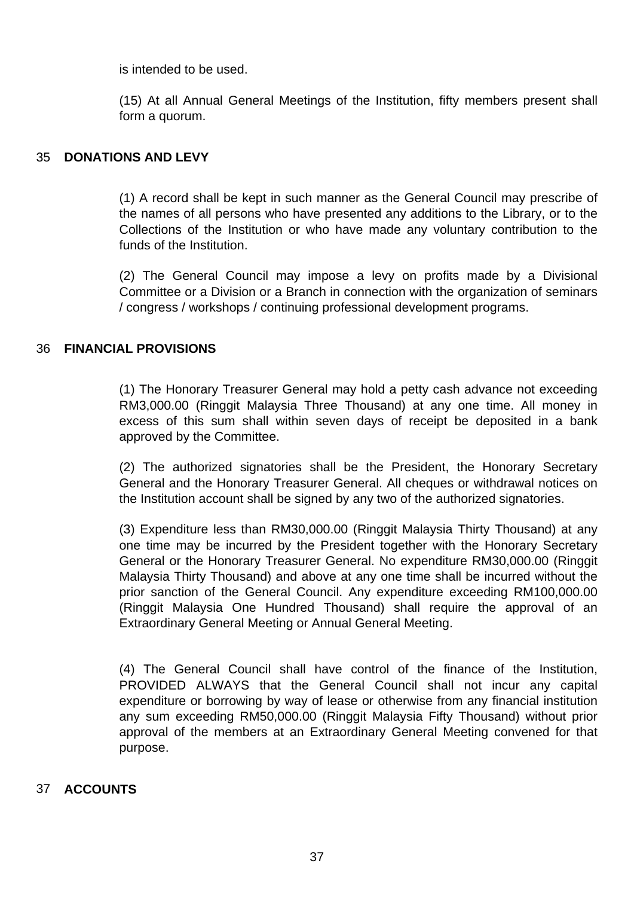is intended to be used.

(15) At all Annual General Meetings of the Institution, fifty members present shall form a quorum.

## 35 DONATIONS AND LEVY

(1) A record shall be kept in such manner as the General Council may prescribe of the names of all persons who have presented any additions to the Library, or to the Collections of the Institution or who have made any voluntary contribution to the funds of the Institution.

(2) The General Council may impose a levy on profits made by a Divisional Committee or a Division or a Branch in connection with the organization of seminars / congress / workshops / continuing professional development programs.

## 36 FINANCIAL PROVISIONS

(1) The Honorary Treasurer General may hold a petty cash advance not exceeding RM3,000.00 (Ringgit Malaysia Three Thousand) at any one time. All money in excess of this sum shall within seven days of receipt be deposited in a bank approved by the Committee.

(2) The authorized signatories shall be the President, the Honorary Secretary General and the Honorary Treasurer General. All cheques or withdrawal notices on the Institution account shall be signed by any two of the authorized signatories.

(3) Expenditure less than RM30,000.00 (Ringgit Malaysia Thirty Thousand) at any one time may be incurred by the President together with the Honorary Secretary General or the Honorary Treasurer General. No expenditure RM30,000.00 (Ringgit Malaysia Thirty Thousand) and above at any one time shall be incurred without the prior sanction of the General Council. Any expenditure exceeding RM100,000.00 (Ringgit Malaysia One Hundred Thousand) shall require the approval of an Extraordinary General Meeting or Annual General Meeting.

(4) The General Council shall have control of the finance of the Institution, PROVIDED ALWAYS that the General Council shall not incur any capital expenditure or borrowing by way of lease or otherwise from any financial institution any sum exceeding RM50,000.00 (Ringgit Malaysia Fifty Thousand) without prior approval of the members at an Extraordinary General Meeting convened for that purpose.

## 37 ACCOUNTS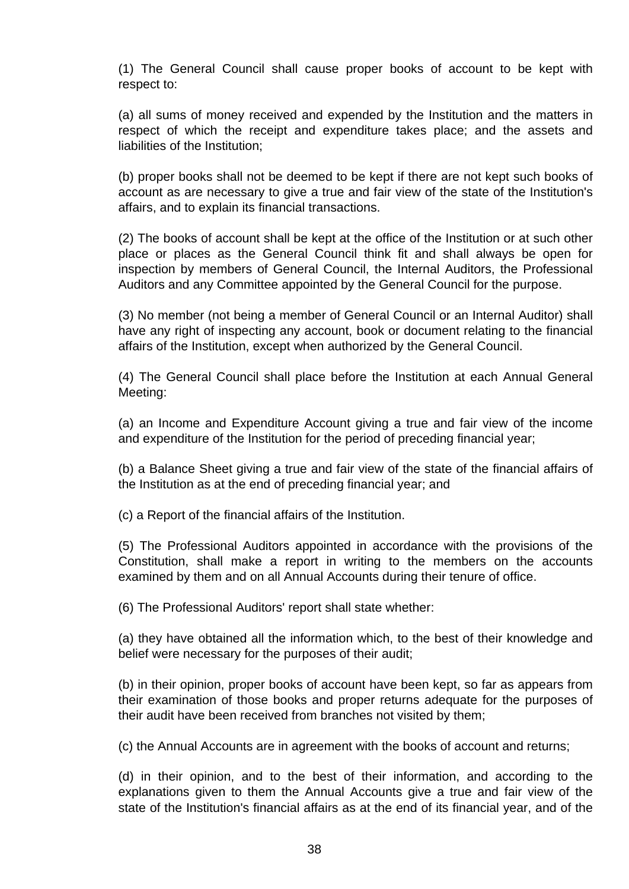(1) The General Council shall cause proper books of account to be kept with respect to:

(a) all sums of money received and expended by the Institution and the matters in respect of which the receipt and expenditure takes place; and the assets and liabilities of the Institution;

(b) proper books shall not be deemed to be kept if there are not kept such books of account as are necessary to give a true and fair view of the state of the Institution's affairs, and to explain its financial transactions.

(2) The books of account shall be kept at the office of the Institution or at such other place or places as the General Council think fit and shall always be open for inspection by members of General Council, the Internal Auditors, the Professional Auditors and any Committee appointed by the General Council for the purpose.

(3) No member (not being a member of General Council or an Internal Auditor) shall have any right of inspecting any account, book or document relating to the financial affairs of the Institution, except when authorized by the General Council.

(4) The General Council shall place before the Institution at each Annual General Meeting:

(a) an Income and Expenditure Account giving a true and fair view of the income and expenditure of the Institution for the period of preceding financial year;

(b) a Balance Sheet giving a true and fair view of the state of the financial affairs of the Institution as at the end of preceding financial year; and

(c) a Report of the financial affairs of the Institution.

(5) The Professional Auditors appointed in accordance with the provisions of the Constitution, shall make a report in writing to the members on the accounts examined by them and on all Annual Accounts during their tenure of office.

(6) The Professional Auditors' report shall state whether:

(a) they have obtained all the information which, to the best of their knowledge and belief were necessary for the purposes of their audit;

(b) in their opinion, proper books of account have been kept, so far as appears from their examination of those books and proper returns adequate for the purposes of their audit have been received from branches not visited by them;

(c) the Annual Accounts are in agreement with the books of account and returns;

(d) in their opinion, and to the best of their information, and according to the explanations given to them the Annual Accounts give a true and fair view of the state of the Institution's financial affairs as at the end of its financial year, and of the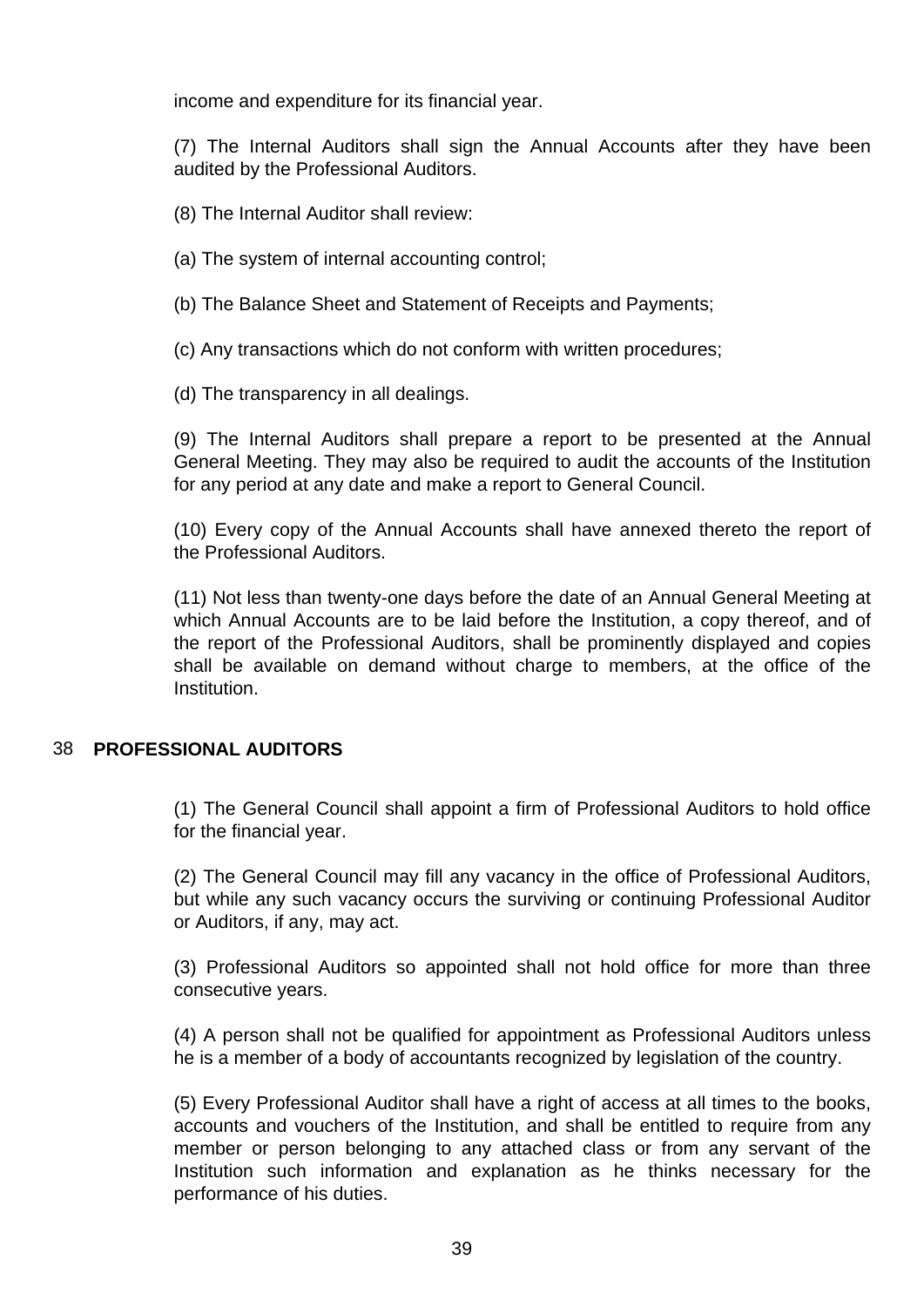income and expenditure for its financial year.

(7) The Internal Auditors shall sign the Annual Accounts after they have been audited by the Professional Auditors.

(8) The Internal Auditor shall review:

(a) The system of internal accounting control;

(b) The Balance Sheet and Statement of Receipts and Payments;

(c) Any transactions which do not conform with written procedures;

(d) The transparency in all dealings.

(9) The Internal Auditors shall prepare a report to be presented at the Annual General Meeting. They may also be required to audit the accounts of the Institution for any period at any date and make a report to General Council.

(10) Every copy of the Annual Accounts shall have annexed thereto the report of the Professional Auditors.

(11) Not less than twenty-one days before the date of an Annual General Meeting at which Annual Accounts are to be laid before the Institution, a copy thereof, and of the report of the Professional Auditors, shall be prominently displayed and copies shall be available on demand without charge to members, at the office of the Institution.

## 38 **PROFESSIONAL AUDITORS**

(1) The General Council shall appoint a firm of Professional Auditors to hold office for the financial year.

(2) The General Council may fill any vacancy in the office of Professional Auditors, but while any such vacancy occurs the surviving or continuing Professional Auditor or Auditors, if any, may act.

(3) Professional Auditors so appointed shall not hold office for more than three consecutive years.

(4) A person shall not be qualified for appointment as Professional Auditors unless he is a member of a body of accountants recognized by legislation of the country.

(5) Every Professional Auditor shall have a right of access at all times to the books, accounts and vouchers of the Institution, and shall be entitled to require from any member or person belonging to any attached class or from any servant of the Institution such information and explanation as he thinks necessary for the performance of his duties.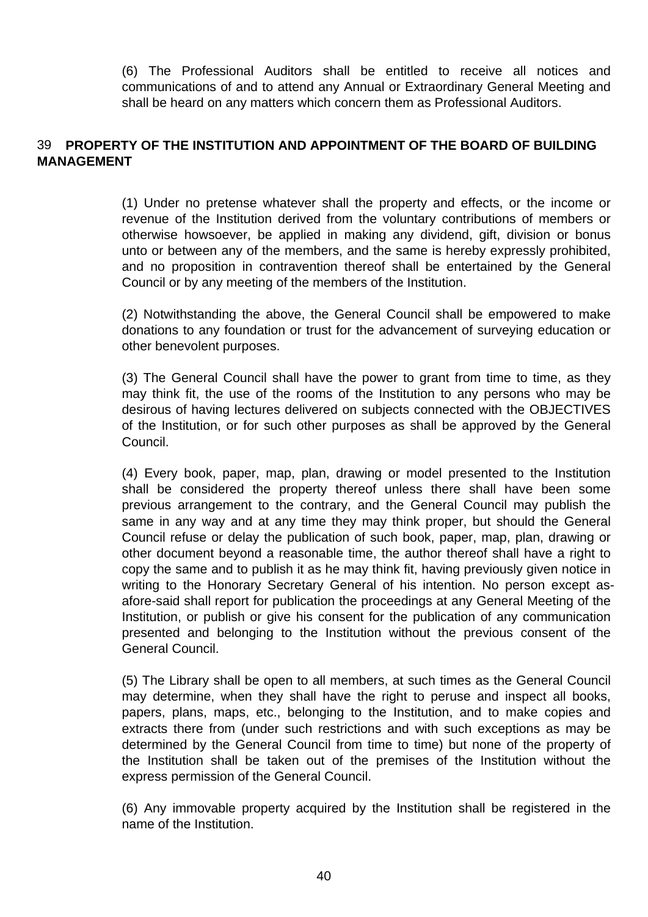(6) The Professional Auditors shall be entitled to receive all notices and communications of and to attend any Annual or Extraordinary General Meeting and shall be heard on any matters which concern them as Professional Auditors.

## 39 PROPERTY OF THE INSTITUTION AND APPOINTMENT OF THE BOARD OF BUILDING MANAGEMENT

(1) Under no pretense whatever shall the property and effects, or the income or revenue of the Institution derived from the voluntary contributions of members or otherwise howsoever, be applied in making any dividend, gift, division or bonus unto or between any of the members, and the same is hereby expressly prohibited, and no proposition in contravention thereof shall be entertained by the General Council or by any meeting of the members of the Institution.

(2) Notwithstanding the above, the General Council shall be empowered to make donations to any foundation or trust for the advancement of surveying education or other benevolent purposes.

(3) The General Council shall have the power to grant from time to time, as they may think fit, the use of the rooms of the Institution to any persons who may be desirous of having lectures delivered on subjects connected with the OBJECTIVES of the Institution, or for such other purposes as shall be approved by the General Council.

(4) Every book, paper, map, plan, drawing or model presented to the Institution shall be considered the property thereof unless there shall have been some previous arrangement to the contrary, and the General Council may publish the same in any way and at any time they may think proper, but should the General Council refuse or delay the publication of such book, paper, map, plan, drawing or other document beyond a reasonable time, the author thereof shall have a right to copy the same and to publish it as he may think fit, having previously given notice in writing to the Honorary Secretary General of his intention. No person except as-afore-said shall report for publication the proceedings at any General Meeting of the Institution, or publish or give his consent for the publication of any communication presented and belonging to the Institution without the previous consent of the General Council.

(5) The Library shall be open to all members, at such times as the General Council may determine, when they shall have the right to peruse and inspect all books, papers, plans, maps, etc., belonging to the Institution, and to make copies and extracts there from (under such restrictions and with such exceptions as may be determined by the General Council from time to time) but none of the property of the Institution shall be taken out of the premises of the Institution without the express permission of the General Council.

(6) Any immovable property acquired by the Institution shall be registered in the name of the Institution.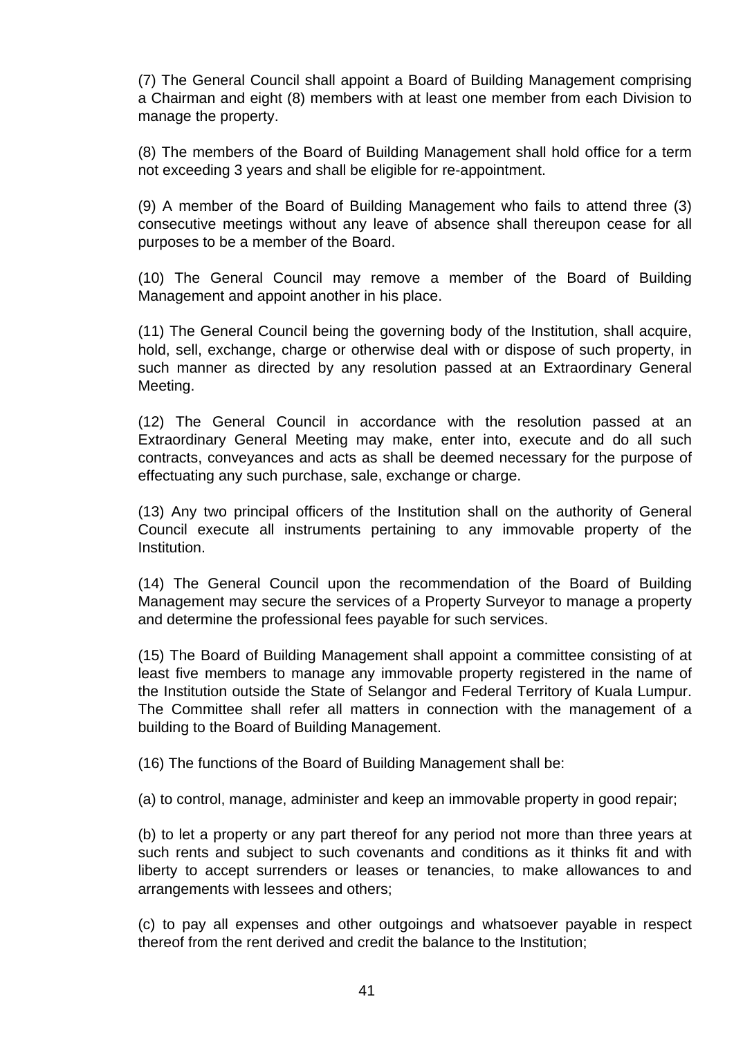(7) The General Council shall appoint a Board of Building Management comprising a Chairman and eight (8) members with at least one member from each Division to manage the property.

(8) The members of the Board of Building Management shall hold office for a term not exceeding 3 years and shall be eligible for re-appointment.

(9) A member of the Board of Building Management who fails to attend three (3) consecutive meetings without any leave of absence shall thereupon cease for all purposes to be a member of the Board.

(10) The General Council may remove a member of the Board of Building Management and appoint another in his place.

(11) The General Council being the governing body of the Institution, shall acquire, hold, sell, exchange, charge or otherwise deal with or dispose of such property, in such manner as directed by any resolution passed at an Extraordinary General Meeting.

(12) The General Council in accordance with the resolution passed at an Extraordinary General Meeting may make, enter into, execute and do all such contracts, conveyances and acts as shall be deemed necessary for the purpose of effectuating any such purchase, sale, exchange or charge.

(13) Any two principal officers of the Institution shall on the authority of General Council execute all instruments pertaining to any immovable property of the Institution.

(14) The General Council upon the recommendation of the Board of Building Management may secure the services of a Property Surveyor to manage a property and determine the professional fees payable for such services.

(15) The Board of Building Management shall appoint a committee consisting of at least five members to manage any immovable property registered in the name of the Institution outside the State of Selangor and Federal Territory of Kuala Lumpur. The Committee shall refer all matters in connection with the management of a building to the Board of Building Management.

(16) The functions of the Board of Building Management shall be:

(a) to control, manage, administer and keep an immovable property in good repair;

(b) to let a property or any part thereof for any period not more than three years at such rents and subject to such covenants and conditions as it thinks fit and with liberty to accept surrenders or leases or tenancies, to make allowances to and arrangements with lessees and others;

(c) to pay all expenses and other outgoings and whatsoever payable in respect thereof from the rent derived and credit the balance to the Institution;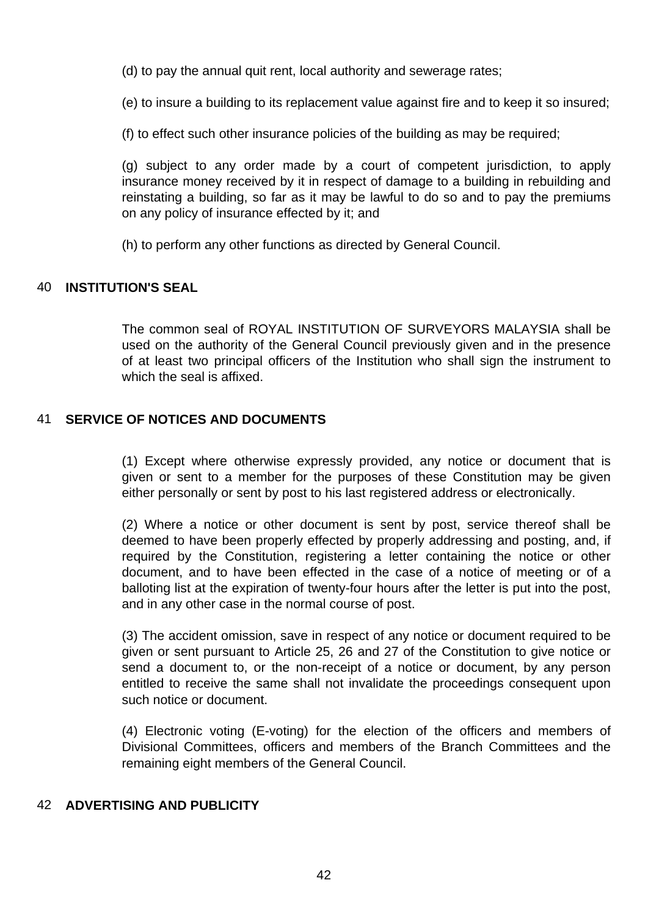(d) to pay the annual quit rent, local authority and sewerage rates;

(e) to insure a building to its replacement value against fire and to keep it so insured;

(f) to effect such other insurance policies of the building as may be required;

(g) subject to any order made by a court of competent jurisdiction, to apply insurance money received by it in respect of damage to a building in rebuilding and reinstating a building, so far as it may be lawful to do so and to pay the premiums on any policy of insurance effected by it; and

(h) to perform any other functions as directed by General Council.

## 40 INSTITUTION'S SEAL

The common seal of ROYAL INSTITUTION OF SURVEYORS MALAYSIA shall be used on the authority of the General Council previously given and in the presence of at least two principal officers of the Institution who shall sign the instrument to which the seal is affixed.

## 41 SERVICE OF NOTICES AND DOCUMENTS

(1) Except where otherwise expressly provided, any notice or document that is given or sent to a member for the purposes of these Constitution may be given either personally or sent by post to his last registered address or electronically.

(2) Where a notice or other document is sent by post, service thereof shall be deemed to have been properly effected by properly addressing and posting, and, if required by the Constitution, registering a letter containing the notice or other document, and to have been effected in the case of a notice of meeting or of a balloting list at the expiration of twenty-four hours after the letter is put into the post, and in any other case in the normal course of post.

(3) The accident omission, save in respect of any notice or document required to be given or sent pursuant to Article 25, 26 and 27 of the Constitution to give notice or send a document to, or the non-receipt of a notice or document, by any person entitled to receive the same shall not invalidate the proceedings consequent upon such notice or document.

(4) Electronic voting (E-voting) for the election of the officers and members of Divisional Committees, officers and members of the Branch Committees and the remaining eight members of the General Council.

## 42 ADVERTISING AND PUBLICITY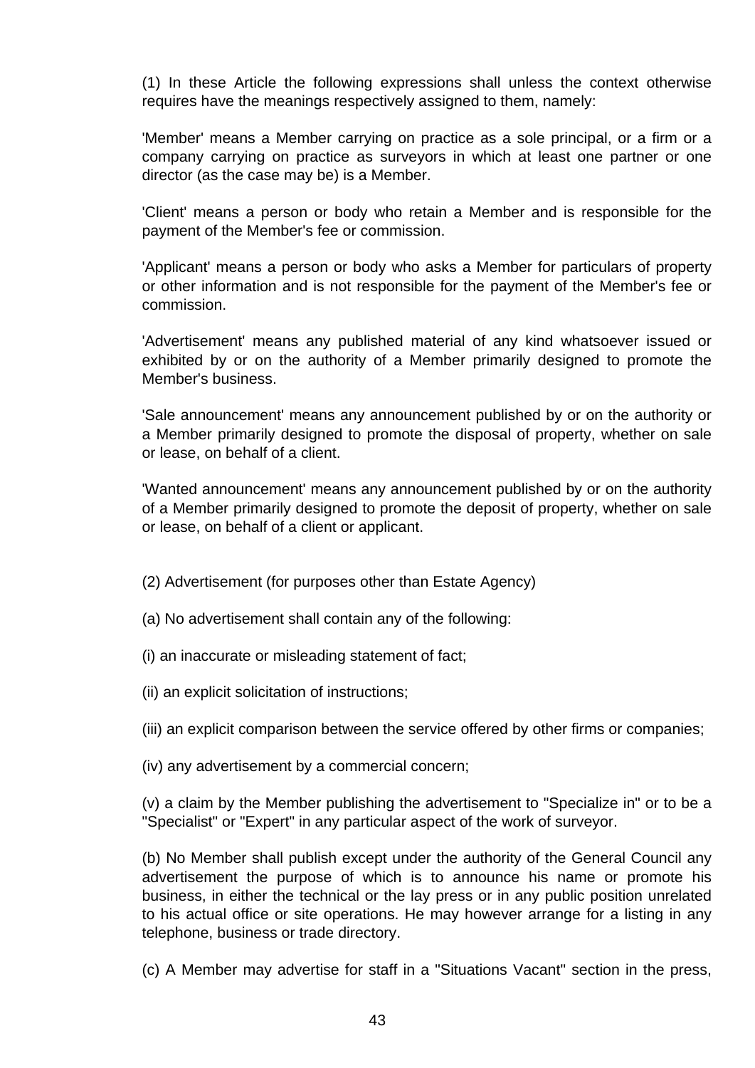(1) In these Article the following expressions shall unless the context otherwise requires have the meanings respectively assigned to them, namely:

'Member' means a Member carrying on practice as a sole principal, or a firm or a company carrying on practice as surveyors in which at least one partner or one director (as the case may be) is a Member.

'Client' means a person or body who retain a Member and is responsible for the payment of the Member's fee or commission.

'Applicant' means a person or body who asks a Member for particulars of property or other information and is not responsible for the payment of the Member's fee or commission.

'Advertisement' means any published material of any kind whatsoever issued or exhibited by or on the authority of a Member primarily designed to promote the Member's business.

'Sale announcement' means any announcement published by or on the authority or a Member primarily designed to promote the disposal of property, whether on sale or lease, on behalf of a client.

'Wanted announcement' means any announcement published by or on the authority of a Member primarily designed to promote the deposit of property, whether on sale or lease, on behalf of a client or applicant.

(2) Advertisement (for purposes other than Estate Agency)

(a) No advertisement shall contain any of the following:

(i) an inaccurate or misleading statement of fact;

(ii) an explicit solicitation of instructions;

(iii) an explicit comparison between the service offered by other firms or companies;

(iv) any advertisement by a commercial concern;

(v) a claim by the Member publishing the advertisement to "Specialize in" or to be a "Specialist" or "Expert" in any particular aspect of the work of surveyor.

(b) No Member shall publish except under the authority of the General Council any advertisement the purpose of which is to announce his name or promote his business, in either the technical or the lay press or in any public position unrelated to his actual office or site operations. He may however arrange for a listing in any telephone, business or trade directory.

(c) A Member may advertise for staff in a "Situations Vacant" section in the press,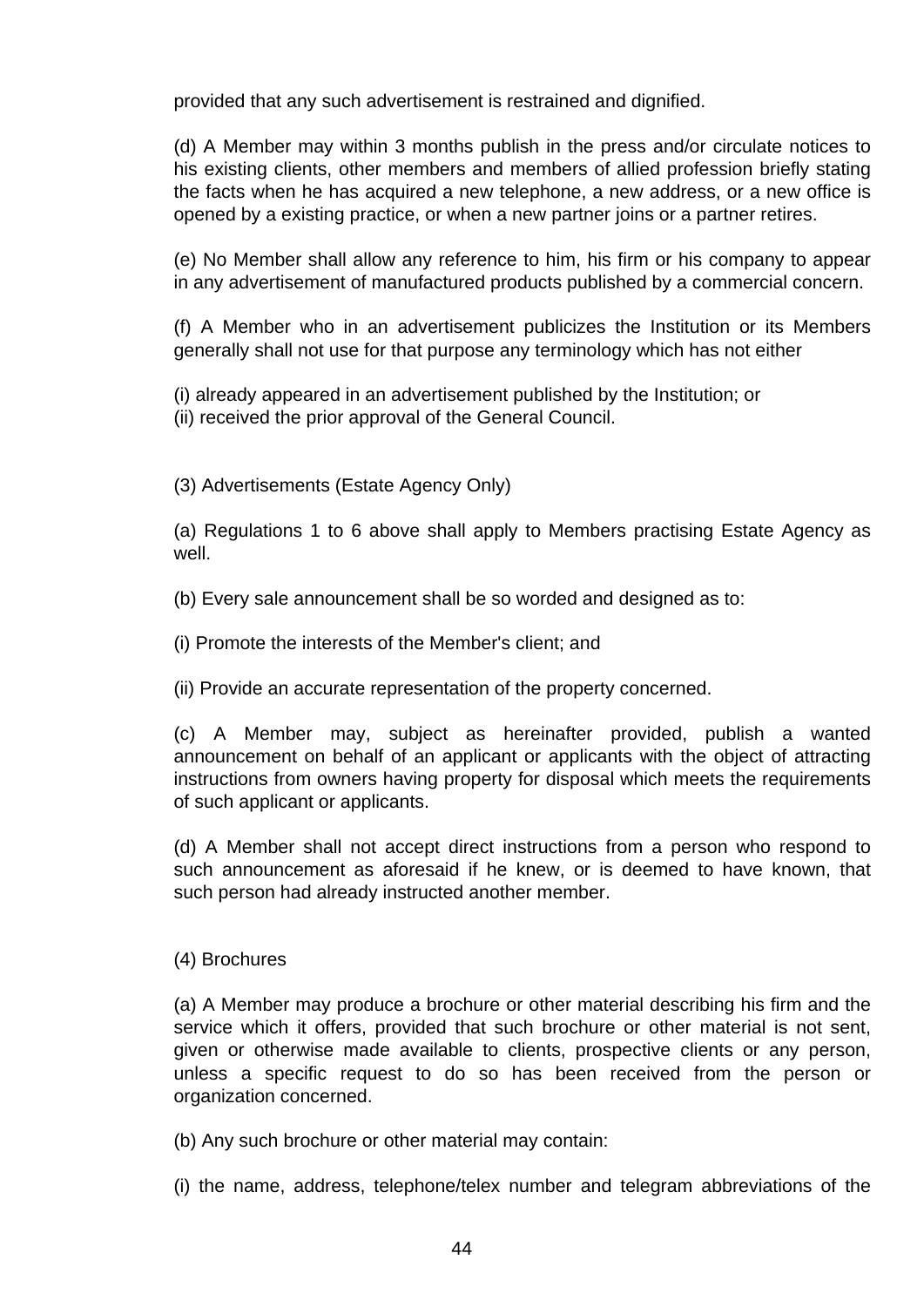provided that any such advertisement is restrained and dignified.

(d) A Member may within 3 months publish in the press and/or circulate notices to his existing clients, other members and members of allied profession briefly stating the facts when he has acquired a new telephone, a new address, or a new office is opened by a existing practice, or when a new partner joins or a partner retires.

(e) No Member shall allow any reference to him, his firm or his company to appear in any advertisement of manufactured products published by a commercial concern.

(f) A Member who in an advertisement publicizes the Institution or its Members generally shall not use for that purpose any terminology which has not either

(i) already appeared in an advertisement published by the Institution; or
(ii) received the prior approval of the General Council.

(3) Advertisements (Estate Agency Only)

(a) Regulations 1 to 6 above shall apply to Members practising Estate Agency as well.

(b) Every sale announcement shall be so worded and designed as to:

(i) Promote the interests of the Member's client; and

(ii) Provide an accurate representation of the property concerned.

(c) A Member may, subject as hereinafter provided, publish a wanted announcement on behalf of an applicant or applicants with the object of attracting instructions from owners having property for disposal which meets the requirements of such applicant or applicants.

(d) A Member shall not accept direct instructions from a person who respond to such announcement as aforesaid if he knew, or is deemed to have known, that such person had already instructed another member.

(4) Brochures

(a) A Member may produce a brochure or other material describing his firm and the service which it offers, provided that such brochure or other material is not sent, given or otherwise made available to clients, prospective clients or any person, unless a specific request to do so has been received from the person or organization concerned.

(b) Any such brochure or other material may contain:

(i) the name, address, telephone/telex number and telegram abbreviations of the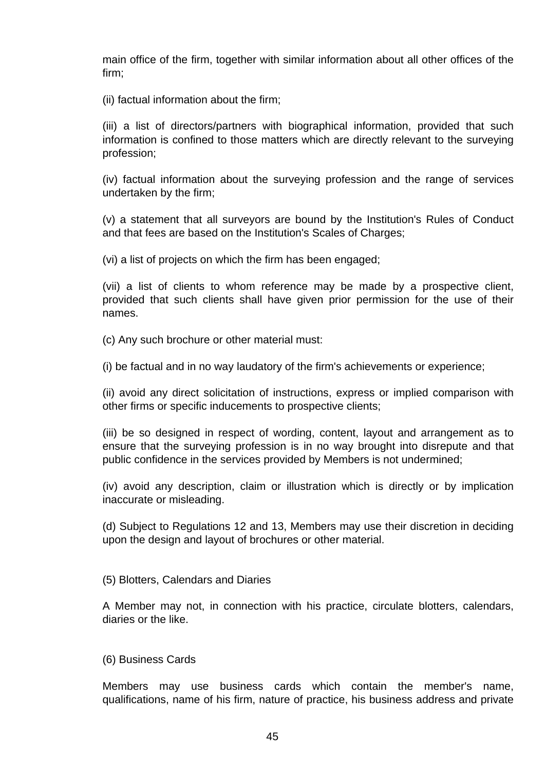main office of the firm, together with similar information about all other offices of the firm;

(ii) factual information about the firm;

(iii) a list of directors/partners with biographical information, provided that such information is confined to those matters which are directly relevant to the surveying profession;

(iv) factual information about the surveying profession and the range of services undertaken by the firm;

(v) a statement that all surveyors are bound by the Institution's Rules of Conduct and that fees are based on the Institution's Scales of Charges;

(vi) a list of projects on which the firm has been engaged;

(vii) a list of clients to whom reference may be made by a prospective client, provided that such clients shall have given prior permission for the use of their names.

(c) Any such brochure or other material must:

(i) be factual and in no way laudatory of the firm's achievements or experience;

(ii) avoid any direct solicitation of instructions, express or implied comparison with other firms or specific inducements to prospective clients;

(iii) be so designed in respect of wording, content, layout and arrangement as to ensure that the surveying profession is in no way brought into disrepute and that public confidence in the services provided by Members is not undermined;

(iv) avoid any description, claim or illustration which is directly or by implication inaccurate or misleading.

(d) Subject to Regulations 12 and 13, Members may use their discretion in deciding upon the design and layout of brochures or other material.

(5) Blotters, Calendars and Diaries

A Member may not, in connection with his practice, circulate blotters, calendars, diaries or the like.

(6) Business Cards

Members may use business cards which contain the member's name, qualifications, name of his firm, nature of practice, his business address and private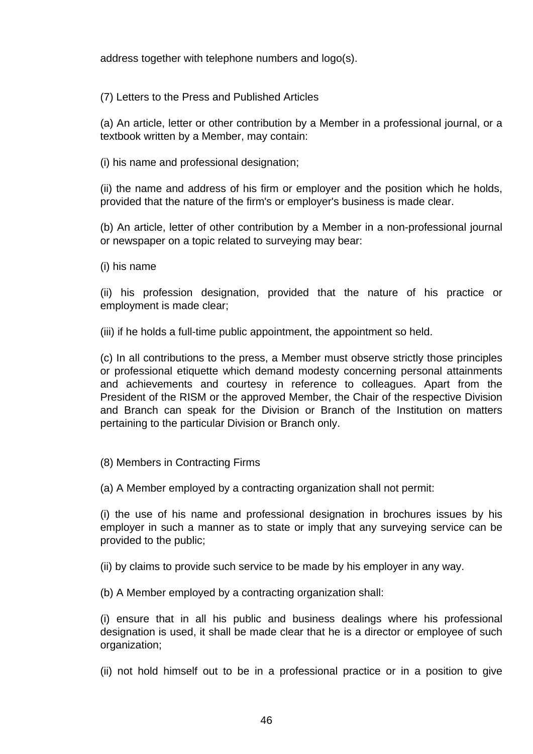address together with telephone numbers and logo(s).

(7) Letters to the Press and Published Articles

(a) An article, letter or other contribution by a Member in a professional journal, or a textbook written by a Member, may contain:

(i) his name and professional designation;

(ii) the name and address of his firm or employer and the position which he holds, provided that the nature of the firm's or employer's business is made clear.

(b) An article, letter of other contribution by a Member in a non-professional journal or newspaper on a topic related to surveying may bear:

(i) his name

(ii) his profession designation, provided that the nature of his practice or employment is made clear;

(iii) if he holds a full-time public appointment, the appointment so held.

(c) In all contributions to the press, a Member must observe strictly those principles or professional etiquette which demand modesty concerning personal attainments and achievements and courtesy in reference to colleagues. Apart from the President of the RISM or the approved Member, the Chair of the respective Division and Branch can speak for the Division or Branch of the Institution on matters pertaining to the particular Division or Branch only.

(8) Members in Contracting Firms

(a) A Member employed by a contracting organization shall not permit:

(i) the use of his name and professional designation in brochures issues by his employer in such a manner as to state or imply that any surveying service can be provided to the public;

(ii) by claims to provide such service to be made by his employer in any way.

(b) A Member employed by a contracting organization shall:

(i) ensure that in all his public and business dealings where his professional designation is used, it shall be made clear that he is a director or employee of such organization;

(ii) not hold himself out to be in a professional practice or in a position to give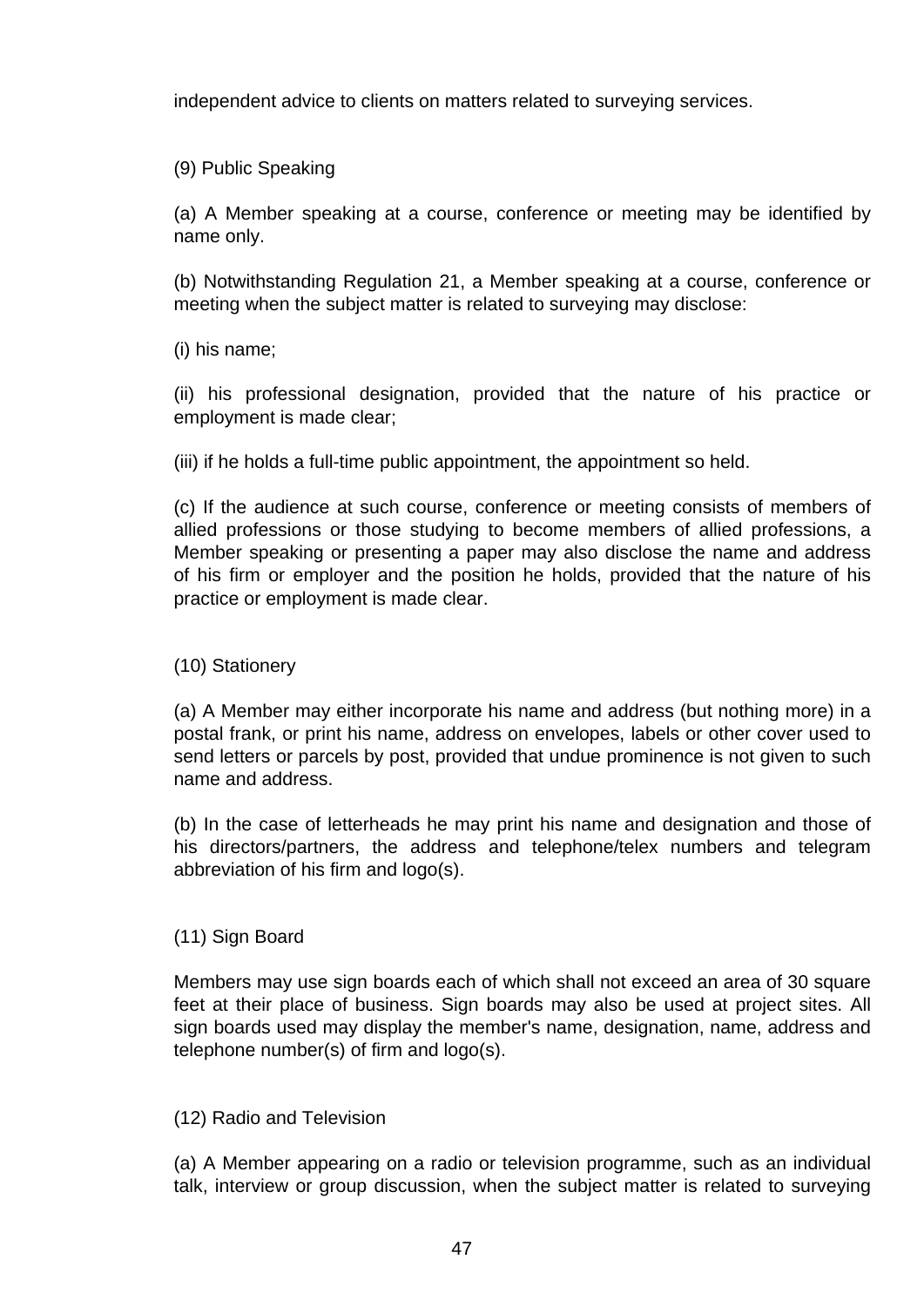independent advice to clients on matters related to surveying services.

(9) Public Speaking

(a) A Member speaking at a course, conference or meeting may be identified by name only.

(b) Notwithstanding Regulation 21, a Member speaking at a course, conference or meeting when the subject matter is related to surveying may disclose:

(i) his name;

(ii) his professional designation, provided that the nature of his practice or employment is made clear;

(iii) if he holds a full-time public appointment, the appointment so held.

(c) If the audience at such course, conference or meeting consists of members of allied professions or those studying to become members of allied professions, a Member speaking or presenting a paper may also disclose the name and address of his firm or employer and the position he holds, provided that the nature of his practice or employment is made clear.

(10) Stationery

(a) A Member may either incorporate his name and address (but nothing more) in a postal frank, or print his name, address on envelopes, labels or other cover used to send letters or parcels by post, provided that undue prominence is not given to such name and address.

(b) In the case of letterheads he may print his name and designation and those of his directors/partners, the address and telephone/telex numbers and telegram abbreviation of his firm and logo(s).

(11) Sign Board

Members may use sign boards each of which shall not exceed an area of 30 square feet at their place of business. Sign boards may also be used at project sites. All sign boards used may display the member's name, designation, name, address and telephone number(s) of firm and logo(s).

(12) Radio and Television

(a) A Member appearing on a radio or television programme, such as an individual talk, interview or group discussion, when the subject matter is related to surveying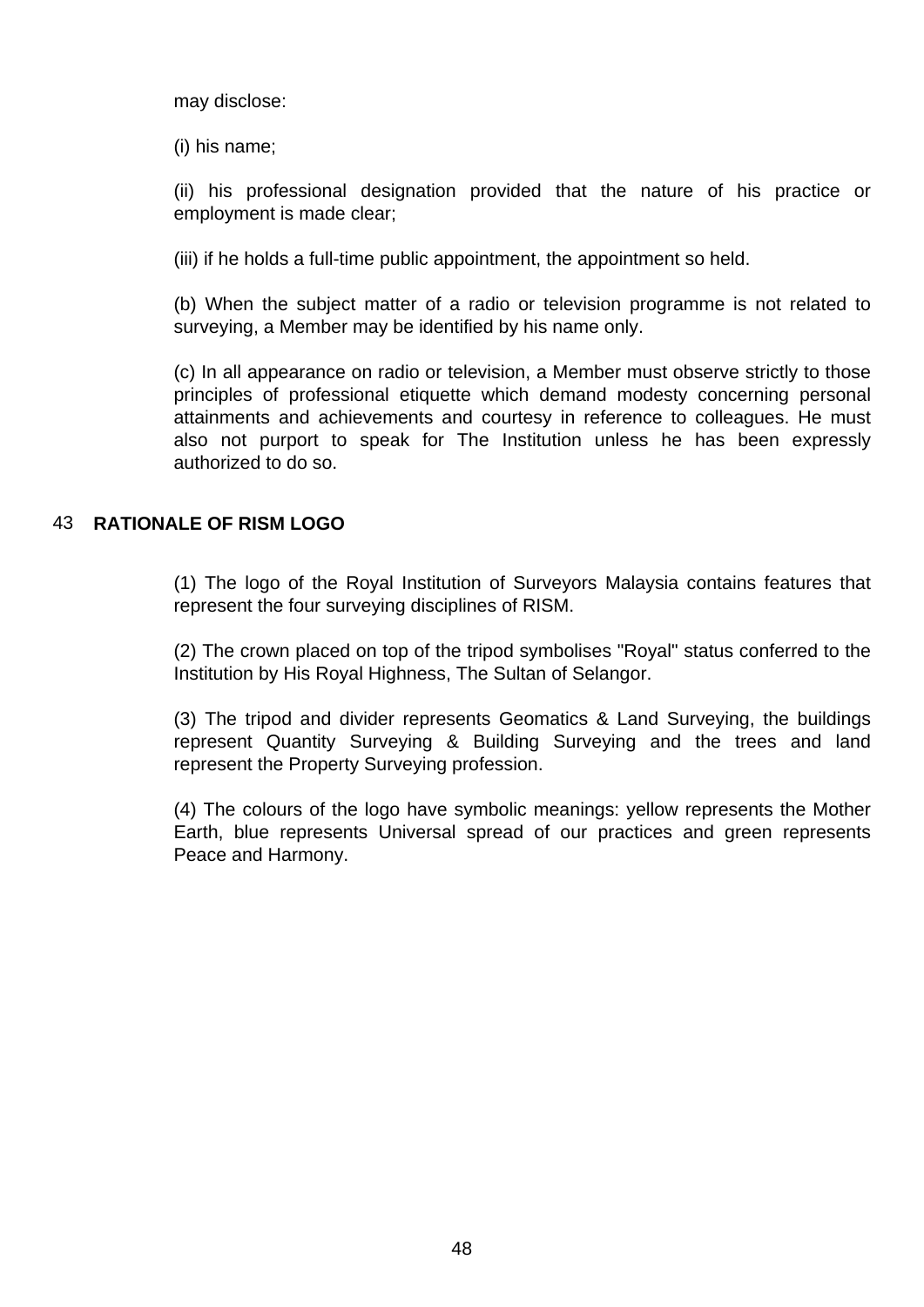may disclose:

(i) his name;

(ii) his professional designation provided that the nature of his practice or employment is made clear;

(iii) if he holds a full-time public appointment, the appointment so held.

(b) When the subject matter of a radio or television programme is not related to surveying, a Member may be identified by his name only.

(c) In all appearance on radio or television, a Member must observe strictly to those principles of professional etiquette which demand modesty concerning personal attainments and achievements and courtesy in reference to colleagues. He must also not purport to speak for The Institution unless he has been expressly authorized to do so.

## 43 RATIONALE OF RISM LOGO

(1) The logo of the Royal Institution of Surveyors Malaysia contains features that represent the four surveying disciplines of RISM.

(2) The crown placed on top of the tripod symbolises "Royal" status conferred to the Institution by His Royal Highness, The Sultan of Selangor.

(3) The tripod and divider represents Geomatics & Land Surveying, the buildings represent Quantity Surveying & Building Surveying and the trees and land represent the Property Surveying profession.

(4) The colours of the logo have symbolic meanings: yellow represents the Mother Earth, blue represents Universal spread of our practices and green represents Peace and Harmony.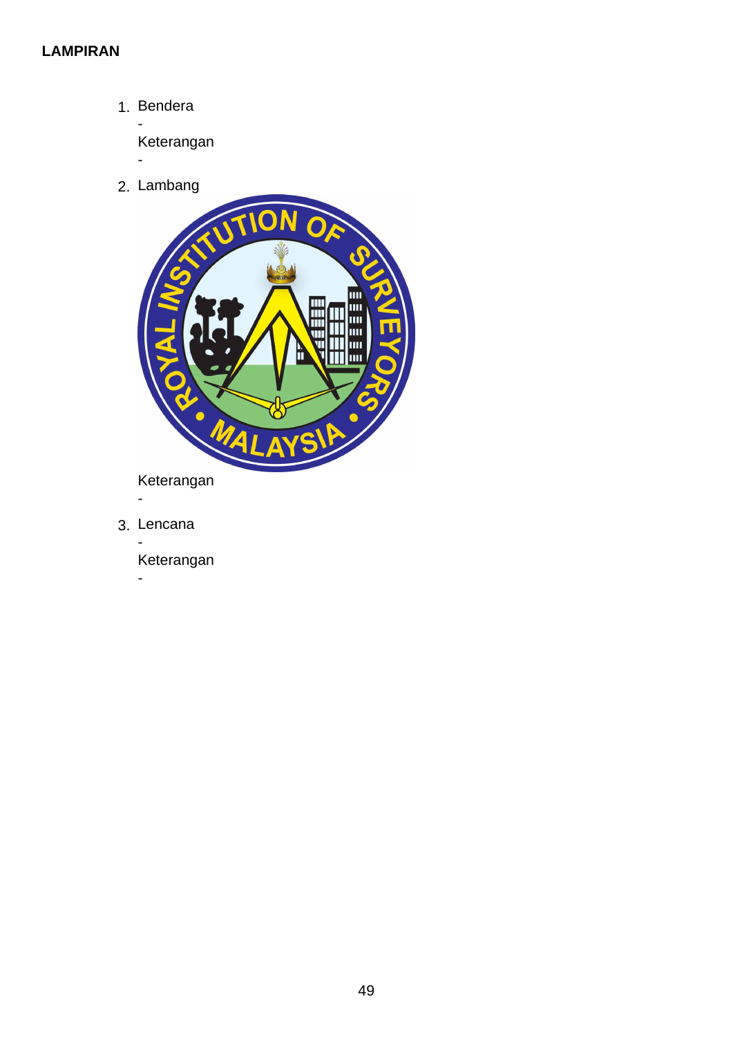**LAMPIRAN**

1. Bendera

   -

   Keterangan

   -

2. Lambang

   Keterangan

   -

3. Lencana

   -

   Keterangan

   -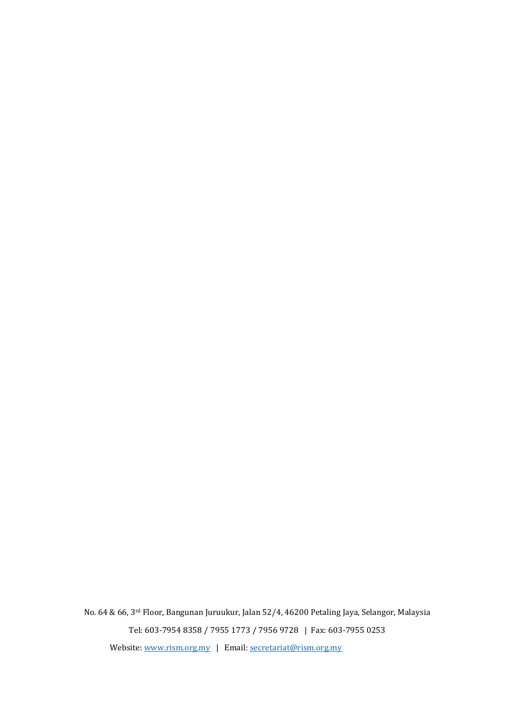No. 64 & 66, 3rd Floor, Bangunan Juruukur, Jalan 52/4, 46200 Petaling Jaya, Selangor, Malaysia

Tel: 603-7954 8358 / 7955 1773 / 7956 9728 | Fax: 603-7955 0253

Website: www.rism.org.my | Email: secretariat@rism.org.my